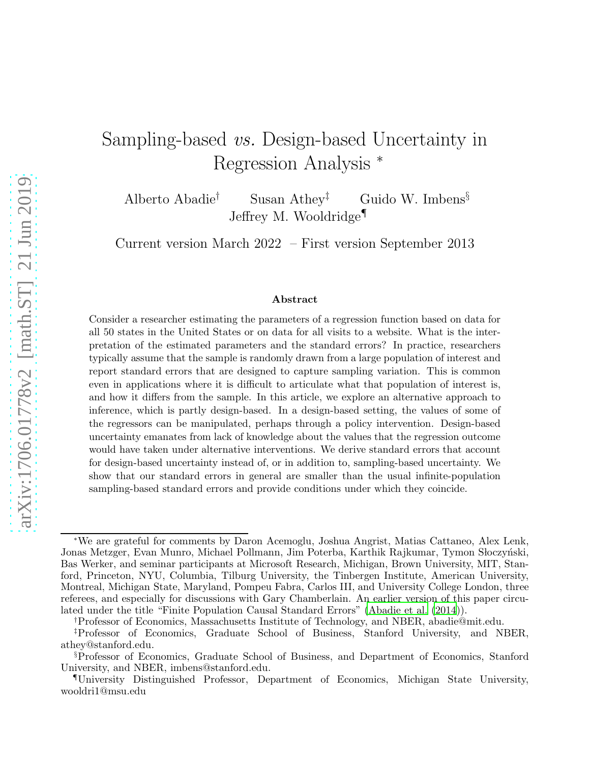# Sampling-based *vs.* Design-based Uncertainty in Regression Analysis [*]

Alberto Abadie[†] Susan Athey[‡] Guido W. Imbens[§]
Jeffrey M. Wooldridge[¶]

Current version March 2022 – First version September 2013

### Abstract

Consider a researcher estimating the parameters of a regression function based on data for all 50 states in the United States or on data for all visits to a website. What is the interpretation of the estimated parameters and the standard errors? In practice, researchers typically assume that the sample is randomly drawn from a large population of interest and report standard errors that are designed to capture sampling variation. This is common even in applications where it is difficult to articulate what that population of interest is, and how it differs from the sample. In this article, we explore an alternative approach to inference, which is partly design-based. In a design-based setting, the values of some of the regressors can be manipulated, perhaps through a policy intervention. Design-based uncertainty emanates from lack of knowledge about the values that the regression outcome would have taken under alternative interventions. We derive standard errors that account for design-based uncertainty instead of, or in addition to, sampling-based uncertainty. We show that our standard errors in general are smaller than the usual infinite-population sampling-based standard errors and provide conditions under which they coincide.

---

[*] We are grateful for comments by Daron Acemoglu, Joshua Angrist, Matias Cattaneo, Alex Lenk, Jonas Metzger, Evan Munro, Michael Pollmann, Jim Poterba, Karthik Rajkumar, Tymon Słoczyński, Bas Werker, and seminar participants at Microsoft Research, Michigan, Brown University, MIT, Stanford, Princeton, NYU, Columbia, Tilburg University, the Tinbergen Institute, American University, Montreal, Michigan State, Maryland, Pompeu Fabra, Carlos III, and University College London, three referees, and especially for discussions with Gary Chamberlain. An earlier version of this paper circulated under the title "Finite Population Causal Standard Errors" (Abadie et al. (2014)).

[†] Professor of Economics, Massachusetts Institute of Technology, and NBER, abadie@mit.edu.

[‡] Professor of Economics, Graduate School of Business, Stanford University, and NBER, athey@stanford.edu.

[§] Professor of Economics, Graduate School of Business, and Department of Economics, Stanford University, and NBER, imbens@stanford.edu.

[¶] University Distinguished Professor, Department of Economics, Michigan State University, wooldri1@msu.edu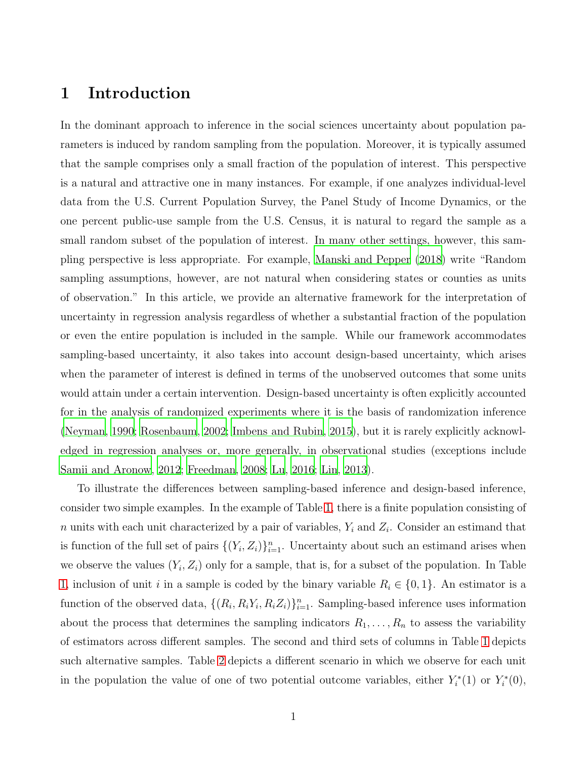# 1 Introduction

In the dominant approach to inference in the social sciences uncertainty about population parameters is induced by random sampling from the population. Moreover, it is typically assumed that the sample comprises only a small fraction of the population of interest. This perspective is a natural and attractive one in many instances. For example, if one analyzes individual-level data from the U.S. Current Population Survey, the Panel Study of Income Dynamics, or the one percent public-use sample from the U.S. Census, it is natural to regard the sample as a small random subset of the population of interest. In many other settings, however, this sampling perspective is less appropriate. For example, Manski and Pepper (2018) write "Random sampling assumptions, however, are not natural when considering states or counties as units of observation." In this article, we provide an alternative framework for the interpretation of uncertainty in regression analysis regardless of whether a substantial fraction of the population or even the entire population is included in the sample. While our framework accommodates sampling-based uncertainty, it also takes into account design-based uncertainty, which arises when the parameter of interest is defined in terms of the unobserved outcomes that some units would attain under a certain intervention. Design-based uncertainty is often explicitly accounted for in the analysis of randomized experiments where it is the basis of randomization inference (Neyman, 1990; Rosenbaum, 2002; Imbens and Rubin, 2015), but it is rarely explicitly acknowledged in regression analyses or, more generally, in observational studies (exceptions include Samii and Aronow, 2012; Freedman, 2008; Lu, 2016; Lin, 2013).

To illustrate the differences between sampling-based inference and design-based inference, consider two simple examples. In the example of Table 1, there is a finite population consisting of $n$ units with each unit characterized by a pair of variables, $Y_i$ and $Z_i$. Consider an estimand that is function of the full set of pairs $\{(Y_i, Z_i)\}_{i=1}^{n}$. Uncertainty about such an estimand arises when we observe the values $(Y_i, Z_i)$ only for a sample, that is, for a subset of the population. In Table 1, inclusion of unit $i$ in a sample is coded by the binary variable $R_i \in \{0, 1\}$. An estimator is a function of the observed data, $\{(R_i, R_iY_i, R_iZ_i)\}_{i=1}^{n}$. Sampling-based inference uses information about the process that determines the sampling indicators $R_1, \ldots, R_n$ to assess the variability of estimators across different samples. The second and third sets of columns in Table 1 depicts such alternative samples. Table 2 depicts a different scenario in which we observe for each unit in the population the value of one of two potential outcome variables, either $Y_i^*(1)$ or $Y_i^*(0)$,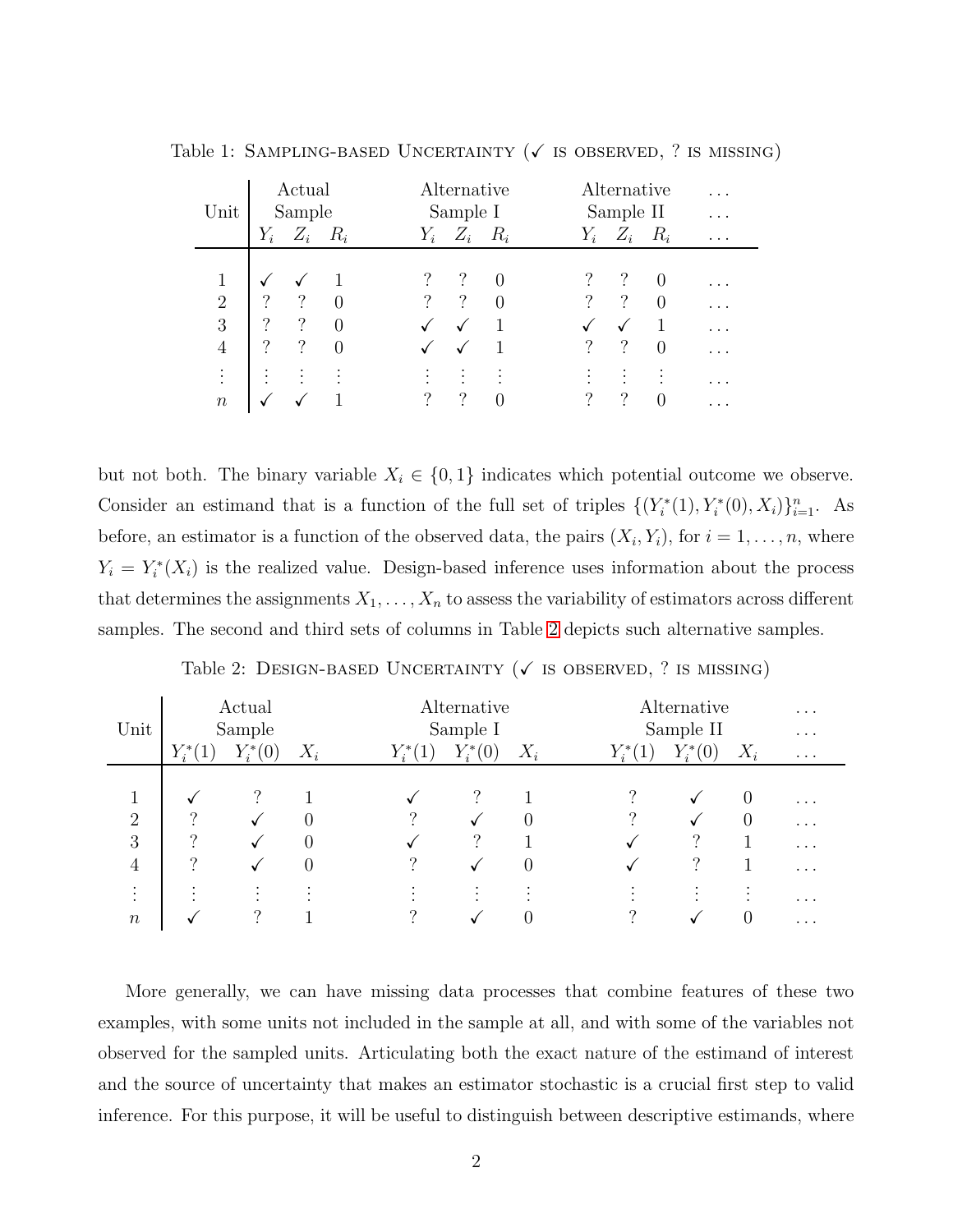Table 1: Sampling-based Uncertainty (✓ is observed, ? is missing)

| Unit | Actual Sample | | | Alternative Sample I | | | Alternative Sample II | | | ... |
|---|---|---|---|---|---|---|---|---|---|---|
| | $Y_i$ | $Z_i$ | $R_i$ | $Y_i$ | $Z_i$ | $R_i$ | $Y_i$ | $Z_i$ | $R_i$ | ... |
| 1 | ✓ | ✓ | 1 | ? | ? | 0 | ? | ? | 0 | ... |
| 2 | ? | ? | 0 | ? | ? | 0 | ? | ? | 0 | ... |
| 3 | ? | ? | 0 | ✓ | ✓ | 1 | ✓ | ✓ | 1 | ... |
| 4 | ? | ? | 0 | ✓ | ✓ | 1 | ? | ? | 0 | ... |
| ⋮ | ⋮ | ⋮ | ⋮ | ⋮ | ⋮ | ⋮ | ⋮ | ⋮ | ⋮ | ... |
| $n$ | ✓ | ✓ | 1 | ? | ? | 0 | ? | ? | 0 | ... |

but not both. The binary variable $X_i \in \{0, 1\}$ indicates which potential outcome we observe. Consider an estimand that is a function of the full set of triples $\{(Y_i^*(1), Y_i^*(0), X_i)\}_{i=1}^n$. As before, an estimator is a function of the observed data, the pairs $(X_i, Y_i)$, for $i = 1, \dots, n$, where $Y_i = Y_i^*(X_i)$ is the realized value. Design-based inference uses information about the process that determines the assignments $X_1, \dots, X_n$ to assess the variability of estimators across different samples. The second and third sets of columns in Table 2 depicts such alternative samples.

Table 2: Design-based Uncertainty (✓ is observed, ? is missing)

| Unit | Actual Sample | | | Alternative Sample I | | | Alternative Sample II | | | ... |
|---|---|---|---|---|---|---|---|---|---|---|
| | $Y_i^*(1)$ | $Y_i^*(0)$ | $X_i$ | $Y_i^*(1)$ | $Y_i^*(0)$ | $X_i$ | $Y_i^*(1)$ | $Y_i^*(0)$ | $X_i$ | ... |
| 1 | ✓ | ? | 1 | ✓ | ? | 1 | ? | ✓ | 0 | ... |
| 2 | ? | ✓ | 0 | ? | ✓ | 0 | ? | ✓ | 0 | ... |
| 3 | ? | ✓ | 0 | ✓ | ? | 1 | ✓ | ? | 1 | ... |
| 4 | ? | ✓ | 0 | ? | ✓ | 0 | ✓ | ? | 1 | ... |
| ⋮ | ⋮ | ⋮ | ⋮ | ⋮ | ⋮ | ⋮ | ⋮ | ⋮ | ⋮ | ... |
| $n$ | ✓ | ? | 1 | ? | ✓ | 0 | ? | ✓ | 0 | ... |

More generally, we can have missing data processes that combine features of these two examples, with some units not included in the sample at all, and with some of the variables not observed for the sampled units. Articulating both the exact nature of the estimand of interest and the source of uncertainty that makes an estimator stochastic is a crucial first step to valid inference. For this purpose, it will be useful to distinguish between descriptive estimands, where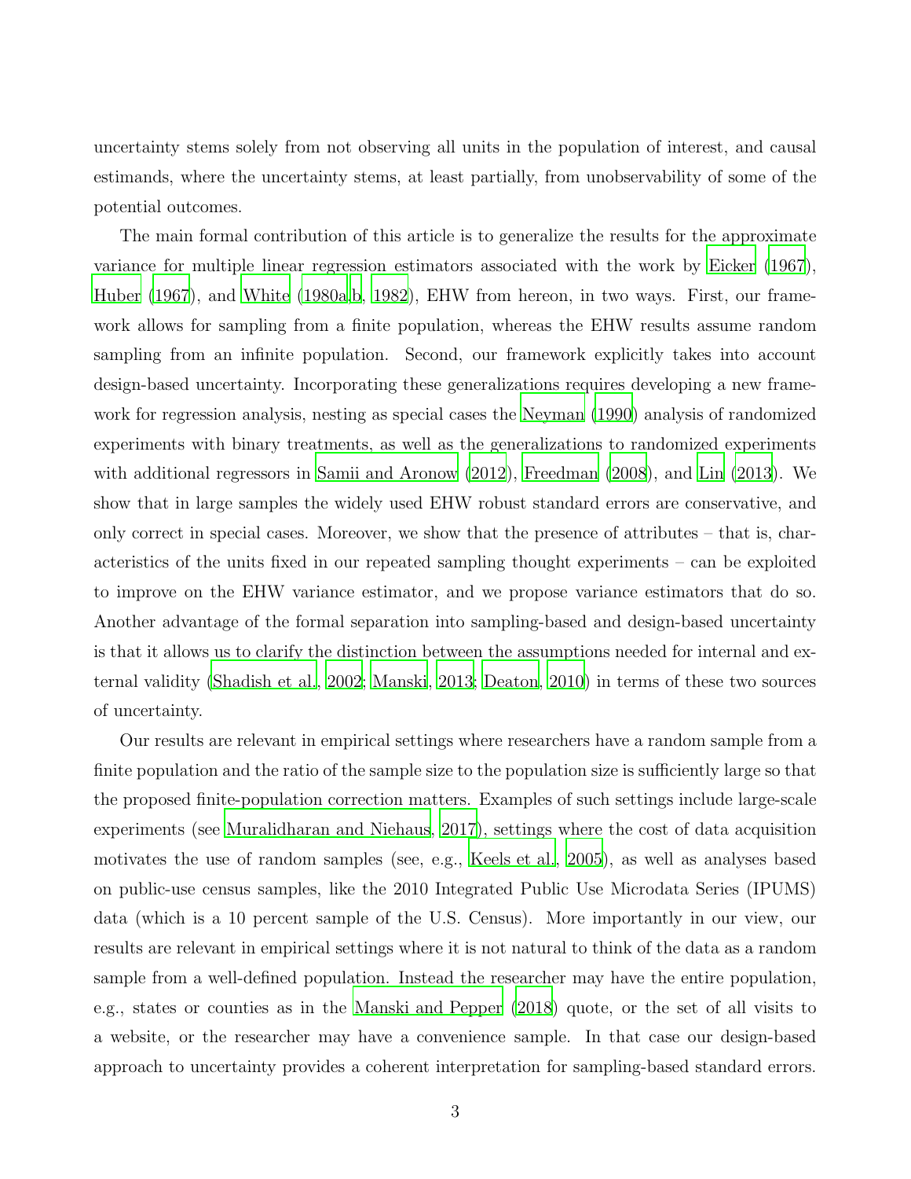uncertainty stems solely from not observing all units in the population of interest, and causal estimands, where the uncertainty stems, at least partially, from unobservability of some of the potential outcomes.

The main formal contribution of this article is to generalize the results for the approximate variance for multiple linear regression estimators associated with the work by Eicker (1967), Huber (1967), and White (1980a,b, 1982), EHW from hereon, in two ways. First, our framework allows for sampling from a finite population, whereas the EHW results assume random sampling from an infinite population. Second, our framework explicitly takes into account design-based uncertainty. Incorporating these generalizations requires developing a new framework for regression analysis, nesting as special cases the Neyman (1990) analysis of randomized experiments with binary treatments, as well as the generalizations to randomized experiments with additional regressors in Samii and Aronow (2012), Freedman (2008), and Lin (2013). We show that in large samples the widely used EHW robust standard errors are conservative, and only correct in special cases. Moreover, we show that the presence of attributes – that is, characteristics of the units fixed in our repeated sampling thought experiments – can be exploited to improve on the EHW variance estimator, and we propose variance estimators that do so. Another advantage of the formal separation into sampling-based and design-based uncertainty is that it allows us to clarify the distinction between the assumptions needed for internal and external validity (Shadish et al., 2002; Manski, 2013; Deaton, 2010) in terms of these two sources of uncertainty.

Our results are relevant in empirical settings where researchers have a random sample from a finite population and the ratio of the sample size to the population size is sufficiently large so that the proposed finite-population correction matters. Examples of such settings include large-scale experiments (see Muralidharan and Niehaus, 2017), settings where the cost of data acquisition motivates the use of random samples (see, e.g., Keels et al., 2005), as well as analyses based on public-use census samples, like the 2010 Integrated Public Use Microdata Series (IPUMS) data (which is a 10 percent sample of the U.S. Census). More importantly in our view, our results are relevant in empirical settings where it is not natural to think of the data as a random sample from a well-defined population. Instead the researcher may have the entire population, e.g., states or counties as in the Manski and Pepper (2018) quote, or the set of all visits to a website, or the researcher may have a convenience sample. In that case our design-based approach to uncertainty provides a coherent interpretation for sampling-based standard errors.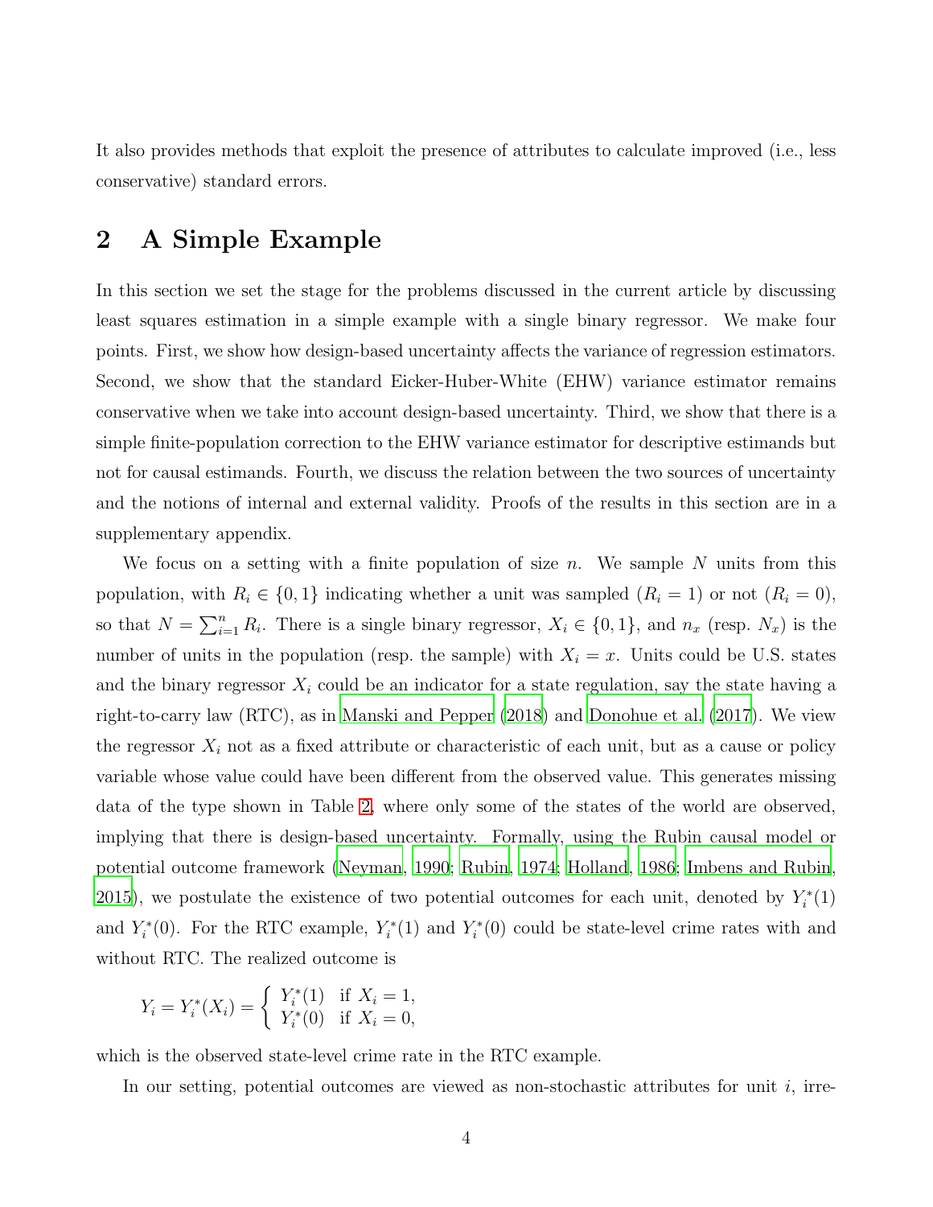It also provides methods that exploit the presence of attributes to calculate improved (i.e., less conservative) standard errors.

## 2 A Simple Example

In this section we set the stage for the problems discussed in the current article by discussing least squares estimation in a simple example with a single binary regressor. We make four points. First, we show how design-based uncertainty affects the variance of regression estimators. Second, we show that the standard Eicker-Huber-White (EHW) variance estimator remains conservative when we take into account design-based uncertainty. Third, we show that there is a simple finite-population correction to the EHW variance estimator for descriptive estimands but not for causal estimands. Fourth, we discuss the relation between the two sources of uncertainty and the notions of internal and external validity. Proofs of the results in this section are in a supplementary appendix.

We focus on a setting with a finite population of size $n$. We sample $N$ units from this population, with $R_i \in \{0, 1\}$ indicating whether a unit was sampled ($R_i = 1$) or not ($R_i = 0$), so that $N = \sum_{i=1}^{n} R_i$. There is a single binary regressor, $X_i \in \{0, 1\}$, and $n_x$ (resp. $N_x$) is the number of units in the population (resp. the sample) with $X_i = x$. Units could be U.S. states and the binary regressor $X_i$ could be an indicator for a state regulation, say the state having a right-to-carry law (RTC), as in Manski and Pepper (2018) and Donohue et al. (2017). We view the regressor $X_i$ not as a fixed attribute or characteristic of each unit, but as a cause or policy variable whose value could have been different from the observed value. This generates missing data of the type shown in Table 2, where only some of the states of the world are observed, implying that there is design-based uncertainty. Formally, using the Rubin causal model or potential outcome framework (Neyman, 1990; Rubin, 1974; Holland, 1986; Imbens and Rubin, 2015), we postulate the existence of two potential outcomes for each unit, denoted by $Y_i^*(1)$ and $Y_i^*(0)$. For the RTC example, $Y_i^*(1)$ and $Y_i^*(0)$ could be state-level crime rates with and without RTC. The realized outcome is

$$
Y_i = Y_i^*(X_i) = \begin{cases} Y_i^*(1) & \text{if } X_i = 1, \\ Y_i^*(0) & \text{if } X_i = 0, \end{cases}
$$

which is the observed state-level crime rate in the RTC example.

In our setting, potential outcomes are viewed as non-stochastic attributes for unit $i$, irre-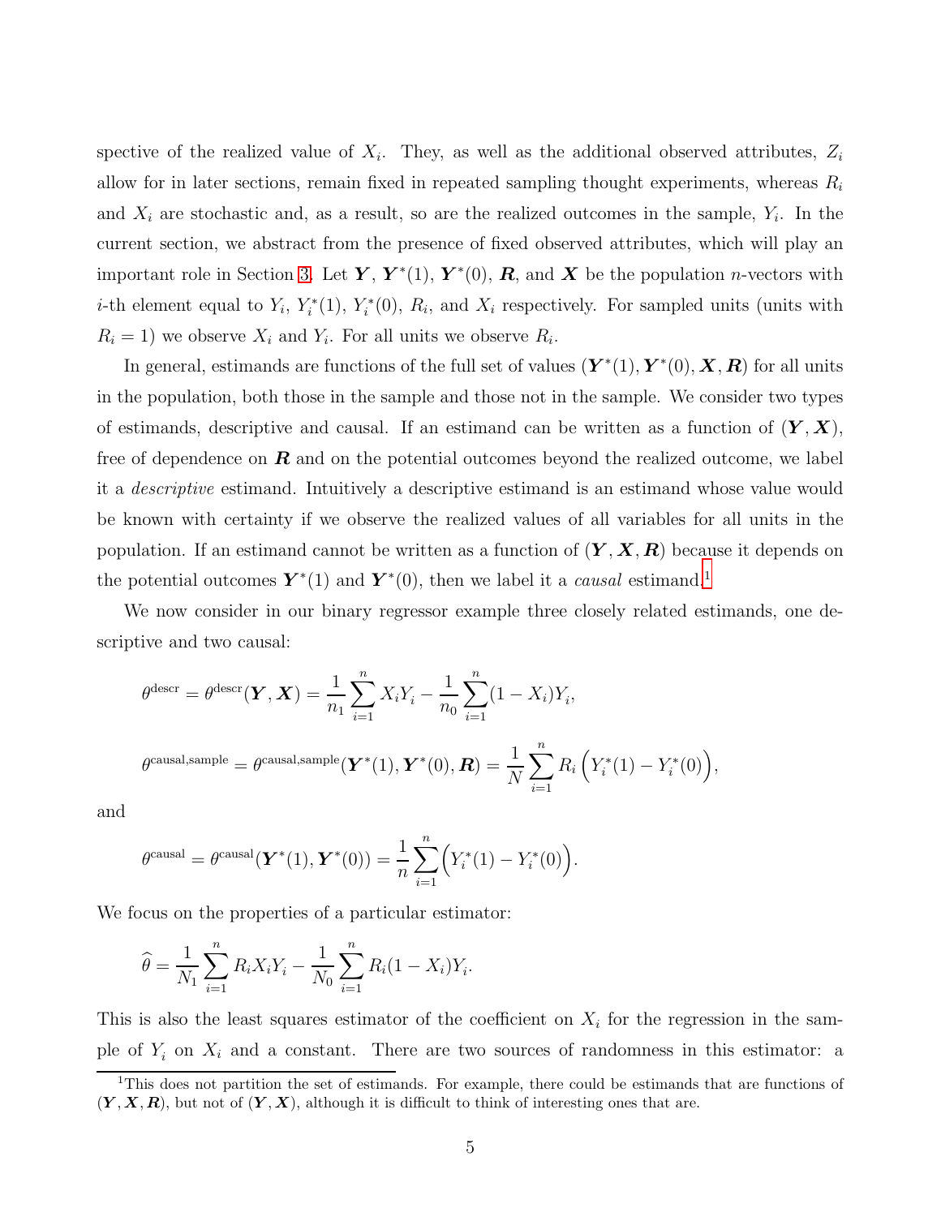spective of the realized value of $X_i$. They, as well as the additional observed attributes, $Z_i$ allow for in later sections, remain fixed in repeated sampling thought experiments, whereas $R_i$ and $X_i$ are stochastic and, as a result, so are the realized outcomes in the sample, $Y_i$. In the current section, we abstract from the presence of fixed observed attributes, which will play an important role in Section 3. Let $\boldsymbol{Y}$, $\boldsymbol{Y}^*(1)$, $\boldsymbol{Y}^*(0)$, $\boldsymbol{R}$, and $\boldsymbol{X}$ be the population $n$-vectors with $i$-th element equal to $Y_i$, $Y_i^*(1)$, $Y_i^*(0)$, $R_i$, and $X_i$ respectively. For sampled units (units with $R_i = 1$) we observe $X_i$ and $Y_i$. For all units we observe $R_i$.

In general, estimands are functions of the full set of values $(\boldsymbol{Y}^*(1), \boldsymbol{Y}^*(0), \boldsymbol{X}, \boldsymbol{R})$ for all units in the population, both those in the sample and those not in the sample. We consider two types of estimands, descriptive and causal. If an estimand can be written as a function of $(\boldsymbol{Y}, \boldsymbol{X})$, free of dependence on $\boldsymbol{R}$ and on the potential outcomes beyond the realized outcome, we label it a *descriptive* estimand. Intuitively a descriptive estimand is an estimand whose value would be known with certainty if we observe the realized values of all variables for all units in the population. If an estimand cannot be written as a function of $(\boldsymbol{Y}, \boldsymbol{X}, \boldsymbol{R})$ because it depends on the potential outcomes $\boldsymbol{Y}^*(1)$ and $\boldsymbol{Y}^*(0)$, then we label it a *causal* estimand.[1]

We now consider in our binary regressor example three closely related estimands, one descriptive and two causal:

$$\theta^{\text{descr}} = \theta^{\text{descr}}(\boldsymbol{Y}, \boldsymbol{X}) = \frac{1}{n_1}\sum_{i=1}^{n} X_i Y_i - \frac{1}{n_0}\sum_{i=1}^{n}(1 - X_i)Y_i,$$

$$\theta^{\text{causal,sample}} = \theta^{\text{causal,sample}}(\boldsymbol{Y}^*(1), \boldsymbol{Y}^*(0), \boldsymbol{R}) = \frac{1}{N}\sum_{i=1}^{n} R_i\left(Y_i^*(1) - Y_i^*(0)\right),$$

and

$$\theta^{\text{causal}} = \theta^{\text{causal}}(\boldsymbol{Y}^*(1), \boldsymbol{Y}^*(0)) = \frac{1}{n}\sum_{i=1}^{n}\left(Y_i^*(1) - Y_i^*(0)\right).$$

We focus on the properties of a particular estimator:

$$\widehat{\theta} = \frac{1}{N_1}\sum_{i=1}^{n} R_i X_i Y_i - \frac{1}{N_0}\sum_{i=1}^{n} R_i(1 - X_i)Y_i.$$

This is also the least squares estimator of the coefficient on $X_i$ for the regression in the sample of $Y_i$ on $X_i$ and a constant. There are two sources of randomness in this estimator: a

[1] This does not partition the set of estimands. For example, there could be estimands that are functions of $(\boldsymbol{Y}, \boldsymbol{X}, \boldsymbol{R})$, but not of $(\boldsymbol{Y}, \boldsymbol{X})$, although it is difficult to think of interesting ones that are.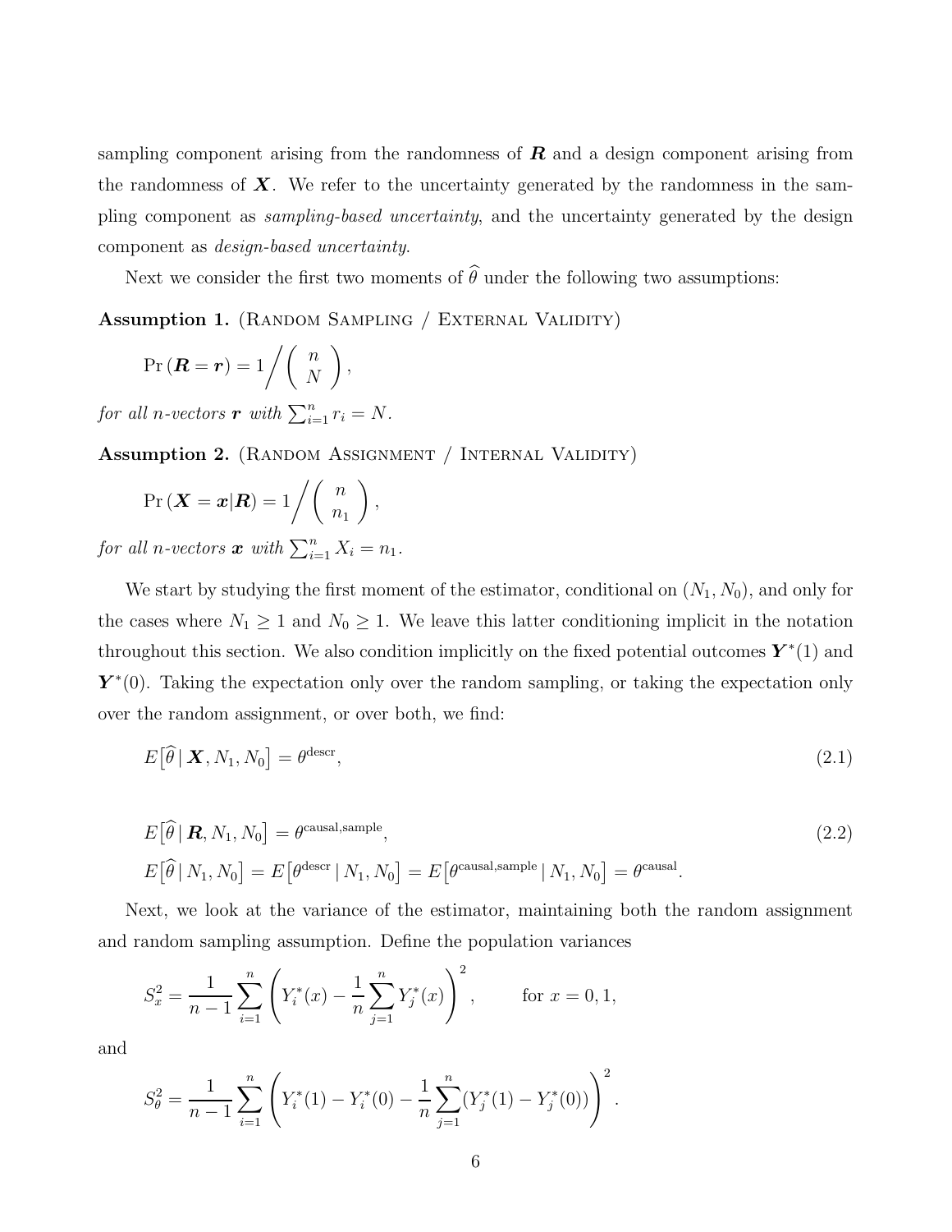sampling component arising from the randomness of $\boldsymbol{R}$ and a design component arising from the randomness of $\boldsymbol{X}$. We refer to the uncertainty generated by the randomness in the sampling component as *sampling-based uncertainty*, and the uncertainty generated by the design component as *design-based uncertainty*.

Next we consider the first two moments of $\widehat{\theta}$ under the following two assumptions:

**Assumption 1.** (Random Sampling / External Validity)

$$\Pr\left(\boldsymbol{R} = \boldsymbol{r}\right) = 1 \Big/ \left(\begin{array}{c} n \\ N \end{array}\right),$$

*for all n-vectors* $\boldsymbol{r}$ *with* $\sum_{i=1}^{n} r_i = N$.

**Assumption 2.** (Random Assignment / Internal Validity)

$$\Pr\left(\boldsymbol{X} = \boldsymbol{x} | \boldsymbol{R}\right) = 1 \Big/ \left(\begin{array}{c} n \\ n_1 \end{array}\right),$$

*for all n-vectors* $\boldsymbol{x}$ *with* $\sum_{i=1}^{n} X_i = n_1$.

We start by studying the first moment of the estimator, conditional on $(N_1, N_0)$, and only for the cases where $N_1 \geq 1$ and $N_0 \geq 1$. We leave this latter conditioning implicit in the notation throughout this section. We also condition implicitly on the fixed potential outcomes $\boldsymbol{Y}^*(1)$ and $\boldsymbol{Y}^*(0)$. Taking the expectation only over the random sampling, or taking the expectation only over the random assignment, or over both, we find:

$$E\big[\widehat{\theta} \,|\, \boldsymbol{X}, N_1, N_0\big] = \theta^{\text{descr}}, \tag{2.1}$$

$$E\big[\widehat{\theta} \,|\, \boldsymbol{R}, N_1, N_0\big] = \theta^{\text{causal,sample}}, \tag{2.2}$$

$$E\big[\widehat{\theta} \,|\, N_1, N_0\big] = E\big[\theta^{\text{descr}} \,|\, N_1, N_0\big] = E\big[\theta^{\text{causal,sample}} \,|\, N_1, N_0\big] = \theta^{\text{causal}}.$$

Next, we look at the variance of the estimator, maintaining both the random assignment and random sampling assumption. Define the population variances

$$S_x^2 = \frac{1}{n-1} \sum_{i=1}^{n} \left( Y_i^*(x) - \frac{1}{n} \sum_{j=1}^{n} Y_j^*(x) \right)^2, \qquad \text{for } x = 0, 1,$$

and

$$S_\theta^2 = \frac{1}{n-1} \sum_{i=1}^{n} \left( Y_i^*(1) - Y_i^*(0) - \frac{1}{n} \sum_{j=1}^{n} (Y_j^*(1) - Y_j^*(0)) \right)^2.$$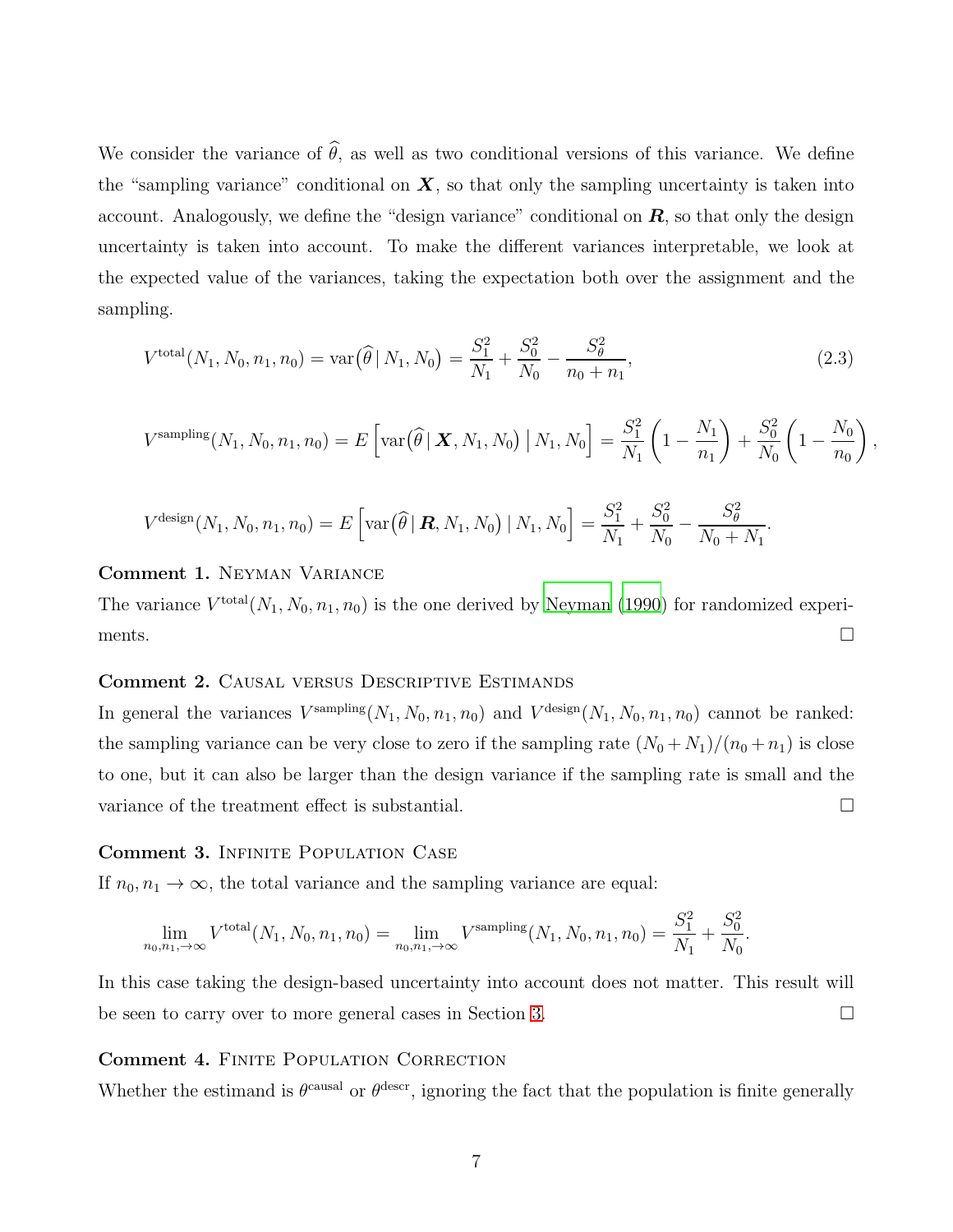We consider the variance of $\widehat{\theta}$, as well as two conditional versions of this variance. We define the "sampling variance" conditional on $\boldsymbol{X}$, so that only the sampling uncertainty is taken into account. Analogously, we define the "design variance" conditional on $\boldsymbol{R}$, so that only the design uncertainty is taken into account. To make the different variances interpretable, we look at the expected value of the variances, taking the expectation both over the assignment and the sampling.

$$V^{\text{total}}(N_1, N_0, n_1, n_0) = \text{var}\big(\widehat{\theta} \,|\, N_1, N_0\big) = \frac{S_1^2}{N_1} + \frac{S_0^2}{N_0} - \frac{S_\theta^2}{n_0 + n_1}, \tag{2.3}$$

$$V^{\text{sampling}}(N_1, N_0, n_1, n_0) = E\left[\text{var}\big(\widehat{\theta} \,|\, \boldsymbol{X}, N_1, N_0\big) \,\Big|\, N_1, N_0\right] = \frac{S_1^2}{N_1}\left(1 - \frac{N_1}{n_1}\right) + \frac{S_0^2}{N_0}\left(1 - \frac{N_0}{n_0}\right),$$

$$V^{\text{design}}(N_1, N_0, n_1, n_0) = E\left[\text{var}\big(\widehat{\theta} \,|\, \boldsymbol{R}, N_1, N_0\big) \,|\, N_1, N_0\right] = \frac{S_1^2}{N_1} + \frac{S_0^2}{N_0} - \frac{S_\theta^2}{N_0 + N_1}.$$

**Comment 1.** Neyman Variance

The variance $V^{\text{total}}(N_1, N_0, n_1, n_0)$ is the one derived by Neyman (1990) for randomized experiments. □

**Comment 2.** Causal versus Descriptive Estimands

In general the variances $V^{\text{sampling}}(N_1, N_0, n_1, n_0)$ and $V^{\text{design}}(N_1, N_0, n_1, n_0)$ cannot be ranked: the sampling variance can be very close to zero if the sampling rate $(N_0 + N_1)/(n_0 + n_1)$ is close to one, but it can also be larger than the design variance if the sampling rate is small and the variance of the treatment effect is substantial. □

**Comment 3.** Infinite Population Case

If $n_0, n_1 \to \infty$, the total variance and the sampling variance are equal:

$$\lim_{n_0, n_1, \to \infty} V^{\text{total}}(N_1, N_0, n_1, n_0) = \lim_{n_0, n_1, \to \infty} V^{\text{sampling}}(N_1, N_0, n_1, n_0) = \frac{S_1^2}{N_1} + \frac{S_0^2}{N_0}.$$

In this case taking the design-based uncertainty into account does not matter. This result will be seen to carry over to more general cases in Section 3. □

**Comment 4.** Finite Population Correction

Whether the estimand is $\theta^{\text{causal}}$ or $\theta^{\text{descr}}$, ignoring the fact that the population is finite generally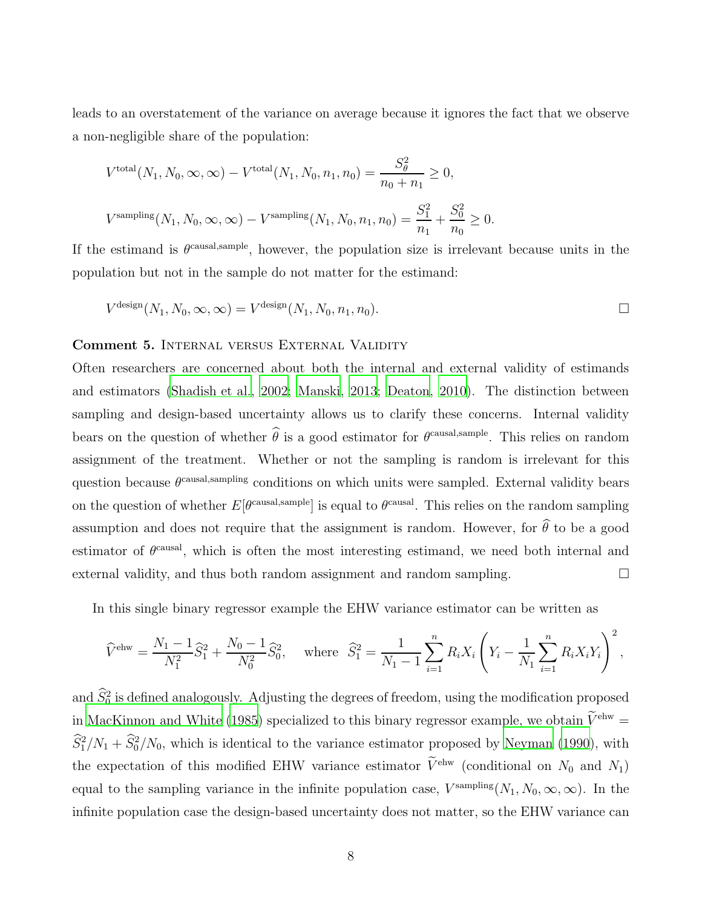leads to an overstatement of the variance on average because it ignores the fact that we observe a non-negligible share of the population:

$$V^{\text{total}}(N_1, N_0, \infty, \infty) - V^{\text{total}}(N_1, N_0, n_1, n_0) = \frac{S_\theta^2}{n_0 + n_1} \geq 0,$$

$$V^{\text{sampling}}(N_1, N_0, \infty, \infty) - V^{\text{sampling}}(N_1, N_0, n_1, n_0) = \frac{S_1^2}{n_1} + \frac{S_0^2}{n_0} \geq 0.$$

If the estimand is $\theta^{\text{causal,sample}}$, however, the population size is irrelevant because units in the population but not in the sample do not matter for the estimand:

$$V^{\text{design}}(N_1, N_0, \infty, \infty) = V^{\text{design}}(N_1, N_0, n_1, n_0).$$

□

**Comment 5.** Internal versus External Validity
Often researchers are concerned about both the internal and external validity of estimands and estimators (Shadish et al., 2002; Manski, 2013; Deaton, 2010). The distinction between sampling and design-based uncertainty allows us to clarify these concerns. Internal validity bears on the question of whether $\widehat{\theta}$ is a good estimator for $\theta^{\text{causal,sample}}$. This relies on random assignment of the treatment. Whether or not the sampling is random is irrelevant for this question because $\theta^{\text{causal,sampling}}$ conditions on which units were sampled. External validity bears on the question of whether $E[\theta^{\text{causal,sample}}]$ is equal to $\theta^{\text{causal}}$. This relies on the random sampling assumption and does not require that the assignment is random. However, for $\widehat{\theta}$ to be a good estimator of $\theta^{\text{causal}}$, which is often the most interesting estimand, we need both internal and external validity, and thus both random assignment and random sampling. □

In this single binary regressor example the EHW variance estimator can be written as

$$\widehat{V}^{\text{ehw}} = \frac{N_1 - 1}{N_1^2}\widehat{S}_1^2 + \frac{N_0 - 1}{N_0^2}\widehat{S}_0^2, \quad \text{where } \widehat{S}_1^2 = \frac{1}{N_1 - 1}\sum_{i=1}^{n} R_i X_i \left( Y_i - \frac{1}{N_1}\sum_{i=1}^{n} R_i X_i Y_i \right)^2,$$

and $\widehat{S}_0^2$ is defined analogously. Adjusting the degrees of freedom, using the modification proposed in MacKinnon and White (1985) specialized to this binary regressor example, we obtain $\widetilde{V}^{\text{ehw}} = \widehat{S}_1^2/N_1 + \widehat{S}_0^2/N_0$, which is identical to the variance estimator proposed by Neyman (1990), with the expectation of this modified EHW variance estimator $\widetilde{V}^{\text{ehw}}$ (conditional on $N_0$ and $N_1$) equal to the sampling variance in the infinite population case, $V^{\text{sampling}}(N_1, N_0, \infty, \infty)$. In the infinite population case the design-based uncertainty does not matter, so the EHW variance can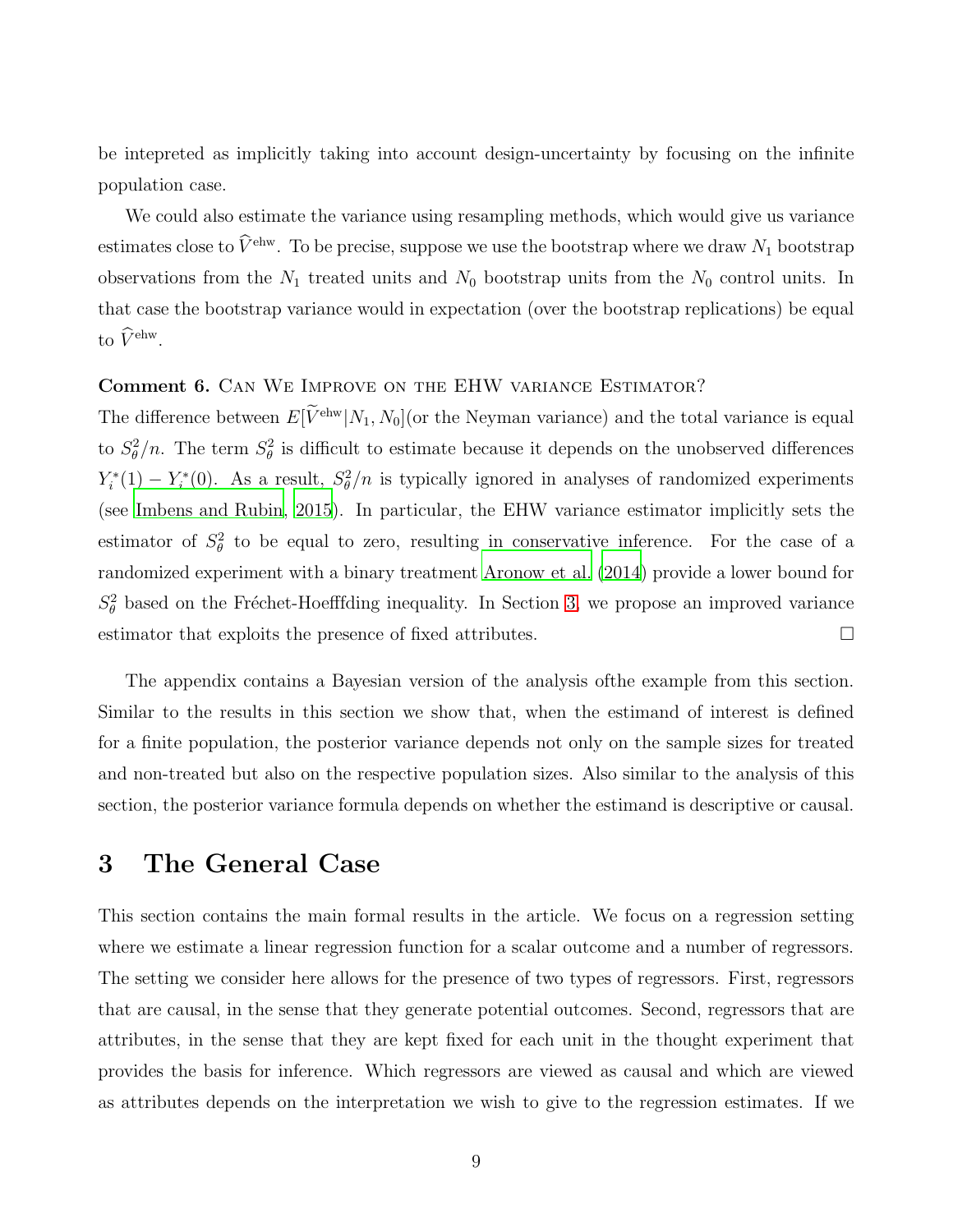be intepreted as implicitly taking into account design-uncertainty by focusing on the infinite population case.

We could also estimate the variance using resampling methods, which would give us variance estimates close to $\widehat{V}^{\text{ehw}}$. To be precise, suppose we use the bootstrap where we draw $N_1$ bootstrap observations from the $N_1$ treated units and $N_0$ bootstrap units from the $N_0$ control units. In that case the bootstrap variance would in expectation (over the bootstrap replications) be equal to $\widehat{V}^{\text{ehw}}$.

**Comment 6.** Can We Improve on the EHW variance Estimator?
The difference between $E[\widehat{V}^{\text{ehw}}|N_1, N_0]$(or the Neyman variance) and the total variance is equal to $S_\theta^2/n$. The term $S_\theta^2$ is difficult to estimate because it depends on the unobserved differences $Y_i^*(1) - Y_i^*(0)$. As a result, $S_\theta^2/n$ is typically ignored in analyses of randomized experiments (see Imbens and Rubin, 2015). In particular, the EHW variance estimator implicitly sets the estimator of $S_\theta^2$ to be equal to zero, resulting in conservative inference. For the case of a randomized experiment with a binary treatment Aronow et al. (2014) provide a lower bound for $S_\theta^2$ based on the Fréchet-Hoefffding inequality. In Section 3, we propose an improved variance estimator that exploits the presence of fixed attributes. □

The appendix contains a Bayesian version of the analysis ofthe example from this section. Similar to the results in this section we show that, when the estimand of interest is defined for a finite population, the posterior variance depends not only on the sample sizes for treated and non-treated but also on the respective population sizes. Also similar to the analysis of this section, the posterior variance formula depends on whether the estimand is descriptive or causal.

# 3 The General Case

This section contains the main formal results in the article. We focus on a regression setting where we estimate a linear regression function for a scalar outcome and a number of regressors. The setting we consider here allows for the presence of two types of regressors. First, regressors that are causal, in the sense that they generate potential outcomes. Second, regressors that are attributes, in the sense that they are kept fixed for each unit in the thought experiment that provides the basis for inference. Which regressors are viewed as causal and which are viewed as attributes depends on the interpretation we wish to give to the regression estimates. If we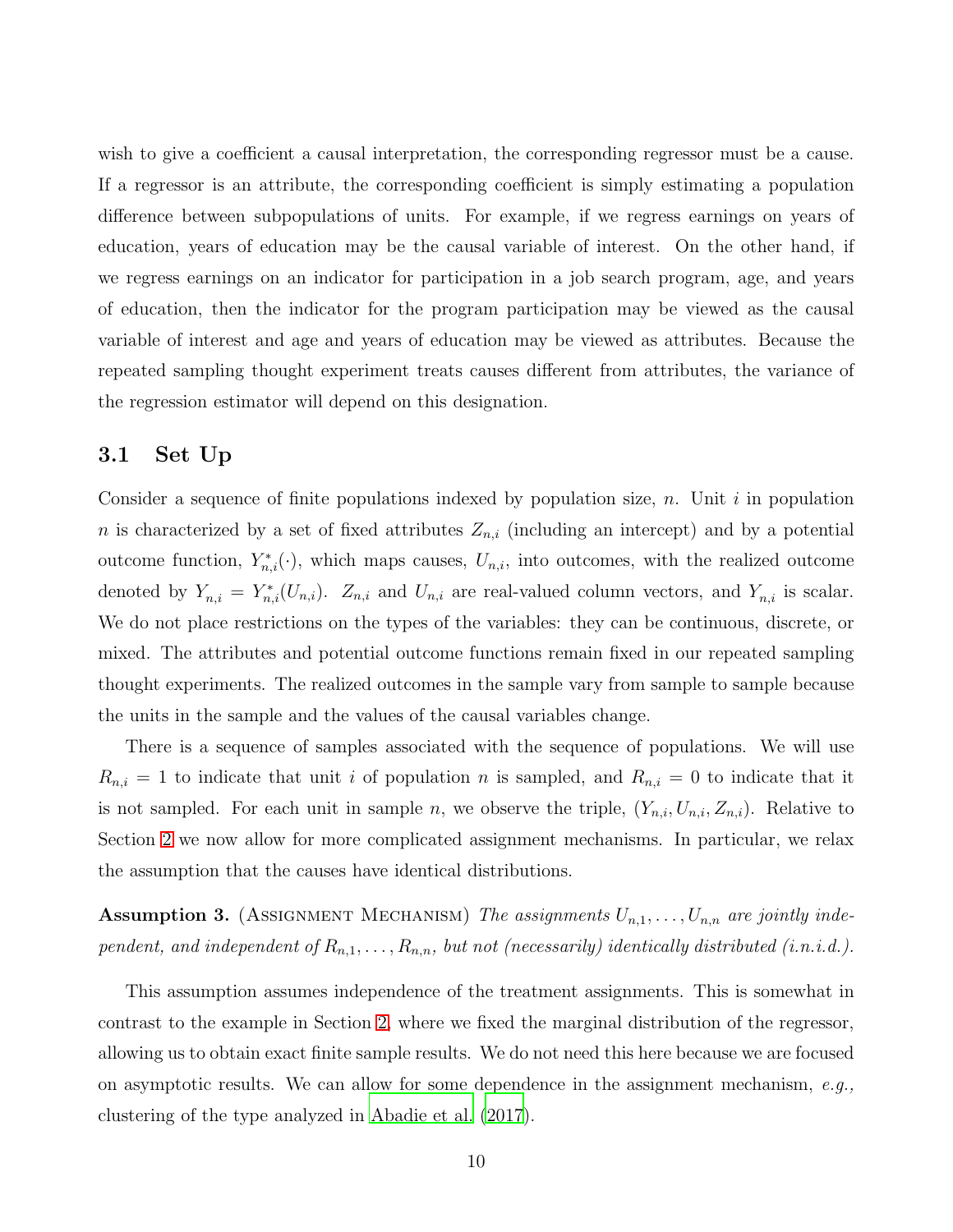wish to give a coefficient a causal interpretation, the corresponding regressor must be a cause. If a regressor is an attribute, the corresponding coefficient is simply estimating a population difference between subpopulations of units. For example, if we regress earnings on years of education, years of education may be the causal variable of interest. On the other hand, if we regress earnings on an indicator for participation in a job search program, age, and years of education, then the indicator for the program participation may be viewed as the causal variable of interest and age and years of education may be viewed as attributes. Because the repeated sampling thought experiment treats causes different from attributes, the variance of the regression estimator will depend on this designation.

### 3.1 Set Up

Consider a sequence of finite populations indexed by population size, $n$. Unit $i$ in population $n$ is characterized by a set of fixed attributes $Z_{n,i}$ (including an intercept) and by a potential outcome function, $Y^*_{n,i}(\cdot)$, which maps causes, $U_{n,i}$, into outcomes, with the realized outcome denoted by $Y_{n,i} = Y^*_{n,i}(U_{n,i})$. $Z_{n,i}$ and $U_{n,i}$ are real-valued column vectors, and $Y_{n,i}$ is scalar. We do not place restrictions on the types of the variables: they can be continuous, discrete, or mixed. The attributes and potential outcome functions remain fixed in our repeated sampling thought experiments. The realized outcomes in the sample vary from sample to sample because the units in the sample and the values of the causal variables change.

There is a sequence of samples associated with the sequence of populations. We will use $R_{n,i} = 1$ to indicate that unit $i$ of population $n$ is sampled, and $R_{n,i} = 0$ to indicate that it is not sampled. For each unit in sample $n$, we observe the triple, $(Y_{n,i}, U_{n,i}, Z_{n,i})$. Relative to Section 2 we now allow for more complicated assignment mechanisms. In particular, we relax the assumption that the causes have identical distributions.

**Assumption 3.** (Assignment Mechanism) *The assignments $U_{n,1}, \ldots, U_{n,n}$ are jointly independent, and independent of $R_{n,1}, \ldots, R_{n,n}$, but not (necessarily) identically distributed (i.n.i.d.).*

This assumption assumes independence of the treatment assignments. This is somewhat in contrast to the example in Section 2, where we fixed the marginal distribution of the regressor, allowing us to obtain exact finite sample results. We do not need this here because we are focused on asymptotic results. We can allow for some dependence in the assignment mechanism, *e.g.,* clustering of the type analyzed in Abadie et al. (2017).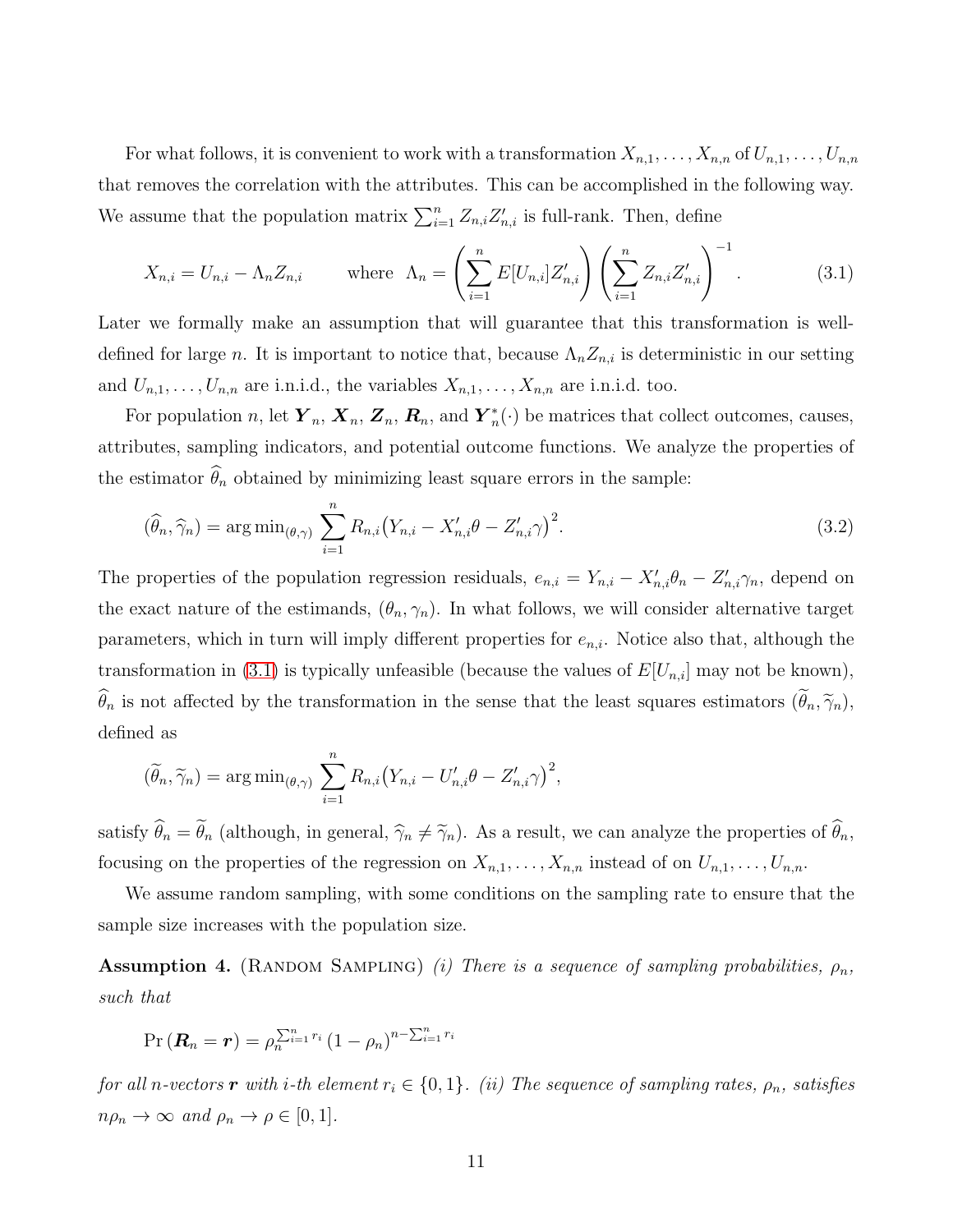For what follows, it is convenient to work with a transformation $X_{n,1}, \ldots, X_{n,n}$ of $U_{n,1}, \ldots, U_{n,n}$ that removes the correlation with the attributes. This can be accomplished in the following way. We assume that the population matrix $\sum_{i=1}^{n} Z_{n,i}Z'_{n,i}$ is full-rank. Then, define

$$X_{n,i} = U_{n,i} - \Lambda_n Z_{n,i} \qquad \text{where} \;\; \Lambda_n = \left(\sum_{i=1}^{n} E[U_{n,i}]Z'_{n,i}\right)\left(\sum_{i=1}^{n} Z_{n,i}Z'_{n,i}\right)^{-1}. \tag{3.1}$$

Later we formally make an assumption that will guarantee that this transformation is well-defined for large $n$. It is important to notice that, because $\Lambda_n Z_{n,i}$ is deterministic in our setting and $U_{n,1}, \ldots, U_{n,n}$ are i.n.i.d., the variables $X_{n,1}, \ldots, X_{n,n}$ are i.n.i.d. too.

For population $n$, let $\boldsymbol{Y}_n$, $\boldsymbol{X}_n$, $\boldsymbol{Z}_n$, $\boldsymbol{R}_n$, and $\boldsymbol{Y}^*_n(\cdot)$ be matrices that collect outcomes, causes, attributes, sampling indicators, and potential outcome functions. We analyze the properties of the estimator $\widehat{\theta}_n$ obtained by minimizing least square errors in the sample:

$$(\widehat{\theta}_n, \widehat{\gamma}_n) = \arg\min_{(\theta,\gamma)} \sum_{i=1}^{n} R_{n,i}\big(Y_{n,i} - X'_{n,i}\theta - Z'_{n,i}\gamma\big)^2. \tag{3.2}$$

The properties of the population regression residuals, $e_{n,i} = Y_{n,i} - X'_{n,i}\theta_n - Z'_{n,i}\gamma_n$, depend on the exact nature of the estimands, $(\theta_n, \gamma_n)$. In what follows, we will consider alternative target parameters, which in turn will imply different properties for $e_{n,i}$. Notice also that, although the transformation in (3.1) is typically unfeasible (because the values of $E[U_{n,i}]$ may not be known), $\widehat{\theta}_n$ is not affected by the transformation in the sense that the least squares estimators $(\widetilde{\theta}_n, \widetilde{\gamma}_n)$, defined as

$$(\widetilde{\theta}_n, \widetilde{\gamma}_n) = \arg\min_{(\theta,\gamma)} \sum_{i=1}^{n} R_{n,i}\big(Y_{n,i} - U'_{n,i}\theta - Z'_{n,i}\gamma\big)^2,$$

satisfy $\widehat{\theta}_n = \widetilde{\theta}_n$ (although, in general, $\widehat{\gamma}_n \neq \widetilde{\gamma}_n$). As a result, we can analyze the properties of $\widehat{\theta}_n$, focusing on the properties of the regression on $X_{n,1}, \ldots, X_{n,n}$ instead of on $U_{n,1}, \ldots, U_{n,n}$.

We assume random sampling, with some conditions on the sampling rate to ensure that the sample size increases with the population size.

**Assumption 4.** (Random Sampling) *(i) There is a sequence of sampling probabilities, $\rho_n$, such that*

$$\Pr(\boldsymbol{R}_n = \boldsymbol{r}) = \rho_n^{\sum_{i=1}^{n} r_i}(1-\rho_n)^{n-\sum_{i=1}^{n} r_i}$$

*for all $n$-vectors $\boldsymbol{r}$ with $i$-th element $r_i \in \{0,1\}$. (ii) The sequence of sampling rates, $\rho_n$, satisfies $n\rho_n \to \infty$ and $\rho_n \to \rho \in [0,1]$.*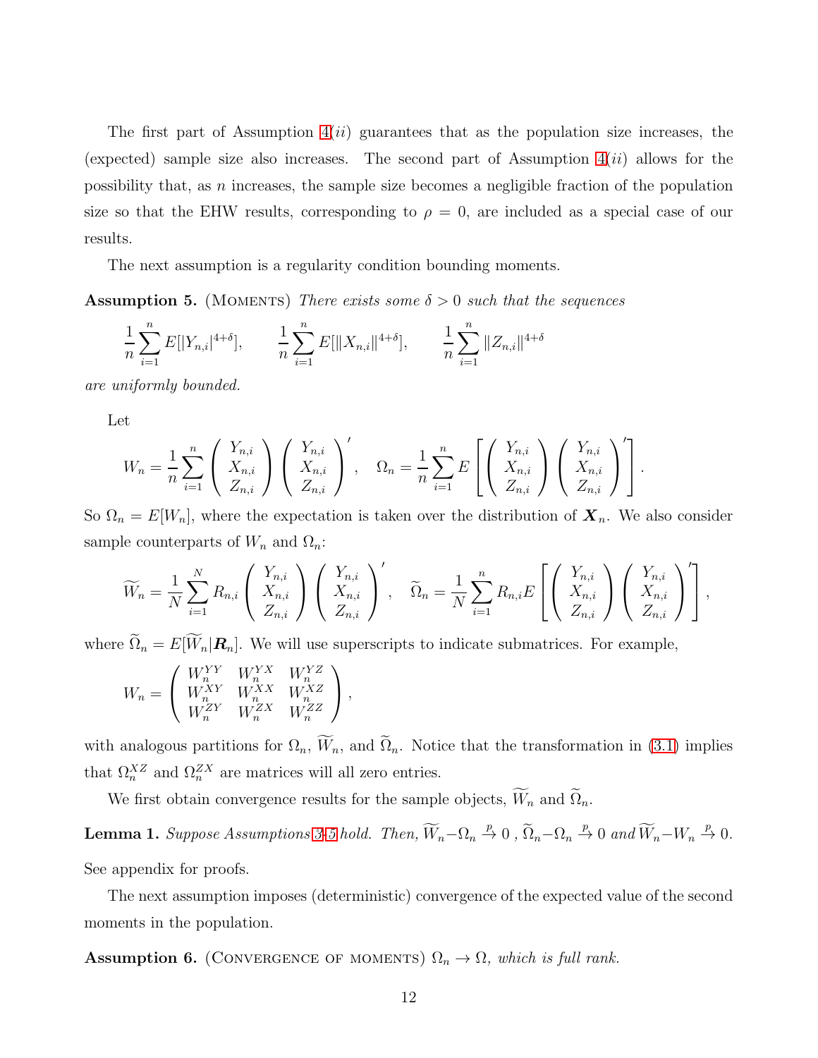The first part of Assumption 4($ii$) guarantees that as the population size increases, the (expected) sample size also increases. The second part of Assumption 4($ii$) allows for the possibility that, as $n$ increases, the sample size becomes a negligible fraction of the population size so that the EHW results, corresponding to $\rho = 0$, are included as a special case of our results.

The next assumption is a regularity condition bounding moments.

**Assumption 5.** (Moments) *There exists some $\delta > 0$ such that the sequences*

$$\frac{1}{n}\sum_{i=1}^{n} E[|Y_{n,i}|^{4+\delta}], \qquad \frac{1}{n}\sum_{i=1}^{n} E[\|X_{n,i}\|^{4+\delta}], \qquad \frac{1}{n}\sum_{i=1}^{n} \|Z_{n,i}\|^{4+\delta}$$

*are uniformly bounded.*

Let

$$W_n = \frac{1}{n}\sum_{i=1}^{n} \begin{pmatrix} Y_{n,i} \\ X_{n,i} \\ Z_{n,i} \end{pmatrix} \begin{pmatrix} Y_{n,i} \\ X_{n,i} \\ Z_{n,i} \end{pmatrix}', \quad \Omega_n = \frac{1}{n}\sum_{i=1}^{n} E\left[ \begin{pmatrix} Y_{n,i} \\ X_{n,i} \\ Z_{n,i} \end{pmatrix} \begin{pmatrix} Y_{n,i} \\ X_{n,i} \\ Z_{n,i} \end{pmatrix}' \right].$$

So $\Omega_n = E[W_n]$, where the expectation is taken over the distribution of $\boldsymbol{X}_n$. We also consider sample counterparts of $W_n$ and $\Omega_n$:

$$\widetilde{W}_n = \frac{1}{N}\sum_{i=1}^{N} R_{n,i} \begin{pmatrix} Y_{n,i} \\ X_{n,i} \\ Z_{n,i} \end{pmatrix} \begin{pmatrix} Y_{n,i} \\ X_{n,i} \\ Z_{n,i} \end{pmatrix}', \quad \widetilde{\Omega}_n = \frac{1}{N}\sum_{i=1}^{n} R_{n,i} E\left[ \begin{pmatrix} Y_{n,i} \\ X_{n,i} \\ Z_{n,i} \end{pmatrix} \begin{pmatrix} Y_{n,i} \\ X_{n,i} \\ Z_{n,i} \end{pmatrix}' \right],$$

where $\widetilde{\Omega}_n = E[\widetilde{W}_n | \boldsymbol{R}_n]$. We will use superscripts to indicate submatrices. For example,

$$W_n = \begin{pmatrix} W_n^{YY} & W_n^{YX} & W_n^{YZ} \\ W_n^{XY} & W_n^{XX} & W_n^{XZ} \\ W_n^{ZY} & W_n^{ZX} & W_n^{ZZ} \end{pmatrix},$$

with analogous partitions for $\Omega_n$, $\widetilde{W}_n$, and $\widetilde{\Omega}_n$. Notice that the transformation in (3.1) implies that $\Omega_n^{XZ}$ and $\Omega_n^{ZX}$ are matrices will all zero entries.

We first obtain convergence results for the sample objects, $\widetilde{W}_n$ and $\widetilde{\Omega}_n$.

**Lemma 1.** *Suppose Assumptions 3-5 hold. Then, $\widetilde{W}_n - \Omega_n \xrightarrow{p} 0$ , $\widetilde{\Omega}_n - \Omega_n \xrightarrow{p} 0$ and $\widetilde{W}_n - W_n \xrightarrow{p} 0$.*

See appendix for proofs.

The next assumption imposes (deterministic) convergence of the expected value of the second moments in the population.

**Assumption 6.** (Convergence of moments) *$\Omega_n \to \Omega$, which is full rank.*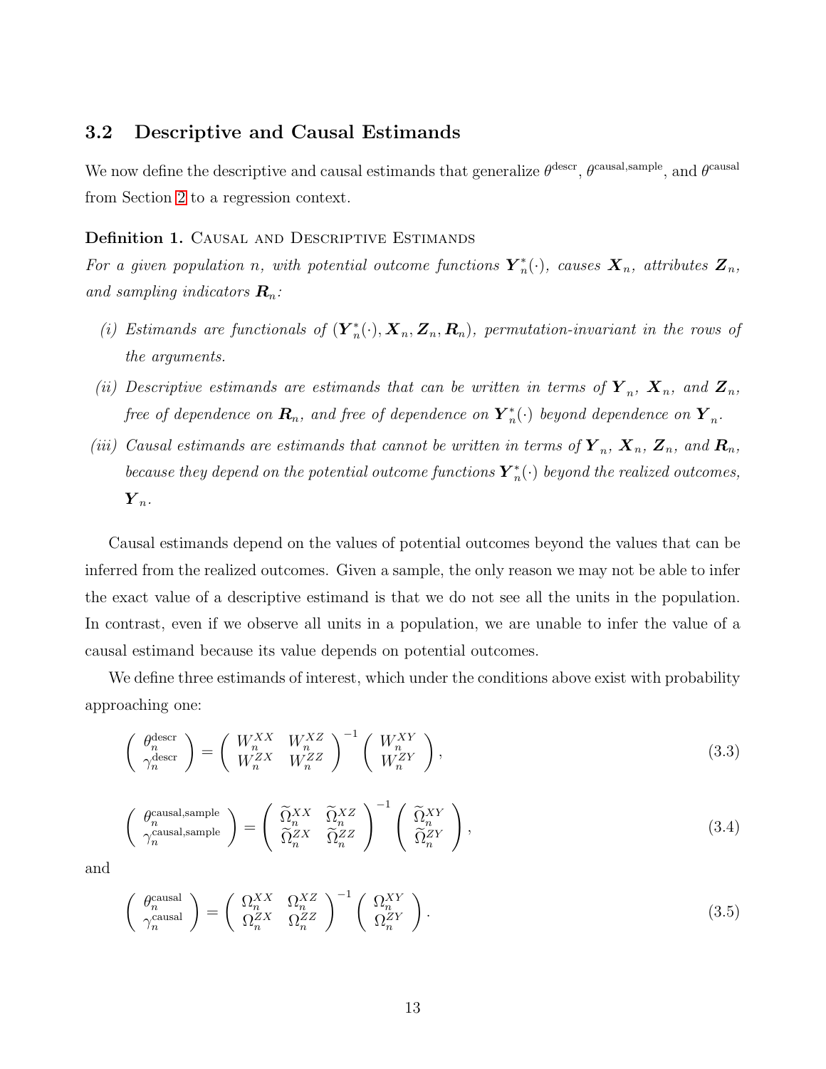## 3.2 Descriptive and Causal Estimands

We now define the descriptive and causal estimands that generalize $\theta^{\text{descr}}$, $\theta^{\text{causal,sample}}$, and $\theta^{\text{causal}}$ from Section 2 to a regression context.

**Definition 1.** Causal and Descriptive Estimands

*For a given population $n$, with potential outcome functions $\boldsymbol{Y}_n^*(\cdot)$, causes $\boldsymbol{X}_n$, attributes $\boldsymbol{Z}_n$, and sampling indicators $\boldsymbol{R}_n$:*

*(i) Estimands are functionals of $(\boldsymbol{Y}_n^*(\cdot), \boldsymbol{X}_n, \boldsymbol{Z}_n, \boldsymbol{R}_n)$, permutation-invariant in the rows of the arguments.*

*(ii) Descriptive estimands are estimands that can be written in terms of $\boldsymbol{Y}_n$, $\boldsymbol{X}_n$, and $\boldsymbol{Z}_n$, free of dependence on $\boldsymbol{R}_n$, and free of dependence on $\boldsymbol{Y}_n^*(\cdot)$ beyond dependence on $\boldsymbol{Y}_n$.*

*(iii) Causal estimands are estimands that cannot be written in terms of $\boldsymbol{Y}_n$, $\boldsymbol{X}_n$, $\boldsymbol{Z}_n$, and $\boldsymbol{R}_n$, because they depend on the potential outcome functions $\boldsymbol{Y}_n^*(\cdot)$ beyond the realized outcomes, $\boldsymbol{Y}_n$.*

Causal estimands depend on the values of potential outcomes beyond the values that can be inferred from the realized outcomes. Given a sample, the only reason we may not be able to infer the exact value of a descriptive estimand is that we do not see all the units in the population. In contrast, even if we observe all units in a population, we are unable to infer the value of a causal estimand because its value depends on potential outcomes.

We define three estimands of interest, which under the conditions above exist with probability approaching one:

$$\begin{pmatrix} \theta_n^{\text{descr}} \\ \gamma_n^{\text{descr}} \end{pmatrix} = \begin{pmatrix} W_n^{XX} & W_n^{XZ} \\ W_n^{ZX} & W_n^{ZZ} \end{pmatrix}^{-1} \begin{pmatrix} W_n^{XY} \\ W_n^{ZY} \end{pmatrix}, \tag{3.3}$$

$$\begin{pmatrix} \theta_n^{\text{causal,sample}} \\ \gamma_n^{\text{causal,sample}} \end{pmatrix} = \begin{pmatrix} \widetilde{\Omega}_n^{XX} & \widetilde{\Omega}_n^{XZ} \\ \widetilde{\Omega}_n^{ZX} & \widetilde{\Omega}_n^{ZZ} \end{pmatrix}^{-1} \begin{pmatrix} \widetilde{\Omega}_n^{XY} \\ \widetilde{\Omega}_n^{ZY} \end{pmatrix}, \tag{3.4}$$

and

$$\begin{pmatrix} \theta_n^{\text{causal}} \\ \gamma_n^{\text{causal}} \end{pmatrix} = \begin{pmatrix} \Omega_n^{XX} & \Omega_n^{XZ} \\ \Omega_n^{ZX} & \Omega_n^{ZZ} \end{pmatrix}^{-1} \begin{pmatrix} \Omega_n^{XY} \\ \Omega_n^{ZY} \end{pmatrix}. \tag{3.5}$$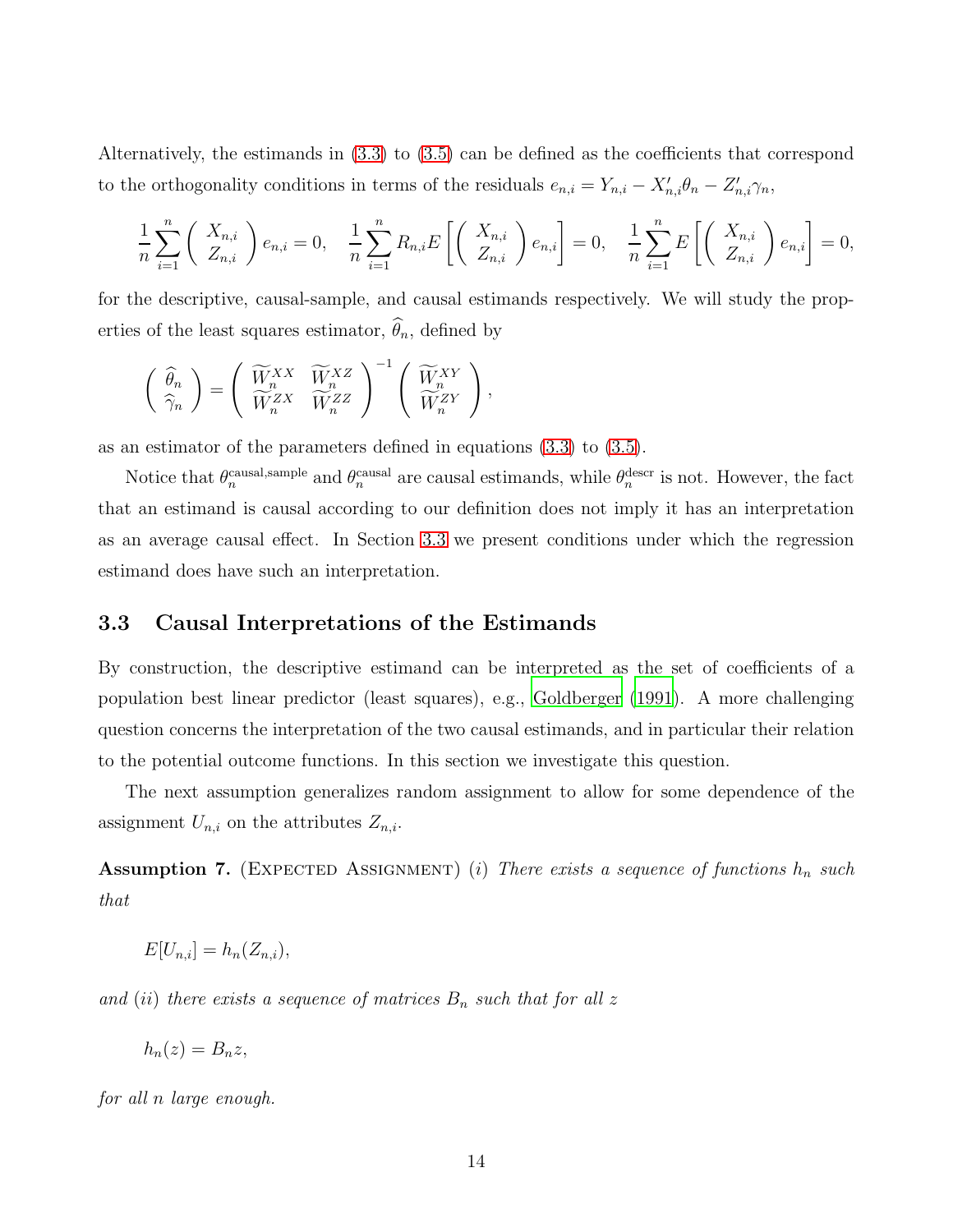Alternatively, the estimands in (3.3) to (3.5) can be defined as the coefficients that correspond to the orthogonality conditions in terms of the residuals $e_{n,i} = Y_{n,i} - X_{n,i}'\theta_n - Z_{n,i}'\gamma_n$,

$$
\frac{1}{n}\sum_{i=1}^{n}\begin{pmatrix} X_{n,i} \\ Z_{n,i} \end{pmatrix} e_{n,i} = 0, \quad \frac{1}{n}\sum_{i=1}^{n} R_{n,i} E\left[\begin{pmatrix} X_{n,i} \\ Z_{n,i} \end{pmatrix} e_{n,i}\right] = 0, \quad \frac{1}{n}\sum_{i=1}^{n} E\left[\begin{pmatrix} X_{n,i} \\ Z_{n,i} \end{pmatrix} e_{n,i}\right] = 0,
$$

for the descriptive, causal-sample, and causal estimands respectively. We will study the properties of the least squares estimator, $\widehat{\theta}_n$, defined by

$$
\begin{pmatrix} \widehat{\theta}_n \\ \widehat{\gamma}_n \end{pmatrix} = \begin{pmatrix} \widetilde{W}_n^{XX} & \widetilde{W}_n^{XZ} \\ \widetilde{W}_n^{ZX} & \widetilde{W}_n^{ZZ} \end{pmatrix}^{-1} \begin{pmatrix} \widetilde{W}_n^{XY} \\ \widetilde{W}_n^{ZY} \end{pmatrix},
$$

as an estimator of the parameters defined in equations (3.3) to (3.5).

Notice that $\theta_n^{\text{causal,sample}}$ and $\theta_n^{\text{causal}}$ are causal estimands, while $\theta_n^{\text{descr}}$ is not. However, the fact that an estimand is causal according to our definition does not imply it has an interpretation as an average causal effect. In Section 3.3 we present conditions under which the regression estimand does have such an interpretation.

## 3.3 Causal Interpretations of the Estimands

By construction, the descriptive estimand can be interpreted as the set of coefficients of a population best linear predictor (least squares), e.g., Goldberger (1991). A more challenging question concerns the interpretation of the two causal estimands, and in particular their relation to the potential outcome functions. In this section we investigate this question.

The next assumption generalizes random assignment to allow for some dependence of the assignment $U_{n,i}$ on the attributes $Z_{n,i}$.

**Assumption 7.** (Expected Assignment) (*i*) *There exists a sequence of functions $h_n$ such that*

$$
E[U_{n,i}] = h_n(Z_{n,i}),
$$

*and* (*ii*) *there exists a sequence of matrices $B_n$ such that for all $z$*

$$
h_n(z) = B_n z,
$$

*for all $n$ large enough.*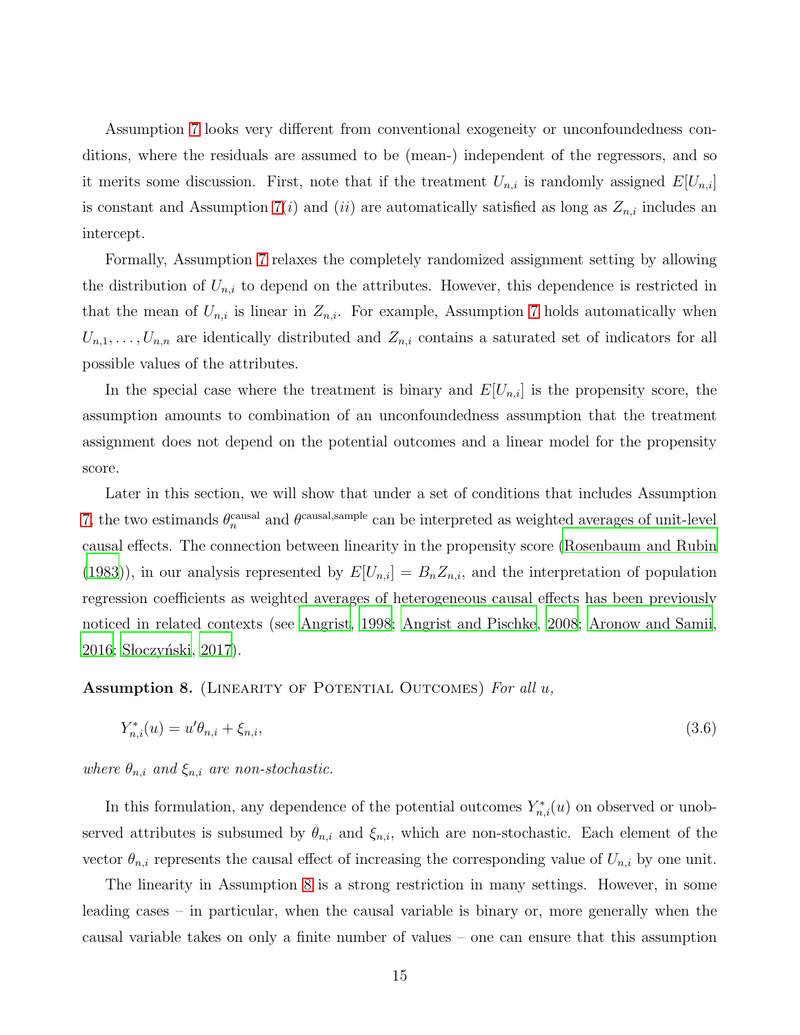Assumption 7 looks very different from conventional exogeneity or unconfoundedness conditions, where the residuals are assumed to be (mean-) independent of the regressors, and so it merits some discussion. First, note that if the treatment $U_{n,i}$ is randomly assigned $E[U_{n,i}]$ is constant and Assumption 7$(i)$ and $(ii)$ are automatically satisfied as long as $Z_{n,i}$ includes an intercept.

Formally, Assumption 7 relaxes the completely randomized assignment setting by allowing the distribution of $U_{n,i}$ to depend on the attributes. However, this dependence is restricted in that the mean of $U_{n,i}$ is linear in $Z_{n,i}$. For example, Assumption 7 holds automatically when $U_{n,1}, \ldots, U_{n,n}$ are identically distributed and $Z_{n,i}$ contains a saturated set of indicators for all possible values of the attributes.

In the special case where the treatment is binary and $E[U_{n,i}]$ is the propensity score, the assumption amounts to combination of an unconfoundedness assumption that the treatment assignment does not depend on the potential outcomes and a linear model for the propensity score.

Later in this section, we will show that under a set of conditions that includes Assumption 7, the two estimands $\theta_n^{\text{causal}}$ and $\theta^{\text{causal,sample}}$ can be interpreted as weighted averages of unit-level causal effects. The connection between linearity in the propensity score (Rosenbaum and Rubin (1983)), in our analysis represented by $E[U_{n,i}] = B_n Z_{n,i}$, and the interpretation of population regression coefficients as weighted averages of heterogeneous causal effects has been previously noticed in related contexts (see Angrist, 1998; Angrist and Pischke, 2008; Aronow and Samii, 2016; Słoczyński, 2017).

**Assumption 8.** (Linearity of Potential Outcomes) *For all $u$,*

$$Y_{n,i}^*(u) = u'\theta_{n,i} + \xi_{n,i}, \tag{3.6}$$

*where $\theta_{n,i}$ and $\xi_{n,i}$ are non-stochastic.*

In this formulation, any dependence of the potential outcomes $Y_{n,i}^*(u)$ on observed or unobserved attributes is subsumed by $\theta_{n,i}$ and $\xi_{n,i}$, which are non-stochastic. Each element of the vector $\theta_{n,i}$ represents the causal effect of increasing the corresponding value of $U_{n,i}$ by one unit.

The linearity in Assumption 8 is a strong restriction in many settings. However, in some leading cases – in particular, when the causal variable is binary or, more generally when the causal variable takes on only a finite number of values – one can ensure that this assumption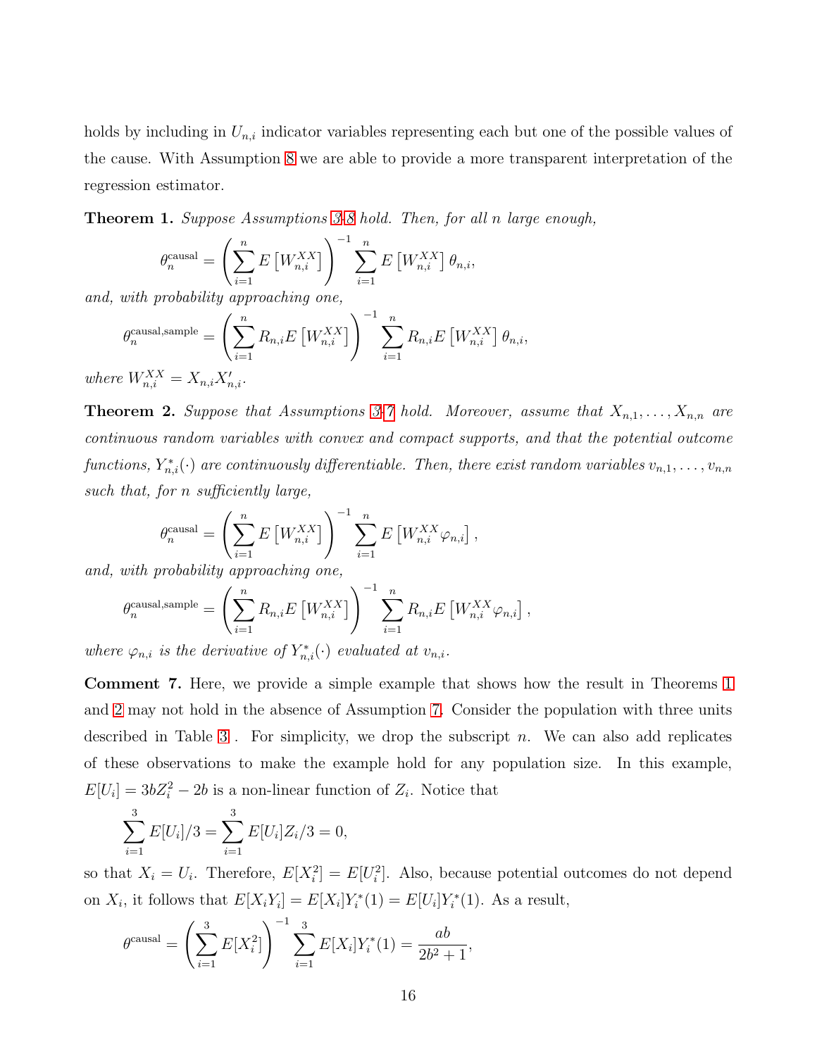holds by including in $U_{n,i}$ indicator variables representing each but one of the possible values of the cause. With Assumption 8 we are able to provide a more transparent interpretation of the regression estimator.

**Theorem 1.** *Suppose Assumptions 3-8 hold. Then, for all n large enough,*

$$\theta_n^{\text{causal}} = \left(\sum_{i=1}^n E\left[W_{n,i}^{XX}\right]\right)^{-1} \sum_{i=1}^n E\left[W_{n,i}^{XX}\right]\theta_{n,i},$$

*and, with probability approaching one,*

$$\theta_n^{\text{causal,sample}} = \left(\sum_{i=1}^n R_{n,i}E\left[W_{n,i}^{XX}\right]\right)^{-1} \sum_{i=1}^n R_{n,i}E\left[W_{n,i}^{XX}\right]\theta_{n,i},$$

*where* $W_{n,i}^{XX} = X_{n,i}X_{n,i}'$.

**Theorem 2.** *Suppose that Assumptions 3-7 hold. Moreover, assume that $X_{n,1},\ldots,X_{n,n}$ are continuous random variables with convex and compact supports, and that the potential outcome functions, $Y_{n,i}^*(\cdot)$ are continuously differentiable. Then, there exist random variables $v_{n,1},\ldots,v_{n,n}$ such that, for n sufficiently large,*

$$\theta_n^{\text{causal}} = \left(\sum_{i=1}^n E\left[W_{n,i}^{XX}\right]\right)^{-1} \sum_{i=1}^n E\left[W_{n,i}^{XX}\varphi_{n,i}\right],$$

*and, with probability approaching one,*

$$\theta_n^{\text{causal,sample}} = \left(\sum_{i=1}^n R_{n,i}E\left[W_{n,i}^{XX}\right]\right)^{-1} \sum_{i=1}^n R_{n,i}E\left[W_{n,i}^{XX}\varphi_{n,i}\right],$$

*where $\varphi_{n,i}$ is the derivative of $Y_{n,i}^*(\cdot)$ evaluated at $v_{n,i}$.*

**Comment 7.** Here, we provide a simple example that shows how the result in Theorems 1 and 2 may not hold in the absence of Assumption 7. Consider the population with three units described in Table 3 . For simplicity, we drop the subscript $n$. We can also add replicates of these observations to make the example hold for any population size. In this example, $E[U_i] = 3bZ_i^2 - 2b$ is a non-linear function of $Z_i$. Notice that

$$\sum_{i=1}^3 E[U_i]/3 = \sum_{i=1}^3 E[U_i]Z_i/3 = 0,$$

so that $X_i = U_i$. Therefore, $E[X_i^2] = E[U_i^2]$. Also, because potential outcomes do not depend on $X_i$, it follows that $E[X_iY_i] = E[X_i]Y_i^*(1) = E[U_i]Y_i^*(1)$. As a result,

$$\theta^{\text{causal}} = \left(\sum_{i=1}^3 E[X_i^2]\right)^{-1} \sum_{i=1}^3 E[X_i]Y_i^*(1) = \frac{ab}{2b^2+1},$$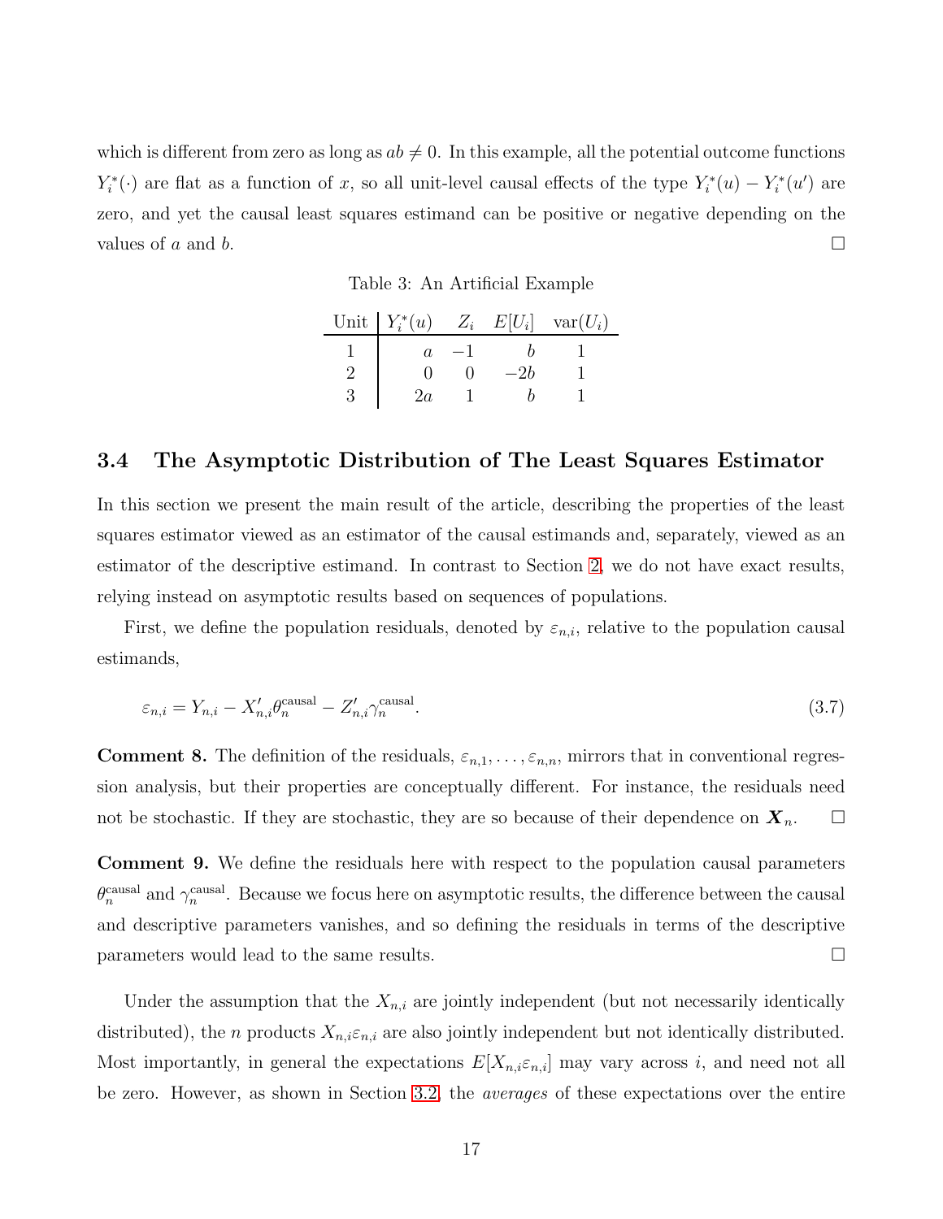which is different from zero as long as $ab \neq 0$. In this example, all the potential outcome functions $Y_i^*(\cdot)$ are flat as a function of $x$, so all unit-level causal effects of the type $Y_i^*(u) - Y_i^*(u')$ are zero, and yet the causal least squares estimand can be positive or negative depending on the values of $a$ and $b$. □

Table 3: An Artificial Example

| Unit | $Y_i^*(u)$ | $Z_i$ | $E[U_i]$ | $\text{var}(U_i)$ |
|---|---|---|---|---|
| 1 | $a$ | $-1$ | $b$ | 1 |
| 2 | 0 | 0 | $-2b$ | 1 |
| 3 | $2a$ | 1 | $b$ | 1 |

### 3.4 The Asymptotic Distribution of The Least Squares Estimator

In this section we present the main result of the article, describing the properties of the least squares estimator viewed as an estimator of the causal estimands and, separately, viewed as an estimator of the descriptive estimand. In contrast to Section 2, we do not have exact results, relying instead on asymptotic results based on sequences of populations.

First, we define the population residuals, denoted by $\varepsilon_{n,i}$, relative to the population causal estimands,

$$\varepsilon_{n,i} = Y_{n,i} - X_{n,i}'\theta_n^{\text{causal}} - Z_{n,i}'\gamma_n^{\text{causal}}. \tag{3.7}$$

**Comment 8.** The definition of the residuals, $\varepsilon_{n,1}, \ldots, \varepsilon_{n,n}$, mirrors that in conventional regression analysis, but their properties are conceptually different. For instance, the residuals need not be stochastic. If they are stochastic, they are so because of their dependence on $\boldsymbol{X}_n$. □

**Comment 9.** We define the residuals here with respect to the population causal parameters $\theta_n^{\text{causal}}$ and $\gamma_n^{\text{causal}}$. Because we focus here on asymptotic results, the difference between the causal and descriptive parameters vanishes, and so defining the residuals in terms of the descriptive parameters would lead to the same results. □

Under the assumption that the $X_{n,i}$ are jointly independent (but not necessarily identically distributed), the $n$ products $X_{n,i}\varepsilon_{n,i}$ are also jointly independent but not identically distributed. Most importantly, in general the expectations $E[X_{n,i}\varepsilon_{n,i}]$ may vary across $i$, and need not all be zero. However, as shown in Section 3.2, the *averages* of these expectations over the entire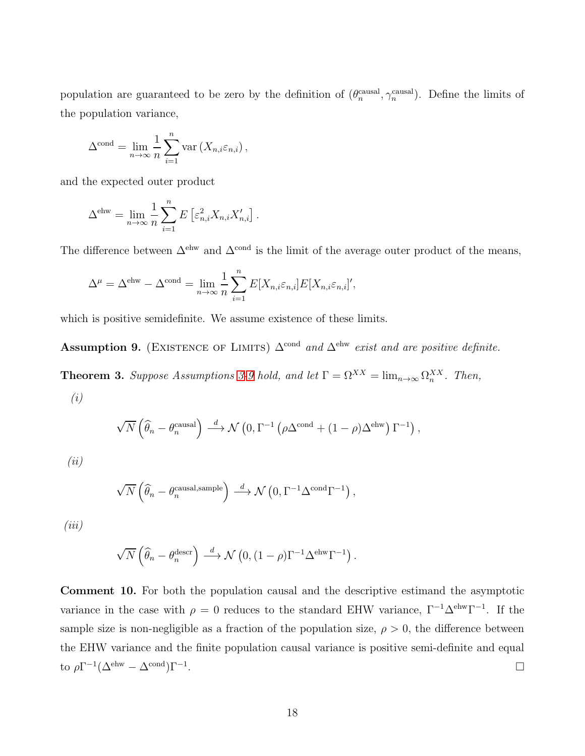population are guaranteed to be zero by the definition of $(\theta_n^{\text{causal}}, \gamma_n^{\text{causal}})$. Define the limits of the population variance,

$$\Delta^{\text{cond}} = \lim_{n\to\infty} \frac{1}{n} \sum_{i=1}^{n} \text{var}\left(X_{n,i}\varepsilon_{n,i}\right),$$

and the expected outer product

$$\Delta^{\text{ehw}} = \lim_{n\to\infty} \frac{1}{n} \sum_{i=1}^{n} E\left[\varepsilon_{n,i}^2 X_{n,i} X_{n,i}'\right].$$

The difference between $\Delta^{\text{ehw}}$ and $\Delta^{\text{cond}}$ is the limit of the average outer product of the means,

$$\Delta^{\mu} = \Delta^{\text{ehw}} - \Delta^{\text{cond}} = \lim_{n\to\infty} \frac{1}{n} \sum_{i=1}^{n} E[X_{n,i}\varepsilon_{n,i}]E[X_{n,i}\varepsilon_{n,i}]',$$

which is positive semidefinite. We assume existence of these limits.

**Assumption 9.** (Existence of Limits) *$\Delta^{\text{cond}}$ and $\Delta^{\text{ehw}}$ exist and are positive definite.*

**Theorem 3.** *Suppose Assumptions 3-9 hold, and let $\Gamma = \Omega^{XX} = \lim_{n\to\infty} \Omega_n^{XX}$. Then,*

*(i)*

$$\sqrt{N}\left(\widehat{\theta}_n - \theta_n^{\text{causal}}\right) \xrightarrow{d} \mathcal{N}\left(0, \Gamma^{-1}\left(\rho\Delta^{\text{cond}} + (1-\rho)\Delta^{\text{ehw}}\right)\Gamma^{-1}\right),$$

*(ii)*

$$\sqrt{N}\left(\widehat{\theta}_n - \theta_n^{\text{causal,sample}}\right) \xrightarrow{d} \mathcal{N}\left(0, \Gamma^{-1}\Delta^{\text{cond}}\Gamma^{-1}\right),$$

*(iii)*

$$\sqrt{N}\left(\widehat{\theta}_n - \theta_n^{\text{descr}}\right) \xrightarrow{d} \mathcal{N}\left(0, (1-\rho)\Gamma^{-1}\Delta^{\text{ehw}}\Gamma^{-1}\right).$$

**Comment 10.** For both the population causal and the descriptive estimand the asymptotic variance in the case with $\rho = 0$ reduces to the standard EHW variance, $\Gamma^{-1}\Delta^{\text{ehw}}\Gamma^{-1}$. If the sample size is non-negligible as a fraction of the population size, $\rho > 0$, the difference between the EHW variance and the finite population causal variance is positive semi-definite and equal to $\rho\Gamma^{-1}(\Delta^{\text{ehw}} - \Delta^{\text{cond}})\Gamma^{-1}$. □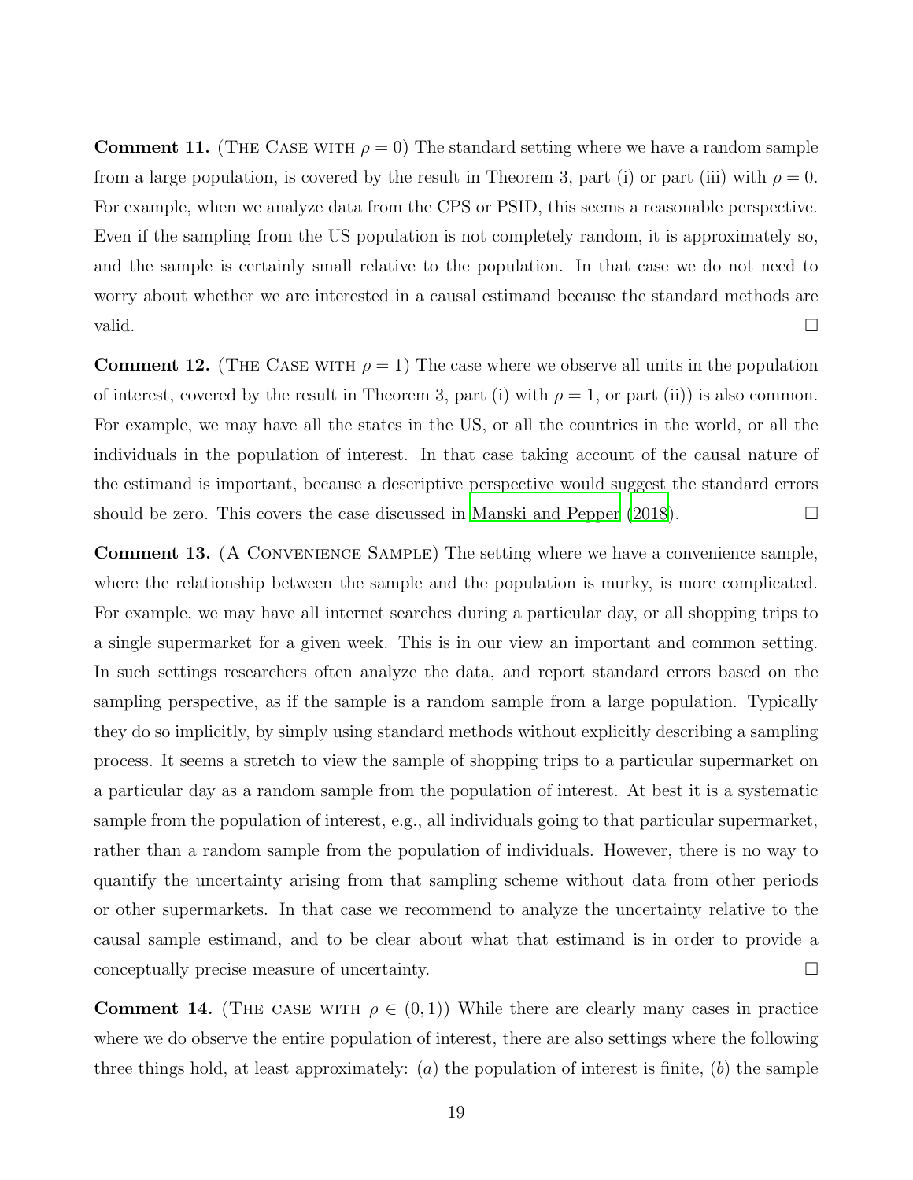**Comment 11.** (The Case with $\rho = 0$) The standard setting where we have a random sample from a large population, is covered by the result in Theorem 3, part (i) or part (iii) with $\rho = 0$. For example, when we analyze data from the CPS or PSID, this seems a reasonable perspective. Even if the sampling from the US population is not completely random, it is approximately so, and the sample is certainly small relative to the population. In that case we do not need to worry about whether we are interested in a causal estimand because the standard methods are valid. □

**Comment 12.** (The Case with $\rho = 1$) The case where we observe all units in the population of interest, covered by the result in Theorem 3, part (i) with $\rho = 1$, or part (ii)) is also common. For example, we may have all the states in the US, or all the countries in the world, or all the individuals in the population of interest. In that case taking account of the causal nature of the estimand is important, because a descriptive perspective would suggest the standard errors should be zero. This covers the case discussed in Manski and Pepper (2018). □

**Comment 13.** (A Convenience Sample) The setting where we have a convenience sample, where the relationship between the sample and the population is murky, is more complicated. For example, we may have all internet searches during a particular day, or all shopping trips to a single supermarket for a given week. This is in our view an important and common setting. In such settings researchers often analyze the data, and report standard errors based on the sampling perspective, as if the sample is a random sample from a large population. Typically they do so implicitly, by simply using standard methods without explicitly describing a sampling process. It seems a stretch to view the sample of shopping trips to a particular supermarket on a particular day as a random sample from the population of interest. At best it is a systematic sample from the population of interest, e.g., all individuals going to that particular supermarket, rather than a random sample from the population of individuals. However, there is no way to quantify the uncertainty arising from that sampling scheme without data from other periods or other supermarkets. In that case we recommend to analyze the uncertainty relative to the causal sample estimand, and to be clear about what that estimand is in order to provide a conceptually precise measure of uncertainty. □

**Comment 14.** (The case with $\rho \in (0, 1)$) While there are clearly many cases in practice where we do observe the entire population of interest, there are also settings where the following three things hold, at least approximately: ($a$) the population of interest is finite, ($b$) the sample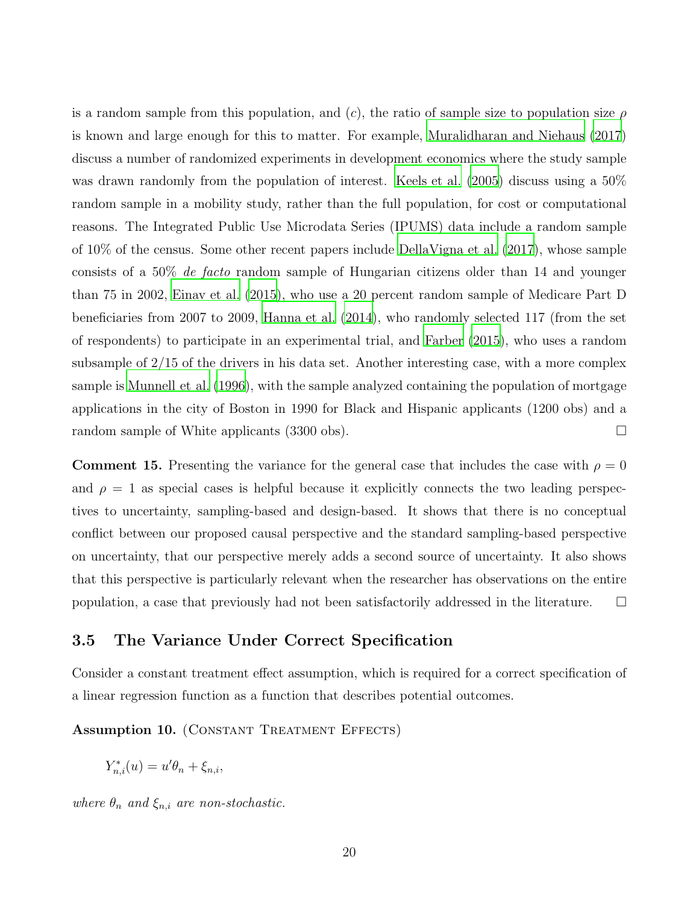is a random sample from this population, and $(c)$, the ratio of sample size to population size $\rho$ is known and large enough for this to matter. For example, Muralidharan and Niehaus (2017) discuss a number of randomized experiments in development economics where the study sample was drawn randomly from the population of interest. Keels et al. (2005) discuss using a 50% random sample in a mobility study, rather than the full population, for cost or computational reasons. The Integrated Public Use Microdata Series (IPUMS) data include a random sample of 10% of the census. Some other recent papers include DellaVigna et al. (2017), whose sample consists of a 50% *de facto* random sample of Hungarian citizens older than 14 and younger than 75 in 2002, Einav et al. (2015), who use a 20 percent random sample of Medicare Part D beneficiaries from 2007 to 2009, Hanna et al. (2014), who randomly selected 117 (from the set of respondents) to participate in an experimental trial, and Farber (2015), who uses a random subsample of 2/15 of the drivers in his data set. Another interesting case, with a more complex sample is Munnell et al. (1996), with the sample analyzed containing the population of mortgage applications in the city of Boston in 1990 for Black and Hispanic applicants (1200 obs) and a random sample of White applicants (3300 obs). □

**Comment 15.** Presenting the variance for the general case that includes the case with $\rho = 0$ and $\rho = 1$ as special cases is helpful because it explicitly connects the two leading perspectives to uncertainty, sampling-based and design-based. It shows that there is no conceptual conflict between our proposed causal perspective and the standard sampling-based perspective on uncertainty, that our perspective merely adds a second source of uncertainty. It also shows that this perspective is particularly relevant when the researcher has observations on the entire population, a case that previously had not been satisfactorily addressed in the literature. □

### 3.5 The Variance Under Correct Specification

Consider a constant treatment effect assumption, which is required for a correct specification of a linear regression function as a function that describes potential outcomes.

**Assumption 10.** (Constant Treatment Effects)

$$Y^*_{n,i}(u) = u'\theta_n + \xi_{n,i},$$

*where $\theta_n$ and $\xi_{n,i}$ are non-stochastic.*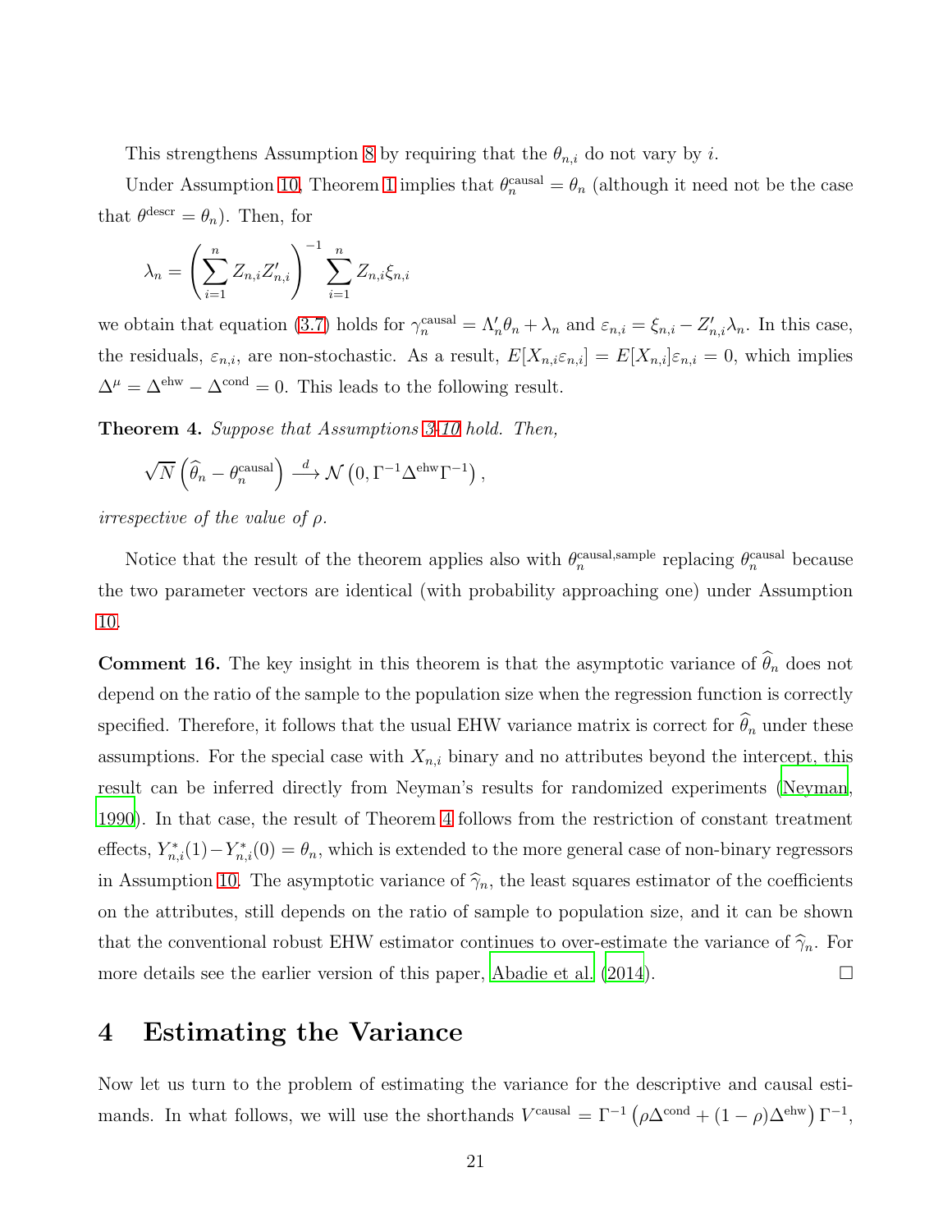This strengthens Assumption 8 by requiring that the $\theta_{n,i}$ do not vary by $i$.

Under Assumption 10, Theorem 1 implies that $\theta_n^{\text{causal}} = \theta_n$ (although it need not be the case that $\theta^{\text{descr}} = \theta_n$). Then, for

$$\lambda_n = \left( \sum_{i=1}^{n} Z_{n,i} Z_{n,i}' \right)^{-1} \sum_{i=1}^{n} Z_{n,i} \xi_{n,i}$$

we obtain that equation (3.7) holds for $\gamma_n^{\text{causal}} = \Lambda_n' \theta_n + \lambda_n$ and $\varepsilon_{n,i} = \xi_{n,i} - Z_{n,i}' \lambda_n$. In this case, the residuals, $\varepsilon_{n,i}$, are non-stochastic. As a result, $E[X_{n,i}\varepsilon_{n,i}] = E[X_{n,i}]\varepsilon_{n,i} = 0$, which implies $\Delta^{\mu} = \Delta^{\text{ehw}} - \Delta^{\text{cond}} = 0$. This leads to the following result.

**Theorem 4.** *Suppose that Assumptions 3-10 hold. Then,*

$$\sqrt{N}\left(\widehat{\theta}_n - \theta_n^{\text{causal}}\right) \xrightarrow{d} \mathcal{N}\left(0, \Gamma^{-1}\Delta^{\text{ehw}}\Gamma^{-1}\right),$$

*irrespective of the value of* $\rho$.

Notice that the result of the theorem applies also with $\theta_n^{\text{causal,sample}}$ replacing $\theta_n^{\text{causal}}$ because the two parameter vectors are identical (with probability approaching one) under Assumption 10.

**Comment 16.** The key insight in this theorem is that the asymptotic variance of $\widehat{\theta}_n$ does not depend on the ratio of the sample to the population size when the regression function is correctly specified. Therefore, it follows that the usual EHW variance matrix is correct for $\widehat{\theta}_n$ under these assumptions. For the special case with $X_{n,i}$ binary and no attributes beyond the intercept, this result can be inferred directly from Neyman's results for randomized experiments (Neyman, 1990). In that case, the result of Theorem 4 follows from the restriction of constant treatment effects, $Y_{n,i}^*(1) - Y_{n,i}^*(0) = \theta_n$, which is extended to the more general case of non-binary regressors in Assumption 10. The asymptotic variance of $\widehat{\gamma}_n$, the least squares estimator of the coefficients on the attributes, still depends on the ratio of sample to population size, and it can be shown that the conventional robust EHW estimator continues to over-estimate the variance of $\widehat{\gamma}_n$. For more details see the earlier version of this paper, Abadie et al. (2014). □

# 4 Estimating the Variance

Now let us turn to the problem of estimating the variance for the descriptive and causal estimands. In what follows, we will use the shorthands $V^{\text{causal}} = \Gamma^{-1}\left(\rho\Delta^{\text{cond}} + (1-\rho)\Delta^{\text{ehw}}\right)\Gamma^{-1}$,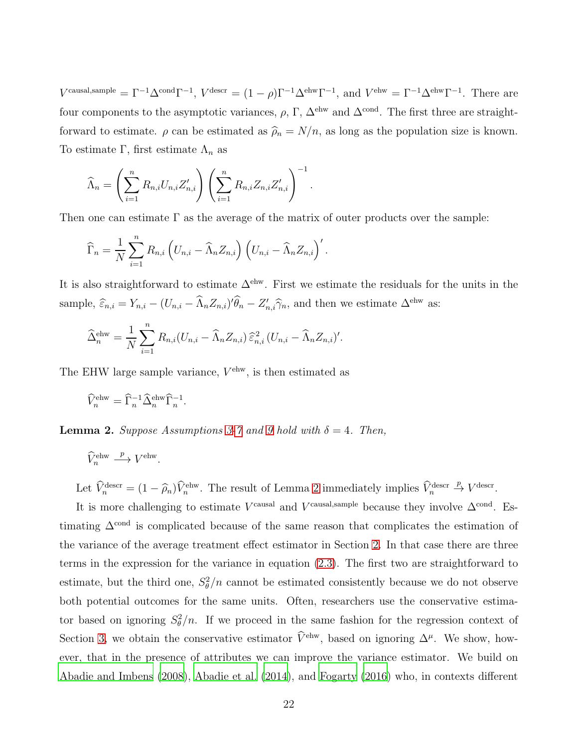$V^{\text{causal,sample}} = \Gamma^{-1}\Delta^{\text{cond}}\Gamma^{-1}$, $V^{\text{descr}} = (1-\rho)\Gamma^{-1}\Delta^{\text{ehw}}\Gamma^{-1}$, and $V^{\text{ehw}} = \Gamma^{-1}\Delta^{\text{ehw}}\Gamma^{-1}$. There are four components to the asymptotic variances, $\rho$, $\Gamma$, $\Delta^{\text{ehw}}$ and $\Delta^{\text{cond}}$. The first three are straightforward to estimate. $\rho$ can be estimated as $\widehat{\rho}_n = N/n$, as long as the population size is known. To estimate $\Gamma$, first estimate $\Lambda_n$ as

$$\widehat{\Lambda}_n = \left(\sum_{i=1}^{n} R_{n,i}U_{n,i}Z'_{n,i}\right)\left(\sum_{i=1}^{n} R_{n,i}Z_{n,i}Z'_{n,i}\right)^{-1}.$$

Then one can estimate $\Gamma$ as the average of the matrix of outer products over the sample:

$$\widehat{\Gamma}_n = \frac{1}{N}\sum_{i=1}^{n} R_{n,i}\left(U_{n,i} - \widehat{\Lambda}_n Z_{n,i}\right)\left(U_{n,i} - \widehat{\Lambda}_n Z_{n,i}\right)'.$$

It is also straightforward to estimate $\Delta^{\text{ehw}}$. First we estimate the residuals for the units in the sample, $\widehat{\varepsilon}_{n,i} = Y_{n,i} - (U_{n,i} - \widehat{\Lambda}_n Z_{n,i})'\widehat{\theta}_n - Z'_{n,i}\widehat{\gamma}_n$, and then we estimate $\Delta^{\text{ehw}}$ as:

$$\widehat{\Delta}_n^{\text{ehw}} = \frac{1}{N}\sum_{i=1}^{n} R_{n,i}(U_{n,i} - \widehat{\Lambda}_n Z_{n,i})\,\widehat{\varepsilon}_{n,i}^2\,(U_{n,i} - \widehat{\Lambda}_n Z_{n,i})'.$$

The EHW large sample variance, $V^{\text{ehw}}$, is then estimated as

$$\widehat{V}_n^{\text{ehw}} = \widehat{\Gamma}_n^{-1}\widehat{\Delta}_n^{\text{ehw}}\widehat{\Gamma}_n^{-1}.$$

**Lemma 2.** *Suppose Assumptions 3-7 and 9 hold with $\delta = 4$. Then,*

$$\widehat{V}_n^{\text{ehw}} \xrightarrow{p} V^{\text{ehw}}.$$

Let $\widehat{V}_n^{\text{descr}} = (1-\widehat{\rho}_n)\widehat{V}_n^{\text{ehw}}$. The result of Lemma 2 immediately implies $\widehat{V}_n^{\text{descr}} \xrightarrow{p} V^{\text{descr}}$.

It is more challenging to estimate $V^{\text{causal}}$ and $V^{\text{causal,sample}}$ because they involve $\Delta^{\text{cond}}$. Estimating $\Delta^{\text{cond}}$ is complicated because of the same reason that complicates the estimation of the variance of the average treatment effect estimator in Section 2. In that case there are three terms in the expression for the variance in equation (2.3). The first two are straightforward to estimate, but the third one, $S_\theta^2/n$ cannot be estimated consistently because we do not observe both potential outcomes for the same units. Often, researchers use the conservative estimator based on ignoring $S_\theta^2/n$. If we proceed in the same fashion for the regression context of Section 3, we obtain the conservative estimator $\widehat{V}^{\text{ehw}}$, based on ignoring $\Delta^\mu$. We show, however, that in the presence of attributes we can improve the variance estimator. We build on Abadie and Imbens (2008), Abadie et al. (2014), and Fogarty (2016) who, in contexts different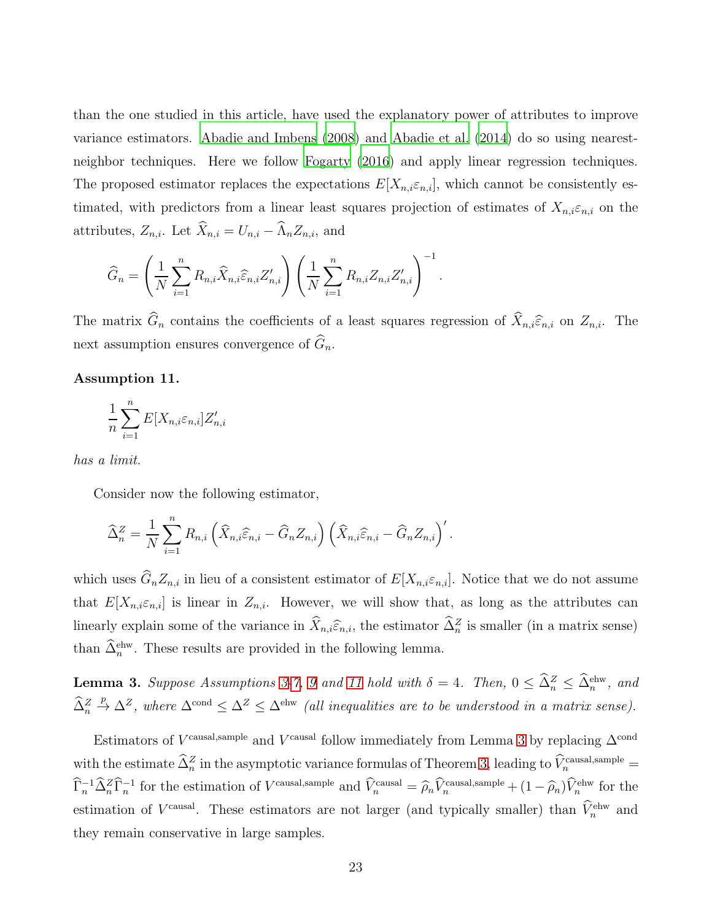than the one studied in this article, have used the explanatory power of attributes to improve variance estimators. Abadie and Imbens (2008) and Abadie et al. (2014) do so using nearest-neighbor techniques. Here we follow Fogarty (2016) and apply linear regression techniques. The proposed estimator replaces the expectations $E[X_{n,i}\varepsilon_{n,i}]$, which cannot be consistently estimated, with predictors from a linear least squares projection of estimates of $X_{n,i}\varepsilon_{n,i}$ on the attributes, $Z_{n,i}$. Let $\widehat{X}_{n,i} = U_{n,i} - \widehat{\Lambda}_n Z_{n,i}$, and

$$\widehat{G}_n = \left(\frac{1}{N}\sum_{i=1}^{n} R_{n,i}\widehat{X}_{n,i}\widehat{\varepsilon}_{n,i}Z'_{n,i}\right)\left(\frac{1}{N}\sum_{i=1}^{n} R_{n,i}Z_{n,i}Z'_{n,i}\right)^{-1}.$$

The matrix $\widehat{G}_n$ contains the coefficients of a least squares regression of $\widehat{X}_{n,i}\widehat{\varepsilon}_{n,i}$ on $Z_{n,i}$. The next assumption ensures convergence of $\widehat{G}_n$.

**Assumption 11.**

$$\frac{1}{n}\sum_{i=1}^{n} E[X_{n,i}\varepsilon_{n,i}]Z'_{n,i}$$

*has a limit.*

Consider now the following estimator,

$$\widehat{\Delta}^Z_n = \frac{1}{N}\sum_{i=1}^{n} R_{n,i}\left(\widehat{X}_{n,i}\widehat{\varepsilon}_{n,i} - \widehat{G}_n Z_{n,i}\right)\left(\widehat{X}_{n,i}\widehat{\varepsilon}_{n,i} - \widehat{G}_n Z_{n,i}\right)'.$$

which uses $\widehat{G}_n Z_{n,i}$ in lieu of a consistent estimator of $E[X_{n,i}\varepsilon_{n,i}]$. Notice that we do not assume that $E[X_{n,i}\varepsilon_{n,i}]$ is linear in $Z_{n,i}$. However, we will show that, as long as the attributes can linearly explain some of the variance in $\widehat{X}_{n,i}\widehat{\varepsilon}_{n,i}$, the estimator $\widehat{\Delta}^Z_n$ is smaller (in a matrix sense) than $\widehat{\Delta}^{\text{ehw}}_n$. These results are provided in the following lemma.

**Lemma 3.** *Suppose Assumptions 3-7, 9 and 11 hold with $\delta = 4$. Then, $0 \leq \widehat{\Delta}^Z_n \leq \widehat{\Delta}^{\text{ehw}}_n$, and $\widehat{\Delta}^Z_n \xrightarrow{p} \Delta^Z$, where $\Delta^{\text{cond}} \leq \Delta^Z \leq \Delta^{\text{ehw}}$ (all inequalities are to be understood in a matrix sense).*

Estimators of $V^{\text{causal,sample}}$ and $V^{\text{causal}}$ follow immediately from Lemma 3 by replacing $\Delta^{\text{cond}}$ with the estimate $\widehat{\Delta}^Z_n$ in the asymptotic variance formulas of Theorem 3, leading to $\widehat{V}^{\text{causal,sample}}_n = \widehat{\Gamma}^{-1}_n\widehat{\Delta}^Z_n\widehat{\Gamma}^{-1}_n$ for the estimation of $V^{\text{causal,sample}}$ and $\widehat{V}^{\text{causal}}_n = \widehat{\rho}_n\widehat{V}^{\text{causal,sample}}_n + (1-\widehat{\rho}_n)\widehat{V}^{\text{ehw}}_n$ for the estimation of $V^{\text{causal}}$. These estimators are not larger (and typically smaller) than $\widehat{V}^{\text{ehw}}_n$ and they remain conservative in large samples.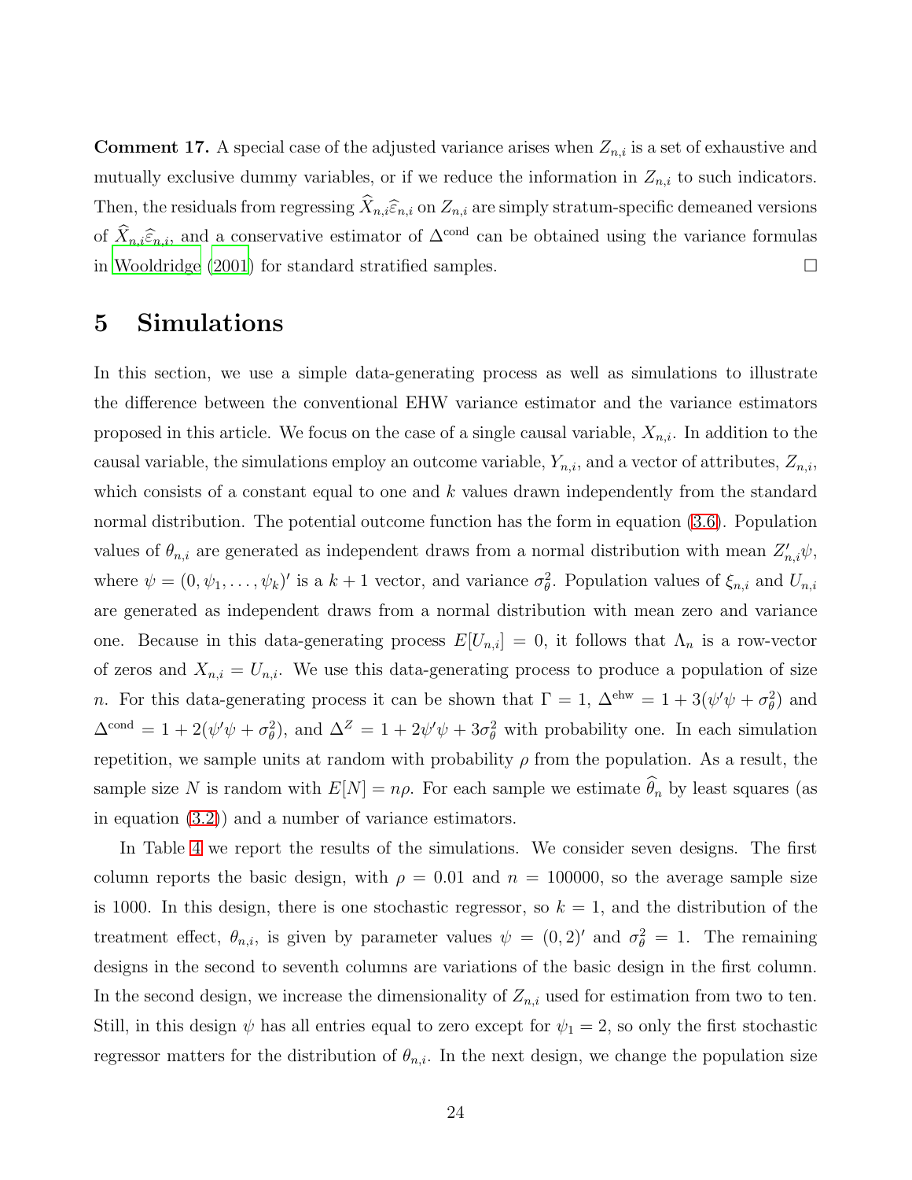**Comment 17.** A special case of the adjusted variance arises when $Z_{n,i}$ is a set of exhaustive and mutually exclusive dummy variables, or if we reduce the information in $Z_{n,i}$ to such indicators. Then, the residuals from regressing $\widehat{X}_{n,i}\widehat{\varepsilon}_{n,i}$ on $Z_{n,i}$ are simply stratum-specific demeaned versions of $\widehat{X}_{n,i}\widehat{\varepsilon}_{n,i}$, and a conservative estimator of $\Delta^{\text{cond}}$ can be obtained using the variance formulas in Wooldridge (2001) for standard stratified samples. □

# 5 Simulations

In this section, we use a simple data-generating process as well as simulations to illustrate the difference between the conventional EHW variance estimator and the variance estimators proposed in this article. We focus on the case of a single causal variable, $X_{n,i}$. In addition to the causal variable, the simulations employ an outcome variable, $Y_{n,i}$, and a vector of attributes, $Z_{n,i}$, which consists of a constant equal to one and $k$ values drawn independently from the standard normal distribution. The potential outcome function has the form in equation (3.6). Population values of $\theta_{n,i}$ are generated as independent draws from a normal distribution with mean $Z'_{n,i}\psi$, where $\psi = (0, \psi_1, \ldots, \psi_k)'$ is a $k+1$ vector, and variance $\sigma^2_\theta$. Population values of $\xi_{n,i}$ and $U_{n,i}$ are generated as independent draws from a normal distribution with mean zero and variance one. Because in this data-generating process $E[U_{n,i}] = 0$, it follows that $\Lambda_n$ is a row-vector of zeros and $X_{n,i} = U_{n,i}$. We use this data-generating process to produce a population of size $n$. For this data-generating process it can be shown that $\Gamma = 1$, $\Delta^{\text{ehw}} = 1 + 3(\psi'\psi + \sigma^2_\theta)$ and $\Delta^{\text{cond}} = 1 + 2(\psi'\psi + \sigma^2_\theta)$, and $\Delta^Z = 1 + 2\psi'\psi + 3\sigma^2_\theta$ with probability one. In each simulation repetition, we sample units at random with probability $\rho$ from the population. As a result, the sample size $N$ is random with $E[N] = n\rho$. For each sample we estimate $\widehat{\theta}_n$ by least squares (as in equation (3.2)) and a number of variance estimators.

In Table 4 we report the results of the simulations. We consider seven designs. The first column reports the basic design, with $\rho = 0.01$ and $n = 100000$, so the average sample size is 1000. In this design, there is one stochastic regressor, so $k = 1$, and the distribution of the treatment effect, $\theta_{n,i}$, is given by parameter values $\psi = (0, 2)'$ and $\sigma^2_\theta = 1$. The remaining designs in the second to seventh columns are variations of the basic design in the first column. In the second design, we increase the dimensionality of $Z_{n,i}$ used for estimation from two to ten. Still, in this design $\psi$ has all entries equal to zero except for $\psi_1 = 2$, so only the first stochastic regressor matters for the distribution of $\theta_{n,i}$. In the next design, we change the population size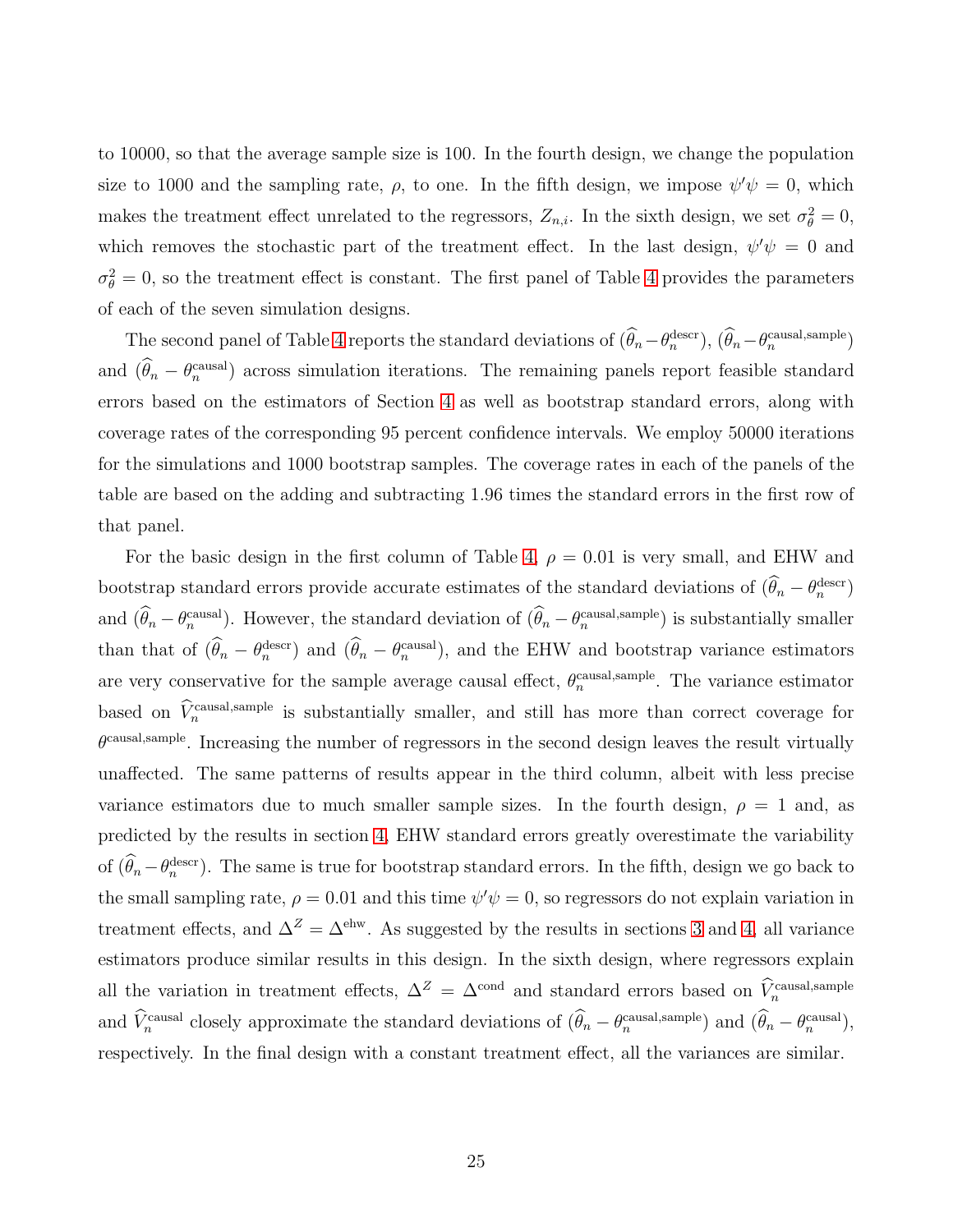to 10000, so that the average sample size is 100. In the fourth design, we change the population size to 1000 and the sampling rate, $\rho$, to one. In the fifth design, we impose $\psi'\psi = 0$, which makes the treatment effect unrelated to the regressors, $Z_{n,i}$. In the sixth design, we set $\sigma_\theta^2 = 0$, which removes the stochastic part of the treatment effect. In the last design, $\psi'\psi = 0$ and $\sigma_\theta^2 = 0$, so the treatment effect is constant. The first panel of Table 4 provides the parameters of each of the seven simulation designs.

The second panel of Table 4 reports the standard deviations of $(\widehat{\theta}_n - \theta_n^{\text{descr}})$, $(\widehat{\theta}_n - \theta_n^{\text{causal,sample}})$ and $(\widehat{\theta}_n - \theta_n^{\text{causal}})$ across simulation iterations. The remaining panels report feasible standard errors based on the estimators of Section 4 as well as bootstrap standard errors, along with coverage rates of the corresponding 95 percent confidence intervals. We employ 50000 iterations for the simulations and 1000 bootstrap samples. The coverage rates in each of the panels of the table are based on the adding and subtracting 1.96 times the standard errors in the first row of that panel.

For the basic design in the first column of Table 4, $\rho = 0.01$ is very small, and EHW and bootstrap standard errors provide accurate estimates of the standard deviations of $(\widehat{\theta}_n - \theta_n^{\text{descr}})$ and $(\widehat{\theta}_n - \theta_n^{\text{causal}})$. However, the standard deviation of $(\widehat{\theta}_n - \theta_n^{\text{causal,sample}})$ is substantially smaller than that of $(\widehat{\theta}_n - \theta_n^{\text{descr}})$ and $(\widehat{\theta}_n - \theta_n^{\text{causal}})$, and the EHW and bootstrap variance estimators are very conservative for the sample average causal effect, $\theta_n^{\text{causal,sample}}$. The variance estimator based on $\widehat{V}_n^{\text{causal,sample}}$ is substantially smaller, and still has more than correct coverage for $\theta^{\text{causal,sample}}$. Increasing the number of regressors in the second design leaves the result virtually unaffected. The same patterns of results appear in the third column, albeit with less precise variance estimators due to much smaller sample sizes. In the fourth design, $\rho = 1$ and, as predicted by the results in section 4, EHW standard errors greatly overestimate the variability of $(\widehat{\theta}_n - \theta_n^{\text{descr}})$. The same is true for bootstrap standard errors. In the fifth, design we go back to the small sampling rate, $\rho = 0.01$ and this time $\psi'\psi = 0$, so regressors do not explain variation in treatment effects, and $\Delta^Z = \Delta^{\text{ehw}}$. As suggested by the results in sections 3 and 4, all variance estimators produce similar results in this design. In the sixth design, where regressors explain all the variation in treatment effects, $\Delta^Z = \Delta^{\text{cond}}$ and standard errors based on $\widehat{V}_n^{\text{causal,sample}}$ and $\widehat{V}_n^{\text{causal}}$ closely approximate the standard deviations of $(\widehat{\theta}_n - \theta_n^{\text{causal,sample}})$ and $(\widehat{\theta}_n - \theta_n^{\text{causal}})$, respectively. In the final design with a constant treatment effect, all the variances are similar.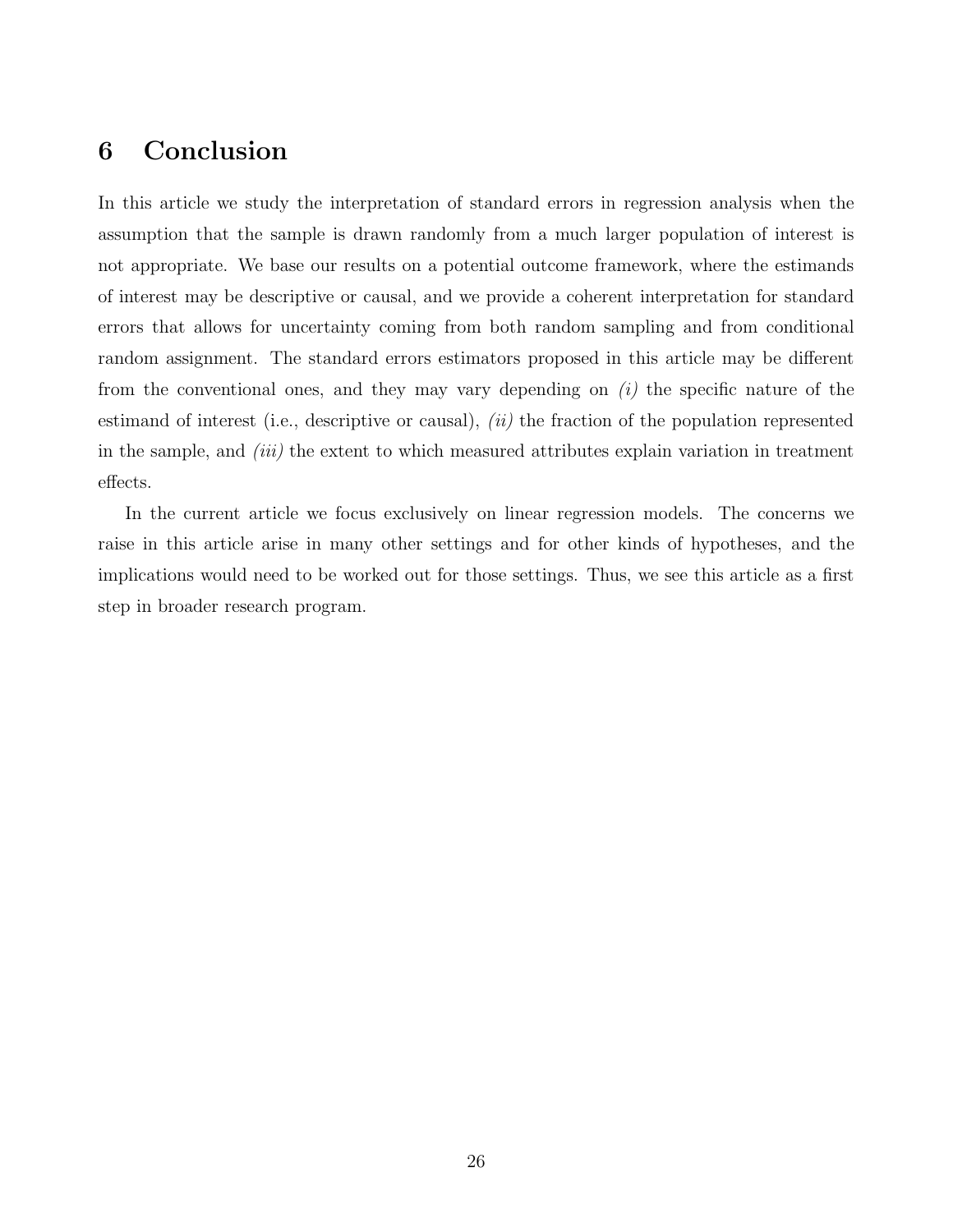## 6 Conclusion

In this article we study the interpretation of standard errors in regression analysis when the assumption that the sample is drawn randomly from a much larger population of interest is not appropriate. We base our results on a potential outcome framework, where the estimands of interest may be descriptive or causal, and we provide a coherent interpretation for standard errors that allows for uncertainty coming from both random sampling and from conditional random assignment. The standard errors estimators proposed in this article may be different from the conventional ones, and they may vary depending on *(i)* the specific nature of the estimand of interest (i.e., descriptive or causal), *(ii)* the fraction of the population represented in the sample, and *(iii)* the extent to which measured attributes explain variation in treatment effects.

In the current article we focus exclusively on linear regression models. The concerns we raise in this article arise in many other settings and for other kinds of hypotheses, and the implications would need to be worked out for those settings. Thus, we see this article as a first step in broader research program.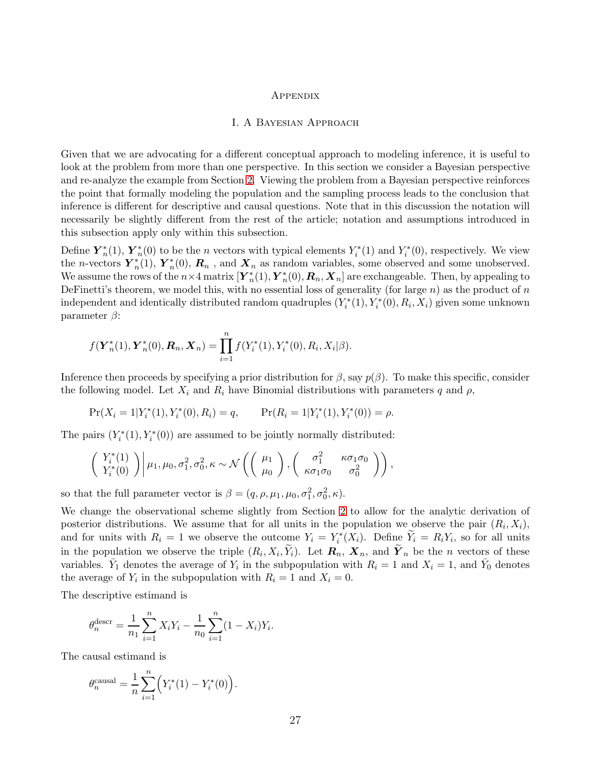# Appendix

## I. A Bayesian Approach

Given that we are advocating for a different conceptual approach to modeling inference, it is useful to look at the problem from more than one perspective. In this section we consider a Bayesian perspective and re-analyze the example from Section 2. Viewing the problem from a Bayesian perspective reinforces the point that formally modeling the population and the sampling process leads to the conclusion that inference is different for descriptive and causal questions. Note that in this discussion the notation will necessarily be slightly different from the rest of the article; notation and assumptions introduced in this subsection apply only within this subsection.

Define $\boldsymbol{Y}_n^*(1)$, $\boldsymbol{Y}_n^*(0)$ to be the $n$ vectors with typical elements $Y_i^*(1)$ and $Y_i^*(0)$, respectively. We view the $n$-vectors $\boldsymbol{Y}_n^*(1)$, $\boldsymbol{Y}_n^*(0)$, $\boldsymbol{R}_n$ , and $\boldsymbol{X}_n$ as random variables, some observed and some unobserved. We assume the rows of the $n\times 4$ matrix $[\boldsymbol{Y}_n^*(1), \boldsymbol{Y}_n^*(0), \boldsymbol{R}_n, \boldsymbol{X}_n]$ are exchangeable. Then, by appealing to DeFinetti's theorem, we model this, with no essential loss of generality (for large $n$) as the product of $n$ independent and identically distributed random quadruples $(Y_i^*(1), Y_i^*(0), R_i, X_i)$ given some unknown parameter $\beta$:

$$f(\boldsymbol{Y}_n^*(1), \boldsymbol{Y}_n^*(0), \boldsymbol{R}_n, \boldsymbol{X}_n) = \prod_{i=1}^n f(Y_i^*(1), Y_i^*(0), R_i, X_i|\beta).$$

Inference then proceeds by specifying a prior distribution for $\beta$, say $p(\beta)$. To make this specific, consider the following model. Let $X_i$ and $R_i$ have Binomial distributions with parameters $q$ and $\rho$,

$$\Pr(X_i = 1|Y_i^*(1), Y_i^*(0), R_i) = q, \qquad \Pr(R_i = 1|Y_i^*(1), Y_i^*(0)) = \rho.$$

The pairs $(Y_i^*(1), Y_i^*(0))$ are assumed to be jointly normally distributed:

$$\left( \begin{array}{c} Y_i^*(1) \\ Y_i^*(0) \end{array} \right) \bigg| \mu_1, \mu_0, \sigma_1^2, \sigma_0^2, \kappa \sim \mathcal{N}\left( \left( \begin{array}{c} \mu_1 \\ \mu_0 \end{array} \right), \left( \begin{array}{cc} \sigma_1^2 & \kappa\sigma_1\sigma_0 \\ \kappa\sigma_1\sigma_0 & \sigma_0^2 \end{array} \right) \right),$$

so that the full parameter vector is $\beta = (q, \rho, \mu_1, \mu_0, \sigma_1^2, \sigma_0^2, \kappa)$.

We change the observational scheme slightly from Section 2 to allow for the analytic derivation of posterior distributions. We assume that for all units in the population we observe the pair $(R_i, X_i)$, and for units with $R_i = 1$ we observe the outcome $Y_i = Y_i^*(X_i)$. Define $\widetilde{Y}_i = R_i Y_i$, so for all units in the population we observe the triple $(R_i, X_i, \widetilde{Y}_i)$. Let $\boldsymbol{R}_n$, $\boldsymbol{X}_n$, and $\widetilde{\boldsymbol{Y}}_n$ be the $n$ vectors of these variables. $\bar{Y}_1$ denotes the average of $Y_i$ in the subpopulation with $R_i = 1$ and $X_i = 1$, and $\bar{Y}_0$ denotes the average of $Y_i$ in the subpopulation with $R_i = 1$ and $X_i = 0$.

The descriptive estimand is

$$\theta_n^{\text{descr}} = \frac{1}{n_1}\sum_{i=1}^n X_i Y_i - \frac{1}{n_0}\sum_{i=1}^n (1 - X_i) Y_i.$$

The causal estimand is

$$\theta_n^{\text{causal}} = \frac{1}{n}\sum_{i=1}^n \Big( Y_i^*(1) - Y_i^*(0) \Big).$$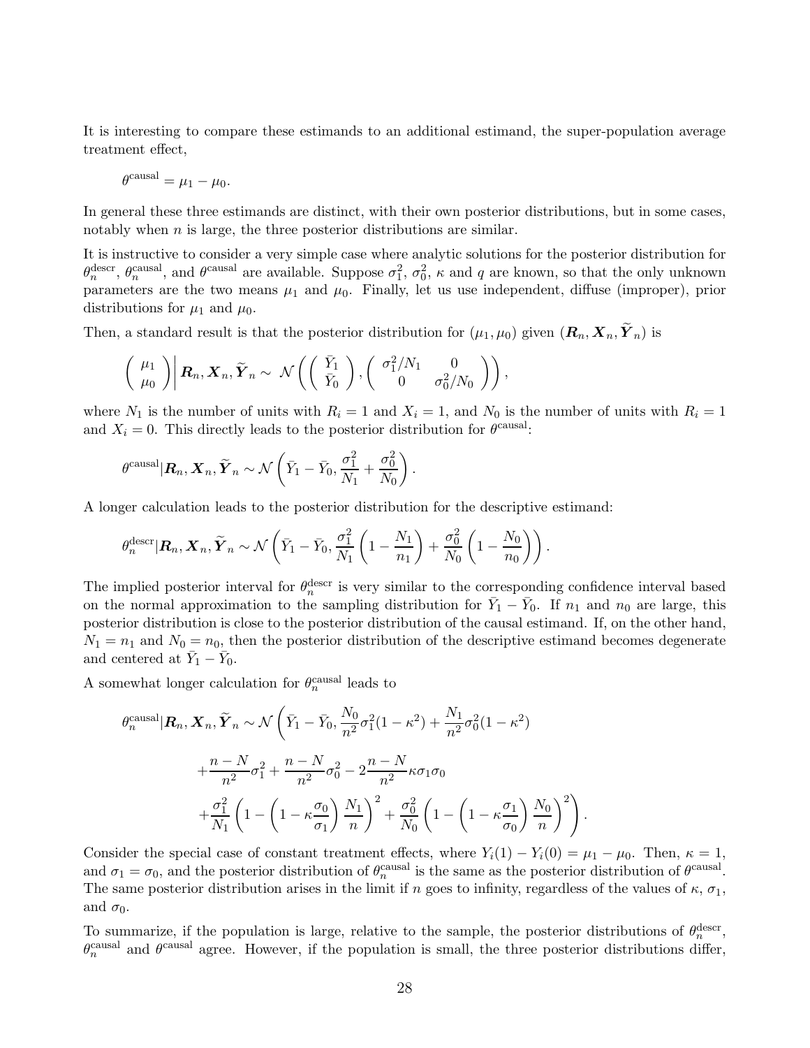It is interesting to compare these estimands to an additional estimand, the super-population average treatment effect,

$$\theta^{\text{causal}} = \mu_1 - \mu_0.$$

In general these three estimands are distinct, with their own posterior distributions, but in some cases, notably when $n$ is large, the three posterior distributions are similar.

It is instructive to consider a very simple case where analytic solutions for the posterior distribution for $\theta_n^{\text{descr}}$, $\theta_n^{\text{causal}}$, and $\theta^{\text{causal}}$ are available. Suppose $\sigma_1^2$, $\sigma_0^2$, $\kappa$ and $q$ are known, so that the only unknown parameters are the two means $\mu_1$ and $\mu_0$. Finally, let us use independent, diffuse (improper), prior distributions for $\mu_1$ and $\mu_0$.

Then, a standard result is that the posterior distribution for $(\mu_1, \mu_0)$ given $(\boldsymbol{R}_n, \boldsymbol{X}_n, \widetilde{\boldsymbol{Y}}_n)$ is

$$\left( \begin{array}{c} \mu_1 \\ \mu_0 \end{array} \right) \Bigg| \boldsymbol{R}_n, \boldsymbol{X}_n, \widetilde{\boldsymbol{Y}}_n \sim \mathcal{N}\left( \left( \begin{array}{c} \bar{Y}_1 \\ \bar{Y}_0 \end{array} \right), \left( \begin{array}{cc} \sigma_1^2/N_1 & 0 \\ 0 & \sigma_0^2/N_0 \end{array} \right) \right),$$

where $N_1$ is the number of units with $R_i = 1$ and $X_i = 1$, and $N_0$ is the number of units with $R_i = 1$ and $X_i = 0$. This directly leads to the posterior distribution for $\theta^{\text{causal}}$:

$$\theta^{\text{causal}} | \boldsymbol{R}_n, \boldsymbol{X}_n, \widetilde{\boldsymbol{Y}}_n \sim \mathcal{N}\left( \bar{Y}_1 - \bar{Y}_0, \frac{\sigma_1^2}{N_1} + \frac{\sigma_0^2}{N_0} \right).$$

A longer calculation leads to the posterior distribution for the descriptive estimand:

$$\theta_n^{\text{descr}} | \boldsymbol{R}_n, \boldsymbol{X}_n, \widetilde{\boldsymbol{Y}}_n \sim \mathcal{N}\left( \bar{Y}_1 - \bar{Y}_0, \frac{\sigma_1^2}{N_1}\left(1 - \frac{N_1}{n_1}\right) + \frac{\sigma_0^2}{N_0}\left(1 - \frac{N_0}{n_0}\right) \right).$$

The implied posterior interval for $\theta_n^{\text{descr}}$ is very similar to the corresponding confidence interval based on the normal approximation to the sampling distribution for $\bar{Y}_1 - \bar{Y}_0$. If $n_1$ and $n_0$ are large, this posterior distribution is close to the posterior distribution of the causal estimand. If, on the other hand, $N_1 = n_1$ and $N_0 = n_0$, then the posterior distribution of the descriptive estimand becomes degenerate and centered at $\bar{Y}_1 - \bar{Y}_0$.

A somewhat longer calculation for $\theta_n^{\text{causal}}$ leads to

$$\begin{aligned}
\theta_n^{\text{causal}} | \boldsymbol{R}_n, \boldsymbol{X}_n, \widetilde{\boldsymbol{Y}}_n \sim \mathcal{N}\Bigg( & \bar{Y}_1 - \bar{Y}_0, \frac{N_0}{n^2}\sigma_1^2(1-\kappa^2) + \frac{N_1}{n^2}\sigma_0^2(1-\kappa^2) \\
& + \frac{n-N}{n^2}\sigma_1^2 + \frac{n-N}{n^2}\sigma_0^2 - 2\frac{n-N}{n^2}\kappa\sigma_1\sigma_0 \\
& + \frac{\sigma_1^2}{N_1}\left(1 - \left(1 - \kappa\frac{\sigma_0}{\sigma_1}\right)\frac{N_1}{n}\right)^2 + \frac{\sigma_0^2}{N_0}\left(1 - \left(1 - \kappa\frac{\sigma_1}{\sigma_0}\right)\frac{N_0}{n}\right)^2 \Bigg).
\end{aligned}$$

Consider the special case of constant treatment effects, where $Y_i(1) - Y_i(0) = \mu_1 - \mu_0$. Then, $\kappa = 1$, and $\sigma_1 = \sigma_0$, and the posterior distribution of $\theta_n^{\text{causal}}$ is the same as the posterior distribution of $\theta^{\text{causal}}$. The same posterior distribution arises in the limit if $n$ goes to infinity, regardless of the values of $\kappa$, $\sigma_1$, and $\sigma_0$.

To summarize, if the population is large, relative to the sample, the posterior distributions of $\theta_n^{\text{descr}}$, $\theta_n^{\text{causal}}$ and $\theta^{\text{causal}}$ agree. However, if the population is small, the three posterior distributions differ,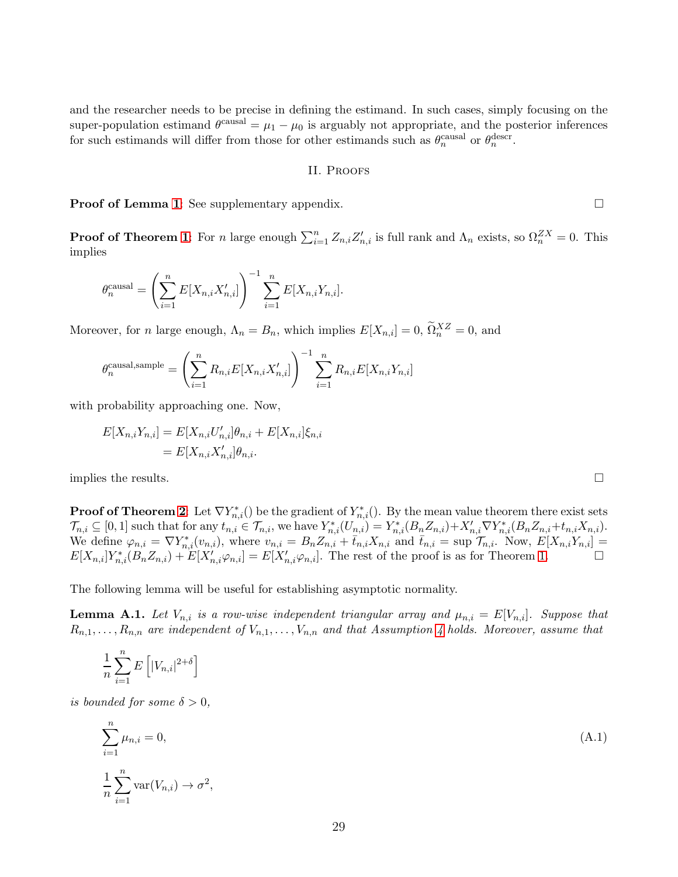and the researcher needs to be precise in defining the estimand. In such cases, simply focusing on the super-population estimand $\theta^{\text{causal}} = \mu_1 - \mu_0$ is arguably not appropriate, and the posterior inferences for such estimands will differ from those for other estimands such as $\theta_n^{\text{causal}}$ or $\theta_n^{\text{descr}}$.

## II. Proofs

**Proof of Lemma 1**: See supplementary appendix. $\square$

**Proof of Theorem 1**: For $n$ large enough $\sum_{i=1}^n Z_{n,i}Z'_{n,i}$ is full rank and $\Lambda_n$ exists, so $\Omega_n^{ZX} = 0$. This implies

$$\theta_n^{\text{causal}} = \left(\sum_{i=1}^n E[X_{n,i}X'_{n,i}]\right)^{-1} \sum_{i=1}^n E[X_{n,i}Y_{n,i}].$$

Moreover, for $n$ large enough, $\Lambda_n = B_n$, which implies $E[X_{n,i}] = 0$, $\widetilde{\Omega}_n^{XZ} = 0$, and

$$\theta_n^{\text{causal,sample}} = \left(\sum_{i=1}^n R_{n,i}E[X_{n,i}X'_{n,i}]\right)^{-1} \sum_{i=1}^n R_{n,i}E[X_{n,i}Y_{n,i}]$$

with probability approaching one. Now,

$$\begin{aligned} E[X_{n,i}Y_{n,i}] &= E[X_{n,i}U'_{n,i}]\theta_{n,i} + E[X_{n,i}]\xi_{n,i} \\ &= E[X_{n,i}X'_{n,i}]\theta_{n,i}. \end{aligned}$$

implies the results. $\square$

**Proof of Theorem 2**: Let $\nabla Y_{n,i}^*()$ be the gradient of $Y_{n,i}^*()$. By the mean value theorem there exist sets $\mathcal{T}_{n,i} \subseteq [0,1]$ such that for any $t_{n,i} \in \mathcal{T}_{n,i}$, we have $Y_{n,i}^*(U_{n,i}) = Y_{n,i}^*(B_nZ_{n,i}) + X'_{n,i}\nabla Y_{n,i}^*(B_nZ_{n,i} + t_{n,i}X_{n,i})$. We define $\varphi_{n,i} = \nabla Y_{n,i}^*(v_{n,i})$, where $v_{n,i} = B_nZ_{n,i} + \bar{t}_{n,i}X_{n,i}$ and $\bar{t}_{n,i} = \sup \mathcal{T}_{n,i}$. Now, $E[X_{n,i}Y_{n,i}] = E[X_{n,i}]Y_{n,i}^*(B_nZ_{n,i}) + E[X'_{n,i}\varphi_{n,i}] = E[X'_{n,i}\varphi_{n,i}]$. The rest of the proof is as for Theorem 1. $\square$

The following lemma will be useful for establishing asymptotic normality.

**Lemma A.1.** *Let $V_{n,i}$ is a row-wise independent triangular array and $\mu_{n,i} = E[V_{n,i}]$. Suppose that $R_{n,1}, \ldots, R_{n,n}$ are independent of $V_{n,1}, \ldots, V_{n,n}$ and that Assumption 4 holds. Moreover, assume that*

$$\frac{1}{n}\sum_{i=1}^n E\left[|V_{n,i}|^{2+\delta}\right]$$

*is bounded for some $\delta > 0$,*

$$\sum_{i=1}^n \mu_{n,i} = 0, \tag{A.1}$$

$$\frac{1}{n}\sum_{i=1}^n \text{var}(V_{n,i}) \to \sigma^2,$$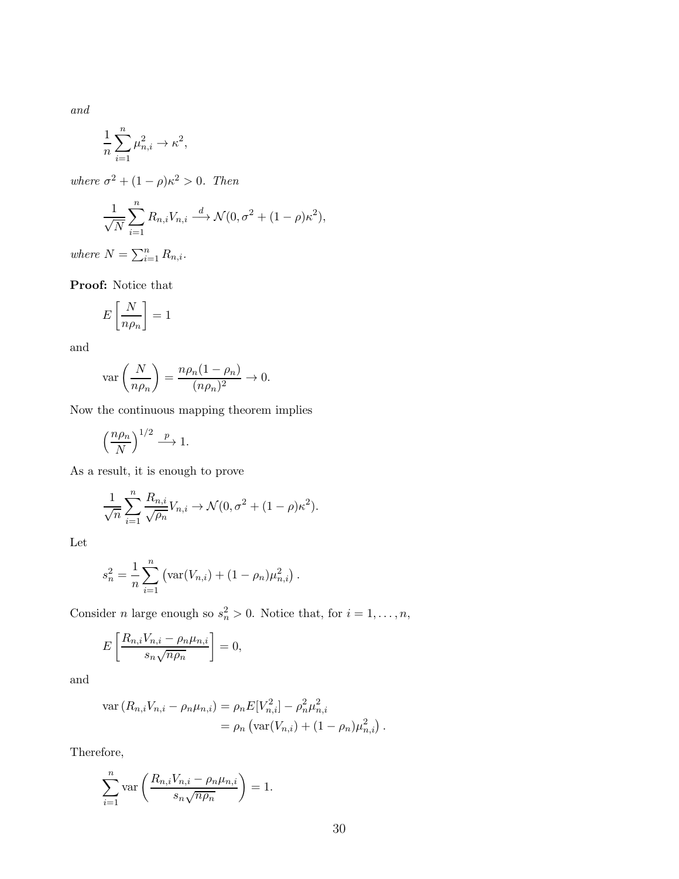*and*

$$\frac{1}{n}\sum_{i=1}^{n}\mu_{n,i}^2 \to \kappa^2,$$

*where* $\sigma^2 + (1-\rho)\kappa^2 > 0$*. Then*

$$\frac{1}{\sqrt{N}}\sum_{i=1}^{n} R_{n,i}V_{n,i} \xrightarrow{d} \mathcal{N}(0, \sigma^2 + (1-\rho)\kappa^2),$$

*where* $N = \sum_{i=1}^{n} R_{n,i}$*.*

**Proof:** Notice that

$$E\left[\frac{N}{n\rho_n}\right] = 1$$

and

$$\text{var}\left(\frac{N}{n\rho_n}\right) = \frac{n\rho_n(1-\rho_n)}{(n\rho_n)^2} \to 0.$$

Now the continuous mapping theorem implies

$$\left(\frac{n\rho_n}{N}\right)^{1/2} \xrightarrow{p} 1.$$

As a result, it is enough to prove

$$\frac{1}{\sqrt{n}}\sum_{i=1}^{n}\frac{R_{n,i}}{\sqrt{\rho_n}}V_{n,i} \to \mathcal{N}(0, \sigma^2 + (1-\rho)\kappa^2).$$

Let

$$s_n^2 = \frac{1}{n}\sum_{i=1}^{n}\left(\text{var}(V_{n,i}) + (1-\rho_n)\mu_{n,i}^2\right).$$

Consider $n$ large enough so $s_n^2 > 0$. Notice that, for $i = 1, \ldots, n$,

$$E\left[\frac{R_{n,i}V_{n,i} - \rho_n\mu_{n,i}}{s_n\sqrt{n\rho_n}}\right] = 0,$$

and

$$\begin{aligned}
\text{var}\left(R_{n,i}V_{n,i} - \rho_n\mu_{n,i}\right) &= \rho_n E[V_{n,i}^2] - \rho_n^2\mu_{n,i}^2 \\
&= \rho_n\left(\text{var}(V_{n,i}) + (1-\rho_n)\mu_{n,i}^2\right).
\end{aligned}$$

Therefore,

$$\sum_{i=1}^{n}\text{var}\left(\frac{R_{n,i}V_{n,i} - \rho_n\mu_{n,i}}{s_n\sqrt{n\rho_n}}\right) = 1.$$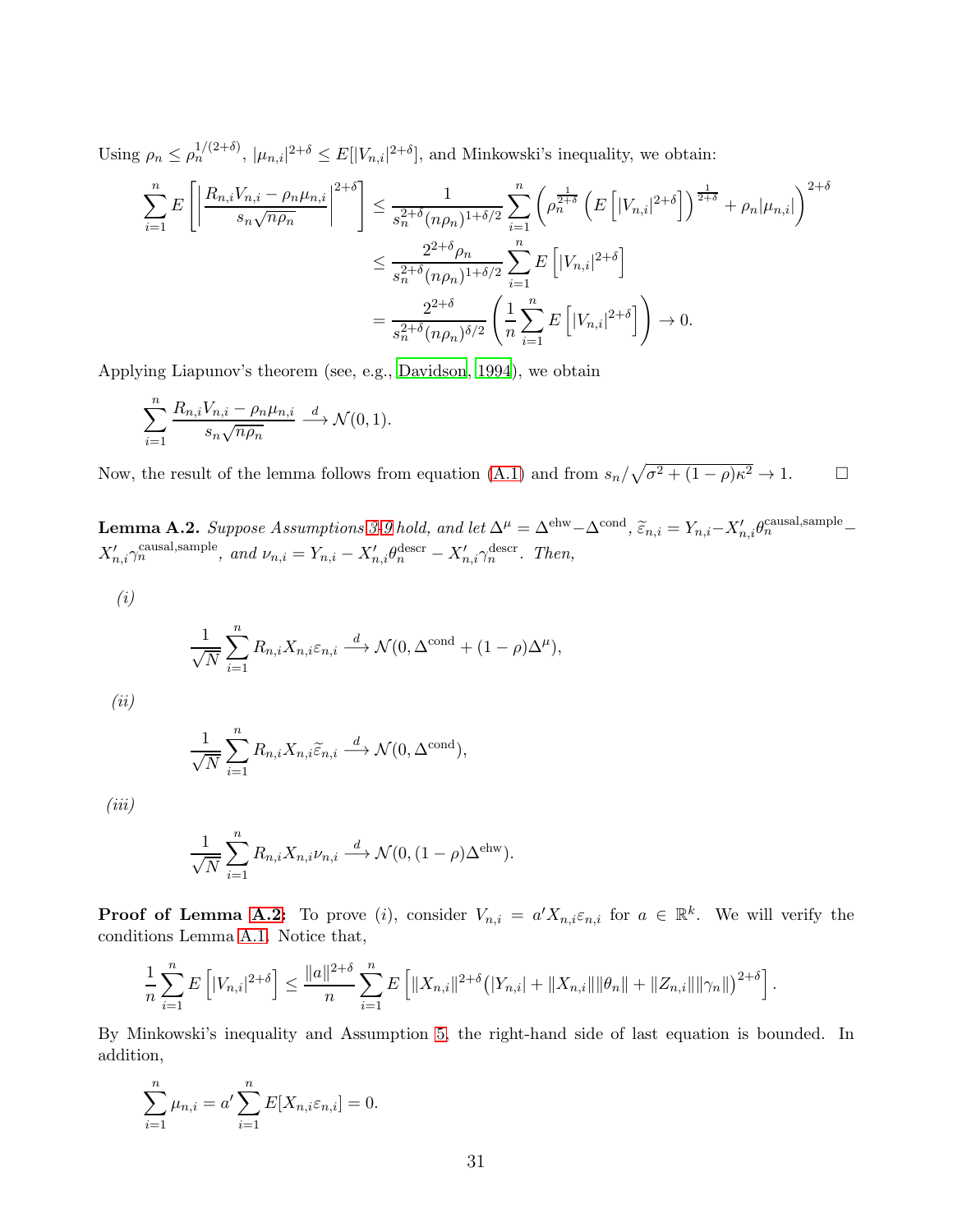Using $\rho_n \leq \rho_n^{1/(2+\delta)}$, $|\mu_{n,i}|^{2+\delta} \leq E[|V_{n,i}|^{2+\delta}]$, and Minkowski's inequality, we obtain:

$$
\begin{aligned}
\sum_{i=1}^{n} E\left[\left|\frac{R_{n,i}V_{n,i} - \rho_n \mu_{n,i}}{s_n\sqrt{n\rho_n}}\right|^{2+\delta}\right] &\leq \frac{1}{s_n^{2+\delta}(n\rho_n)^{1+\delta/2}} \sum_{i=1}^{n} \left(\rho_n^{\frac{1}{2+\delta}} \left(E\left[|V_{n,i}|^{2+\delta}\right]\right)^{\frac{1}{2+\delta}} + \rho_n |\mu_{n,i}|\right)^{2+\delta} \\
&\leq \frac{2^{2+\delta}\rho_n}{s_n^{2+\delta}(n\rho_n)^{1+\delta/2}} \sum_{i=1}^{n} E\left[|V_{n,i}|^{2+\delta}\right] \\
&= \frac{2^{2+\delta}}{s_n^{2+\delta}(n\rho_n)^{\delta/2}} \left(\frac{1}{n}\sum_{i=1}^{n} E\left[|V_{n,i}|^{2+\delta}\right]\right) \to 0.
\end{aligned}
$$

Applying Liapunov's theorem (see, e.g., Davidson, 1994), we obtain

$$
\sum_{i=1}^{n} \frac{R_{n,i}V_{n,i} - \rho_n \mu_{n,i}}{s_n\sqrt{n\rho_n}} \xrightarrow{d} \mathcal{N}(0,1).
$$

Now, the result of the lemma follows from equation (A.1) and from $s_n/\sqrt{\sigma^2 + (1-\rho)\kappa^2} \to 1$. $\square$

**Lemma A.2.** *Suppose Assumptions 3-9 hold, and let $\Delta^{\mu} = \Delta^{\text{ehw}} - \Delta^{\text{cond}}$, $\widetilde{\varepsilon}_{n,i} = Y_{n,i} - X_{n,i}'\theta_n^{\text{causal,sample}} - X_{n,i}'\gamma_n^{\text{causal,sample}}$, and $\nu_{n,i} = Y_{n,i} - X_{n,i}'\theta_n^{\text{descr}} - X_{n,i}'\gamma_n^{\text{descr}}$. Then,*

*(i)*

$$
\frac{1}{\sqrt{N}} \sum_{i=1}^{n} R_{n,i}X_{n,i}\varepsilon_{n,i} \xrightarrow{d} \mathcal{N}(0, \Delta^{\text{cond}} + (1-\rho)\Delta^{\mu}),
$$

*(ii)*

$$
\frac{1}{\sqrt{N}} \sum_{i=1}^{n} R_{n,i}X_{n,i}\widetilde{\varepsilon}_{n,i} \xrightarrow{d} \mathcal{N}(0, \Delta^{\text{cond}}),
$$

*(iii)*

$$
\frac{1}{\sqrt{N}} \sum_{i=1}^{n} R_{n,i}X_{n,i}\nu_{n,i} \xrightarrow{d} \mathcal{N}(0, (1-\rho)\Delta^{\text{ehw}}).
$$

**Proof of Lemma A.2:** To prove $(i)$, consider $V_{n,i} = a'X_{n,i}\varepsilon_{n,i}$ for $a \in \mathbb{R}^k$. We will verify the conditions Lemma A.1. Notice that,

$$
\frac{1}{n}\sum_{i=1}^{n} E\left[|V_{n,i}|^{2+\delta}\right] \leq \frac{\|a\|^{2+\delta}}{n} \sum_{i=1}^{n} E\left[\|X_{n,i}\|^{2+\delta}\big(|Y_{n,i}| + \|X_{n,i}\|\|\theta_n\| + \|Z_{n,i}\|\|\gamma_n\|\big)^{2+\delta}\right].
$$

By Minkowski's inequality and Assumption 5, the right-hand side of last equation is bounded. In addition,

$$
\sum_{i=1}^{n} \mu_{n,i} = a' \sum_{i=1}^{n} E[X_{n,i}\varepsilon_{n,i}] = 0.
$$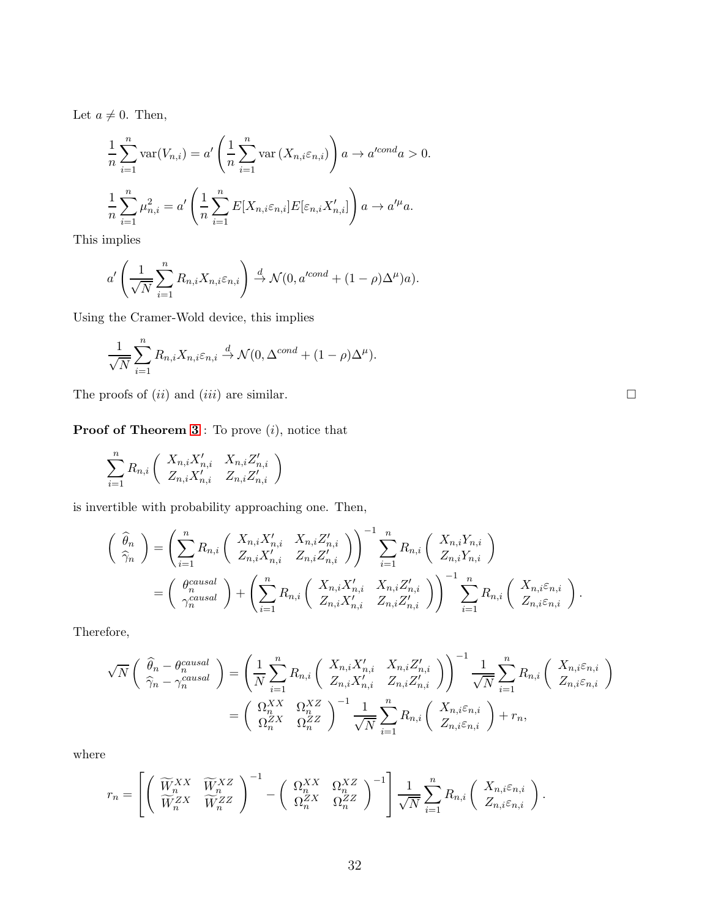Let $a \neq 0$. Then,

$$\frac{1}{n}\sum_{i=1}^{n} \text{var}(V_{n,i}) = a'\left(\frac{1}{n}\sum_{i=1}^{n} \text{var}\left(X_{n,i}\varepsilon_{n,i}\right)\right) a \to a'^{cond} a > 0.$$

$$\frac{1}{n}\sum_{i=1}^{n} \mu_{n,i}^2 = a'\left(\frac{1}{n}\sum_{i=1}^{n} E[X_{n,i}\varepsilon_{n,i}]E[\varepsilon_{n,i}X_{n,i}']\right) a \to a'^{\mu} a.$$

This implies

$$a'\left(\frac{1}{\sqrt{N}}\sum_{i=1}^{n} R_{n,i}X_{n,i}\varepsilon_{n,i}\right) \xrightarrow{d} \mathcal{N}(0, a'^{cond} + (1-\rho)\Delta^{\mu})a).$$

Using the Cramer-Wold device, this implies

$$\frac{1}{\sqrt{N}}\sum_{i=1}^{n} R_{n,i}X_{n,i}\varepsilon_{n,i} \xrightarrow{d} \mathcal{N}(0, \Delta^{cond} + (1-\rho)\Delta^{\mu}).$$

The proofs of $(ii)$ and $(iii)$ are similar. □

**Proof of Theorem 3** : To prove $(i)$, notice that

$$\sum_{i=1}^{n} R_{n,i}\begin{pmatrix} X_{n,i}X_{n,i}' & X_{n,i}Z_{n,i}' \\ Z_{n,i}X_{n,i}' & Z_{n,i}Z_{n,i}' \end{pmatrix}$$

is invertible with probability approaching one. Then,

$$\begin{aligned}
\begin{pmatrix} \widehat{\theta}_n \\ \widehat{\gamma}_n \end{pmatrix} &= \left(\sum_{i=1}^{n} R_{n,i}\begin{pmatrix} X_{n,i}X_{n,i}' & X_{n,i}Z_{n,i}' \\ Z_{n,i}X_{n,i}' & Z_{n,i}Z_{n,i}' \end{pmatrix}\right)^{-1} \sum_{i=1}^{n} R_{n,i}\begin{pmatrix} X_{n,i}Y_{n,i} \\ Z_{n,i}Y_{n,i} \end{pmatrix} \\
&= \begin{pmatrix} \theta_n^{causal} \\ \gamma_n^{causal} \end{pmatrix} + \left(\sum_{i=1}^{n} R_{n,i}\begin{pmatrix} X_{n,i}X_{n,i}' & X_{n,i}Z_{n,i}' \\ Z_{n,i}X_{n,i}' & Z_{n,i}Z_{n,i}' \end{pmatrix}\right)^{-1} \sum_{i=1}^{n} R_{n,i}\begin{pmatrix} X_{n,i}\varepsilon_{n,i} \\ Z_{n,i}\varepsilon_{n,i} \end{pmatrix}.
\end{aligned}$$

Therefore,

$$\begin{aligned}
\sqrt{N}\begin{pmatrix} \widehat{\theta}_n - \theta_n^{causal} \\ \widehat{\gamma}_n - \gamma_n^{causal} \end{pmatrix} &= \left(\frac{1}{N}\sum_{i=1}^{n} R_{n,i}\begin{pmatrix} X_{n,i}X_{n,i}' & X_{n,i}Z_{n,i}' \\ Z_{n,i}X_{n,i}' & Z_{n,i}Z_{n,i}' \end{pmatrix}\right)^{-1} \frac{1}{\sqrt{N}}\sum_{i=1}^{n} R_{n,i}\begin{pmatrix} X_{n,i}\varepsilon_{n,i} \\ Z_{n,i}\varepsilon_{n,i} \end{pmatrix} \\
&= \begin{pmatrix} \Omega_n^{XX} & \Omega_n^{XZ} \\ \Omega_n^{ZX} & \Omega_n^{ZZ} \end{pmatrix}^{-1} \frac{1}{\sqrt{N}}\sum_{i=1}^{n} R_{n,i}\begin{pmatrix} X_{n,i}\varepsilon_{n,i} \\ Z_{n,i}\varepsilon_{n,i} \end{pmatrix} + r_n,
\end{aligned}$$

where

$$r_n = \left[\begin{pmatrix} \widetilde{W}_n^{XX} & \widetilde{W}_n^{XZ} \\ \widetilde{W}_n^{ZX} & \widetilde{W}_n^{ZZ} \end{pmatrix}^{-1} - \begin{pmatrix} \Omega_n^{XX} & \Omega_n^{XZ} \\ \Omega_n^{ZX} & \Omega_n^{ZZ} \end{pmatrix}^{-1}\right] \frac{1}{\sqrt{N}}\sum_{i=1}^{n} R_{n,i}\begin{pmatrix} X_{n,i}\varepsilon_{n,i} \\ Z_{n,i}\varepsilon_{n,i} \end{pmatrix}.$$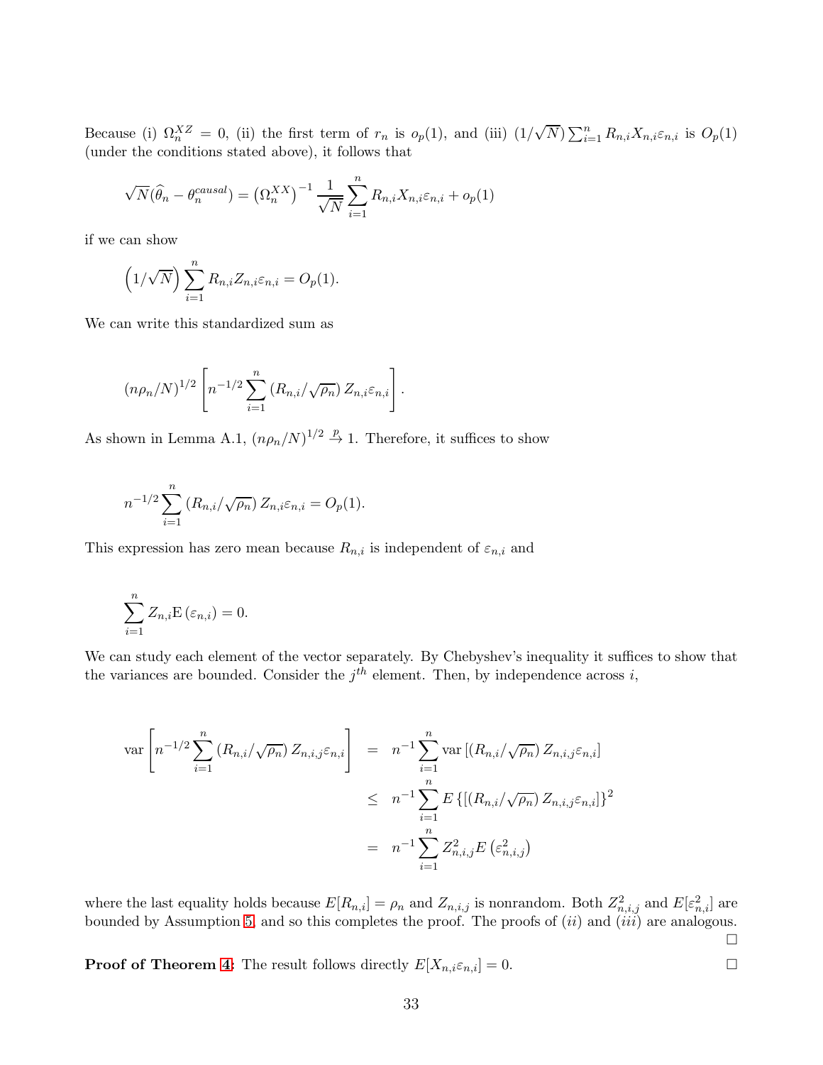Because (i) $\Omega_n^{XZ} = 0$, (ii) the first term of $r_n$ is $o_p(1)$, and (iii) $(1/\sqrt{N})\sum_{i=1}^n R_{n,i}X_{n,i}\varepsilon_{n,i}$ is $O_p(1)$ (under the conditions stated above), it follows that

$$\sqrt{N}(\widehat{\theta}_n - \theta_n^{causal}) = \left(\Omega_n^{XX}\right)^{-1} \frac{1}{\sqrt{N}} \sum_{i=1}^n R_{n,i}X_{n,i}\varepsilon_{n,i} + o_p(1)$$

if we can show

$$\left(1/\sqrt{N}\right) \sum_{i=1}^n R_{n,i}Z_{n,i}\varepsilon_{n,i} = O_p(1).$$

We can write this standardized sum as

$$(n\rho_n/N)^{1/2} \left[ n^{-1/2} \sum_{i=1}^n \left(R_{n,i}/\sqrt{\rho_n}\right) Z_{n,i}\varepsilon_{n,i} \right].$$

As shown in Lemma A.1, $(n\rho_n/N)^{1/2} \xrightarrow{p} 1$. Therefore, it suffices to show

$$n^{-1/2} \sum_{i=1}^n \left(R_{n,i}/\sqrt{\rho_n}\right) Z_{n,i}\varepsilon_{n,i} = O_p(1).$$

This expression has zero mean because $R_{n,i}$ is independent of $\varepsilon_{n,i}$ and

$$\sum_{i=1}^n Z_{n,i}\mathrm{E}\left(\varepsilon_{n,i}\right) = 0.$$

We can study each element of the vector separately. By Chebyshev's inequality it suffices to show that the variances are bounded. Consider the $j^{th}$ element. Then, by independence across $i$,

$$\begin{aligned}
\mathrm{var}\left[ n^{-1/2} \sum_{i=1}^n \left(R_{n,i}/\sqrt{\rho_n}\right) Z_{n,i,j}\varepsilon_{n,i} \right] &= n^{-1} \sum_{i=1}^n \mathrm{var}\left[ \left(R_{n,i}/\sqrt{\rho_n}\right) Z_{n,i,j}\varepsilon_{n,i} \right] \\
&\leq n^{-1} \sum_{i=1}^n E\left\{ \left[ \left(R_{n,i}/\sqrt{\rho_n}\right) Z_{n,i,j}\varepsilon_{n,i} \right] \right\}^2 \\
&= n^{-1} \sum_{i=1}^n Z_{n,i,j}^2 E\left(\varepsilon_{n,i,j}^2\right)
\end{aligned}$$

where the last equality holds because $E[R_{n,i}] = \rho_n$ and $Z_{n,i,j}$ is nonrandom. Both $Z_{n,i,j}^2$ and $E[\varepsilon_{n,i}^2]$ are bounded by Assumption 5, and so this completes the proof. The proofs of $(ii)$ and $(iii)$ are analogous. □

**Proof of Theorem 4:** The result follows directly $E[X_{n,i}\varepsilon_{n,i}] = 0$. □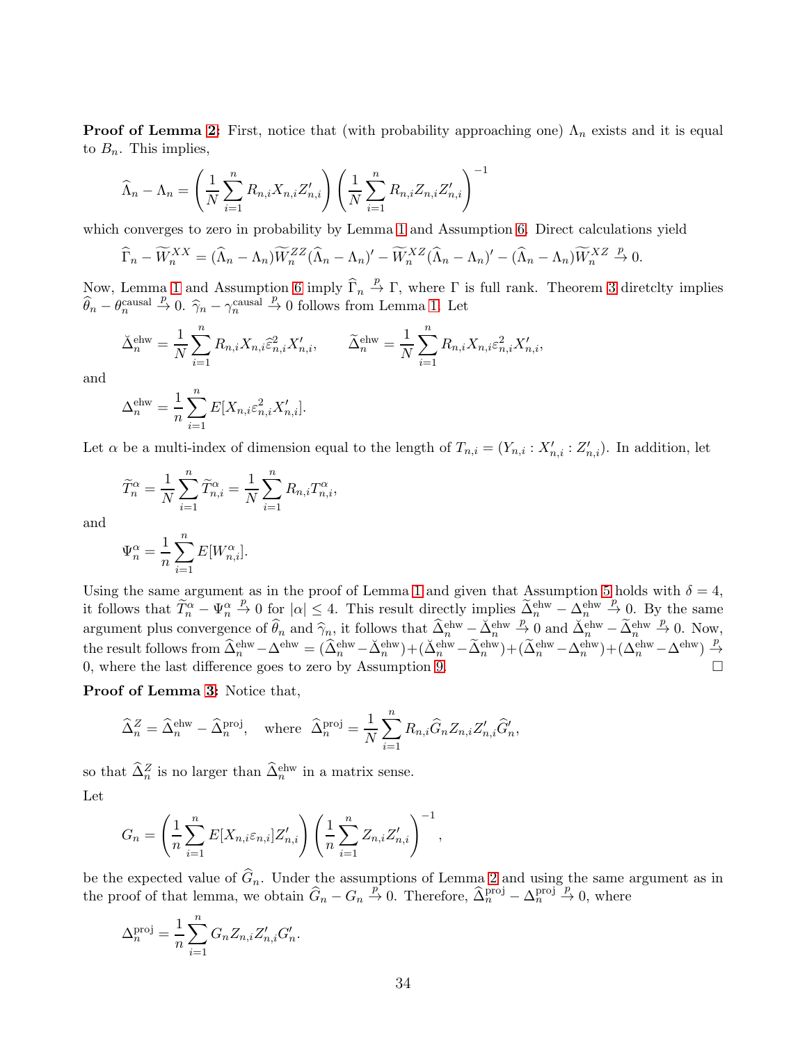**Proof of Lemma 2:** First, notice that (with probability approaching one) $\Lambda_n$ exists and it is equal to $B_n$. This implies,

$$\widehat{\Lambda}_n - \Lambda_n = \left(\frac{1}{N}\sum_{i=1}^n R_{n,i}X_{n,i}Z'_{n,i}\right)\left(\frac{1}{N}\sum_{i=1}^n R_{n,i}Z_{n,i}Z'_{n,i}\right)^{-1}$$

which converges to zero in probability by Lemma 1 and Assumption 6. Direct calculations yield

$$\widehat{\Gamma}_n - \widetilde{W}_n^{XX} = (\widehat{\Lambda}_n - \Lambda_n)\widetilde{W}_n^{ZZ}(\widehat{\Lambda}_n - \Lambda_n)' - \widetilde{W}_n^{XZ}(\widehat{\Lambda}_n - \Lambda_n)' - (\widehat{\Lambda}_n - \Lambda_n)\widetilde{W}_n^{XZ} \xrightarrow{p} 0.$$

Now, Lemma 1 and Assumption 6 imply $\widehat{\Gamma}_n \xrightarrow{p} \Gamma$, where $\Gamma$ is full rank. Theorem 3 diretclty implies $\widehat{\theta}_n - \theta_n^{\text{causal}} \xrightarrow{p} 0$. $\widehat{\gamma}_n - \gamma_n^{\text{causal}} \xrightarrow{p} 0$ follows from Lemma 1. Let

$$\breve{\Delta}_n^{\text{ehw}} = \frac{1}{N}\sum_{i=1}^n R_{n,i}X_{n,i}\widehat{\varepsilon}_{n,i}^2 X'_{n,i}, \qquad \widetilde{\Delta}_n^{\text{ehw}} = \frac{1}{N}\sum_{i=1}^n R_{n,i}X_{n,i}\varepsilon_{n,i}^2 X'_{n,i},$$

and

$$\Delta_n^{\text{ehw}} = \frac{1}{n}\sum_{i=1}^n E[X_{n,i}\varepsilon_{n,i}^2 X'_{n,i}].$$

Let $\alpha$ be a multi-index of dimension equal to the length of $T_{n,i} = (Y_{n,i} : X'_{n,i} : Z'_{n,i})$. In addition, let

$$\widetilde{T}_n^{\alpha} = \frac{1}{N}\sum_{i=1}^n \widetilde{T}_{n,i}^{\alpha} = \frac{1}{N}\sum_{i=1}^n R_{n,i}T_{n,i}^{\alpha},$$

and

$$\Psi_n^{\alpha} = \frac{1}{n}\sum_{i=1}^n E[W_{n,i}^{\alpha}].$$

Using the same argument as in the proof of Lemma 1 and given that Assumption 5 holds with $\delta = 4$, it follows that $\widetilde{T}_n^{\alpha} - \Psi_n^{\alpha} \xrightarrow{p} 0$ for $|\alpha| \leq 4$. This result directly implies $\widetilde{\Delta}_n^{\text{ehw}} - \Delta_n^{\text{ehw}} \xrightarrow{p} 0$. By the same argument plus convergence of $\widehat{\theta}_n$ and $\widehat{\gamma}_n$, it follows that $\widehat{\Delta}_n^{\text{ehw}} - \breve{\Delta}_n^{\text{ehw}} \xrightarrow{p} 0$ and $\breve{\Delta}_n^{\text{ehw}} - \widetilde{\Delta}_n^{\text{ehw}} \xrightarrow{p} 0$. Now, the result follows from $\widehat{\Delta}_n^{\text{ehw}} - \Delta^{\text{ehw}} = (\widehat{\Delta}_n^{\text{ehw}} - \breve{\Delta}_n^{\text{ehw}}) + (\breve{\Delta}_n^{\text{ehw}} - \widetilde{\Delta}_n^{\text{ehw}}) + (\widetilde{\Delta}_n^{\text{ehw}} - \Delta_n^{\text{ehw}}) + (\Delta_n^{\text{ehw}} - \Delta^{\text{ehw}}) \xrightarrow{p} 0$, where the last difference goes to zero by Assumption 9. $\square$

**Proof of Lemma 3:** Notice that,

$$\widehat{\Delta}_n^{Z} = \widehat{\Delta}_n^{\text{ehw}} - \widehat{\Delta}_n^{\text{proj}}, \quad \text{where } \widehat{\Delta}_n^{\text{proj}} = \frac{1}{N}\sum_{i=1}^n R_{n,i}\widehat{G}_n Z_{n,i}Z'_{n,i}\widehat{G}'_n,$$

so that $\widehat{\Delta}_n^{Z}$ is no larger than $\widehat{\Delta}_n^{\text{ehw}}$ in a matrix sense.

Let

$$G_n = \left(\frac{1}{n}\sum_{i=1}^n E[X_{n,i}\varepsilon_{n,i}]Z'_{n,i}\right)\left(\frac{1}{n}\sum_{i=1}^n Z_{n,i}Z'_{n,i}\right)^{-1},$$

be the expected value of $\widehat{G}_n$. Under the assumptions of Lemma 2 and using the same argument as in the proof of that lemma, we obtain $\widehat{G}_n - G_n \xrightarrow{p} 0$. Therefore, $\widehat{\Delta}_n^{\text{proj}} - \Delta_n^{\text{proj}} \xrightarrow{p} 0$, where

$$\Delta_n^{\text{proj}} = \frac{1}{n}\sum_{i=1}^n G_n Z_{n,i}Z'_{n,i}G'_n.$$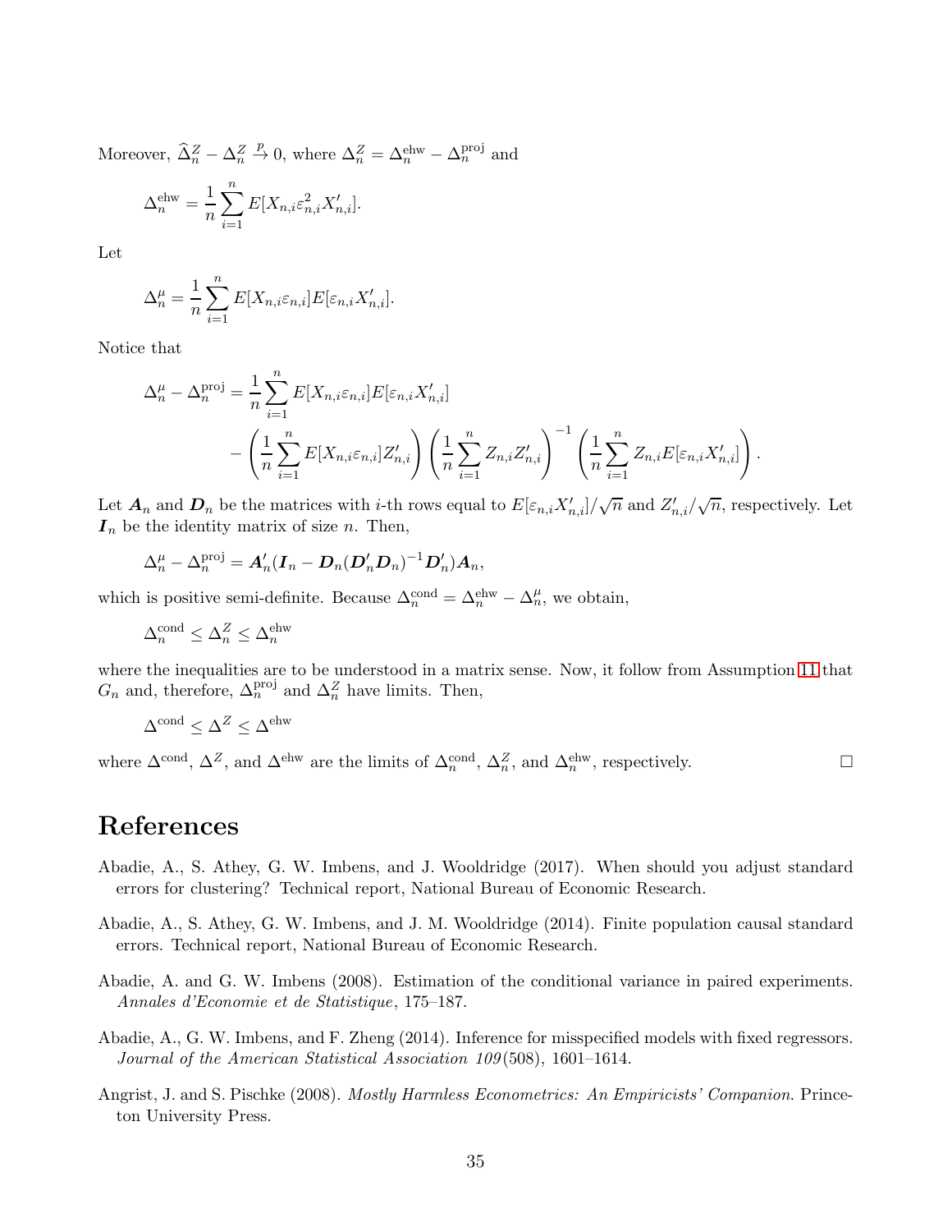Moreover, $\widehat{\Delta}_n^Z - \Delta_n^Z \xrightarrow{p} 0$, where $\Delta_n^Z = \Delta_n^{\text{ehw}} - \Delta_n^{\text{proj}}$ and

$$\Delta_n^{\text{ehw}} = \frac{1}{n}\sum_{i=1}^n E[X_{n,i}\varepsilon_{n,i}^2 X_{n,i}'].$$

Let

$$\Delta_n^{\mu} = \frac{1}{n}\sum_{i=1}^n E[X_{n,i}\varepsilon_{n,i}]E[\varepsilon_{n,i}X_{n,i}'].$$

Notice that

$$\begin{aligned}\Delta_n^{\mu} - \Delta_n^{\text{proj}} &= \frac{1}{n}\sum_{i=1}^n E[X_{n,i}\varepsilon_{n,i}]E[\varepsilon_{n,i}X_{n,i}'] \\ &\quad - \left(\frac{1}{n}\sum_{i=1}^n E[X_{n,i}\varepsilon_{n,i}]Z_{n,i}'\right)\left(\frac{1}{n}\sum_{i=1}^n Z_{n,i}Z_{n,i}'\right)^{-1}\left(\frac{1}{n}\sum_{i=1}^n Z_{n,i}E[\varepsilon_{n,i}X_{n,i}']\right).\end{aligned}$$

Let $\boldsymbol{A}_n$ and $\boldsymbol{D}_n$ be the matrices with $i$-th rows equal to $E[\varepsilon_{n,i}X_{n,i}']/\sqrt{n}$ and $Z_{n,i}'/\sqrt{n}$, respectively. Let $\boldsymbol{I}_n$ be the identity matrix of size $n$. Then,

$$\Delta_n^{\mu} - \Delta_n^{\text{proj}} = \boldsymbol{A}_n'(\boldsymbol{I}_n - \boldsymbol{D}_n(\boldsymbol{D}_n'\boldsymbol{D}_n)^{-1}\boldsymbol{D}_n')\boldsymbol{A}_n,$$

which is positive semi-definite. Because $\Delta_n^{\text{cond}} = \Delta_n^{\text{ehw}} - \Delta_n^{\mu}$, we obtain,

$$\Delta_n^{\text{cond}} \leq \Delta_n^Z \leq \Delta_n^{\text{ehw}}$$

where the inequalities are to be understood in a matrix sense. Now, it follow from Assumption 11 that $G_n$ and, therefore, $\Delta_n^{\text{proj}}$ and $\Delta_n^Z$ have limits. Then,

$$\Delta^{\text{cond}} \leq \Delta^Z \leq \Delta^{\text{ehw}}$$

where $\Delta^{\text{cond}}$, $\Delta^Z$, and $\Delta^{\text{ehw}}$ are the limits of $\Delta_n^{\text{cond}}$, $\Delta_n^Z$, and $\Delta_n^{\text{ehw}}$, respectively. $\square$

# References

Abadie, A., S. Athey, G. W. Imbens, and J. Wooldridge (2017). When should you adjust standard errors for clustering? Technical report, National Bureau of Economic Research.

Abadie, A., S. Athey, G. W. Imbens, and J. M. Wooldridge (2014). Finite population causal standard errors. Technical report, National Bureau of Economic Research.

Abadie, A. and G. W. Imbens (2008). Estimation of the conditional variance in paired experiments. *Annales d'Economie et de Statistique*, 175–187.

Abadie, A., G. W. Imbens, and F. Zheng (2014). Inference for misspecified models with fixed regressors. *Journal of the American Statistical Association 109*(508), 1601–1614.

Angrist, J. and S. Pischke (2008). *Mostly Harmless Econometrics: An Empiricists' Companion*. Princeton University Press.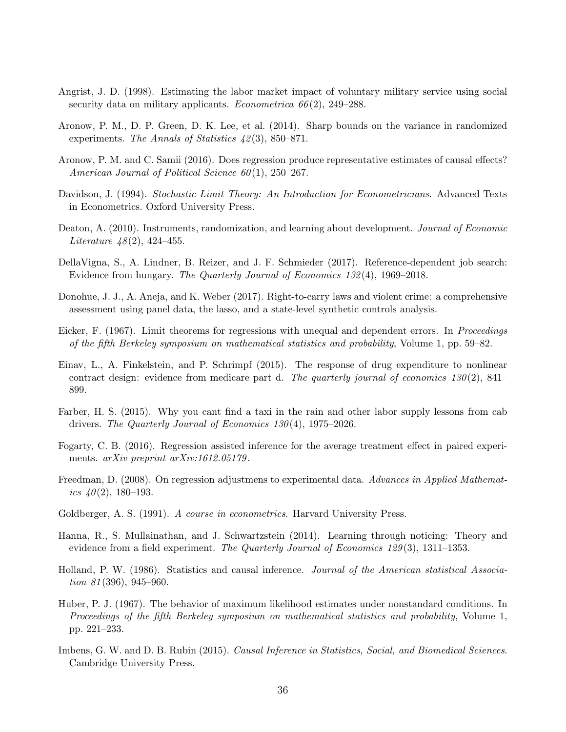Angrist, J. D. (1998). Estimating the labor market impact of voluntary military service using social security data on military applicants. *Econometrica 66*(2), 249–288.

Aronow, P. M., D. P. Green, D. K. Lee, et al. (2014). Sharp bounds on the variance in randomized experiments. *The Annals of Statistics 42*(3), 850–871.

Aronow, P. M. and C. Samii (2016). Does regression produce representative estimates of causal effects? *American Journal of Political Science 60*(1), 250–267.

Davidson, J. (1994). *Stochastic Limit Theory: An Introduction for Econometricians*. Advanced Texts in Econometrics. Oxford University Press.

Deaton, A. (2010). Instruments, randomization, and learning about development. *Journal of Economic Literature 48*(2), 424–455.

DellaVigna, S., A. Lindner, B. Reizer, and J. F. Schmieder (2017). Reference-dependent job search: Evidence from hungary. *The Quarterly Journal of Economics 132*(4), 1969–2018.

Donohue, J. J., A. Aneja, and K. Weber (2017). Right-to-carry laws and violent crime: a comprehensive assessment using panel data, the lasso, and a state-level synthetic controls analysis.

Eicker, F. (1967). Limit theorems for regressions with unequal and dependent errors. In *Proceedings of the fifth Berkeley symposium on mathematical statistics and probability*, Volume 1, pp. 59–82.

Einav, L., A. Finkelstein, and P. Schrimpf (2015). The response of drug expenditure to nonlinear contract design: evidence from medicare part d. *The quarterly journal of economics 130*(2), 841–899.

Farber, H. S. (2015). Why you cant find a taxi in the rain and other labor supply lessons from cab drivers. *The Quarterly Journal of Economics 130*(4), 1975–2026.

Fogarty, C. B. (2016). Regression assisted inference for the average treatment effect in paired experiments. *arXiv preprint arXiv:1612.05179*.

Freedman, D. (2008). On regression adjustmens to experimental data. *Advances in Applied Mathematics 40*(2), 180–193.

Goldberger, A. S. (1991). *A course in econometrics*. Harvard University Press.

Hanna, R., S. Mullainathan, and J. Schwartzstein (2014). Learning through noticing: Theory and evidence from a field experiment. *The Quarterly Journal of Economics 129*(3), 1311–1353.

Holland, P. W. (1986). Statistics and causal inference. *Journal of the American statistical Association 81*(396), 945–960.

Huber, P. J. (1967). The behavior of maximum likelihood estimates under nonstandard conditions. In *Proceedings of the fifth Berkeley symposium on mathematical statistics and probability*, Volume 1, pp. 221–233.

Imbens, G. W. and D. B. Rubin (2015). *Causal Inference in Statistics, Social, and Biomedical Sciences*. Cambridge University Press.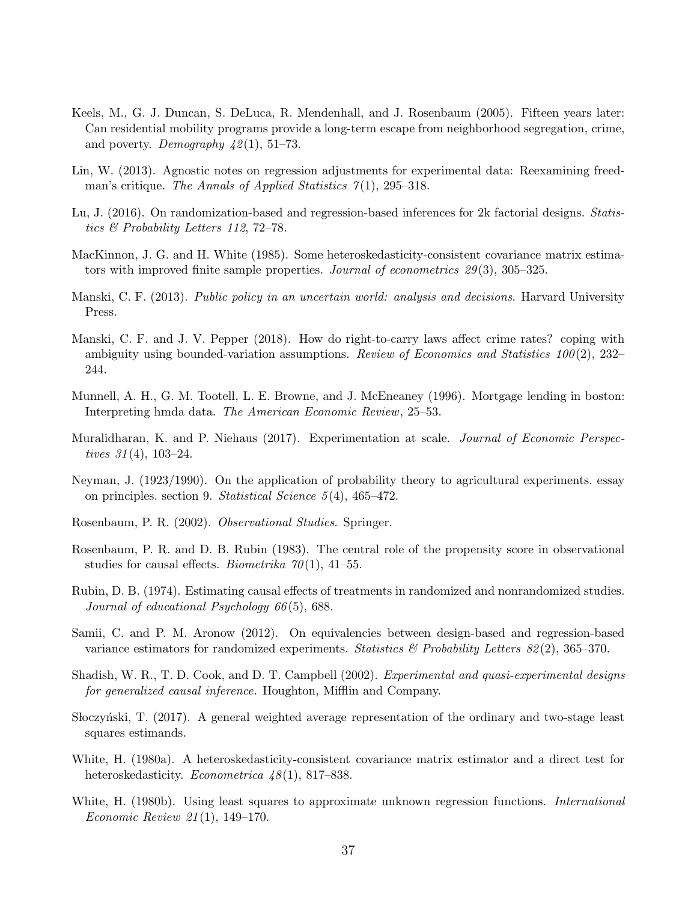Keels, M., G. J. Duncan, S. DeLuca, R. Mendenhall, and J. Rosenbaum (2005). Fifteen years later: Can residential mobility programs provide a long-term escape from neighborhood segregation, crime, and poverty. *Demography 42*(1), 51–73.

Lin, W. (2013). Agnostic notes on regression adjustments for experimental data: Reexamining freedman's critique. *The Annals of Applied Statistics 7*(1), 295–318.

Lu, J. (2016). On randomization-based and regression-based inferences for 2k factorial designs. *Statistics & Probability Letters 112*, 72–78.

MacKinnon, J. G. and H. White (1985). Some heteroskedasticity-consistent covariance matrix estimators with improved finite sample properties. *Journal of econometrics 29*(3), 305–325.

Manski, C. F. (2013). *Public policy in an uncertain world: analysis and decisions*. Harvard University Press.

Manski, C. F. and J. V. Pepper (2018). How do right-to-carry laws affect crime rates? coping with ambiguity using bounded-variation assumptions. *Review of Economics and Statistics 100*(2), 232–244.

Munnell, A. H., G. M. Tootell, L. E. Browne, and J. McEneaney (1996). Mortgage lending in boston: Interpreting hmda data. *The American Economic Review*, 25–53.

Muralidharan, K. and P. Niehaus (2017). Experimentation at scale. *Journal of Economic Perspectives 31*(4), 103–24.

Neyman, J. (1923/1990). On the application of probability theory to agricultural experiments. essay on principles. section 9. *Statistical Science 5*(4), 465–472.

Rosenbaum, P. R. (2002). *Observational Studies*. Springer.

Rosenbaum, P. R. and D. B. Rubin (1983). The central role of the propensity score in observational studies for causal effects. *Biometrika 70*(1), 41–55.

Rubin, D. B. (1974). Estimating causal effects of treatments in randomized and nonrandomized studies. *Journal of educational Psychology 66*(5), 688.

Samii, C. and P. M. Aronow (2012). On equivalencies between design-based and regression-based variance estimators for randomized experiments. *Statistics & Probability Letters 82*(2), 365–370.

Shadish, W. R., T. D. Cook, and D. T. Campbell (2002). *Experimental and quasi-experimental designs for generalized causal inference*. Houghton, Mifflin and Company.

Słoczyński, T. (2017). A general weighted average representation of the ordinary and two-stage least squares estimands.

White, H. (1980a). A heteroskedasticity-consistent covariance matrix estimator and a direct test for heteroskedasticity. *Econometrica 48*(1), 817–838.

White, H. (1980b). Using least squares to approximate unknown regression functions. *International Economic Review 21*(1), 149–170.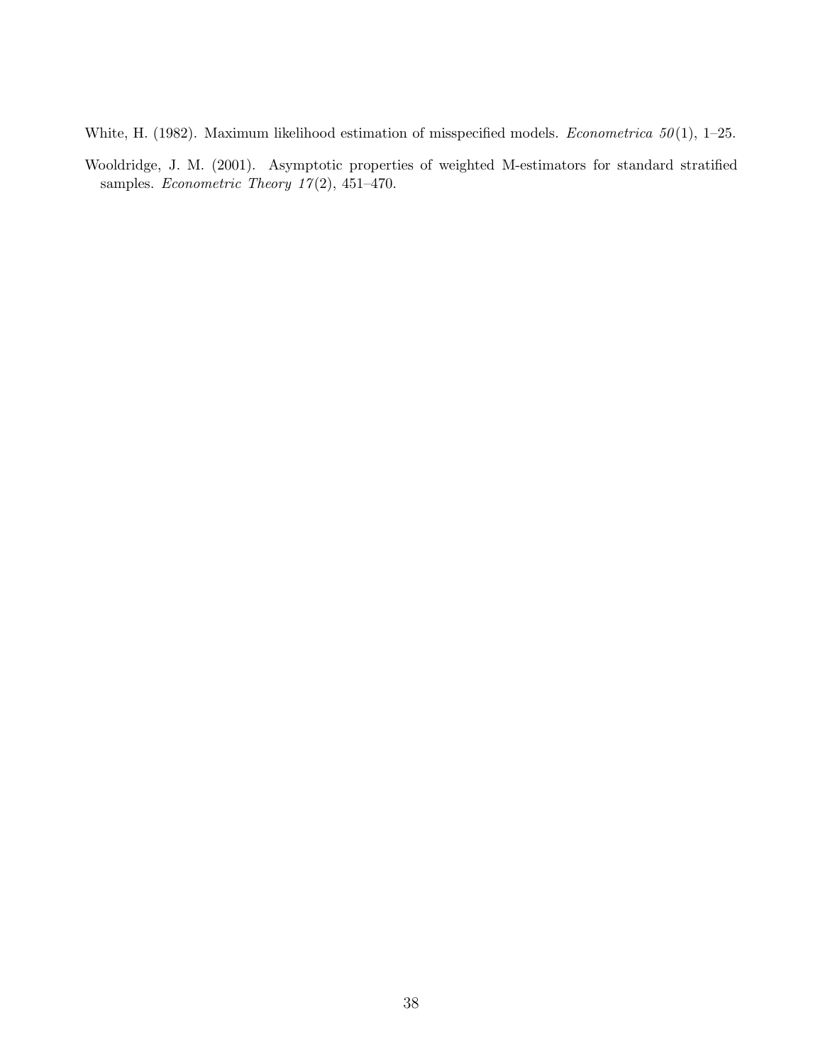White, H. (1982). Maximum likelihood estimation of misspecified models. *Econometrica 50*(1), 1–25.

Wooldridge, J. M. (2001). Asymptotic properties of weighted M-estimators for standard stratified samples. *Econometric Theory 17*(2), 451–470.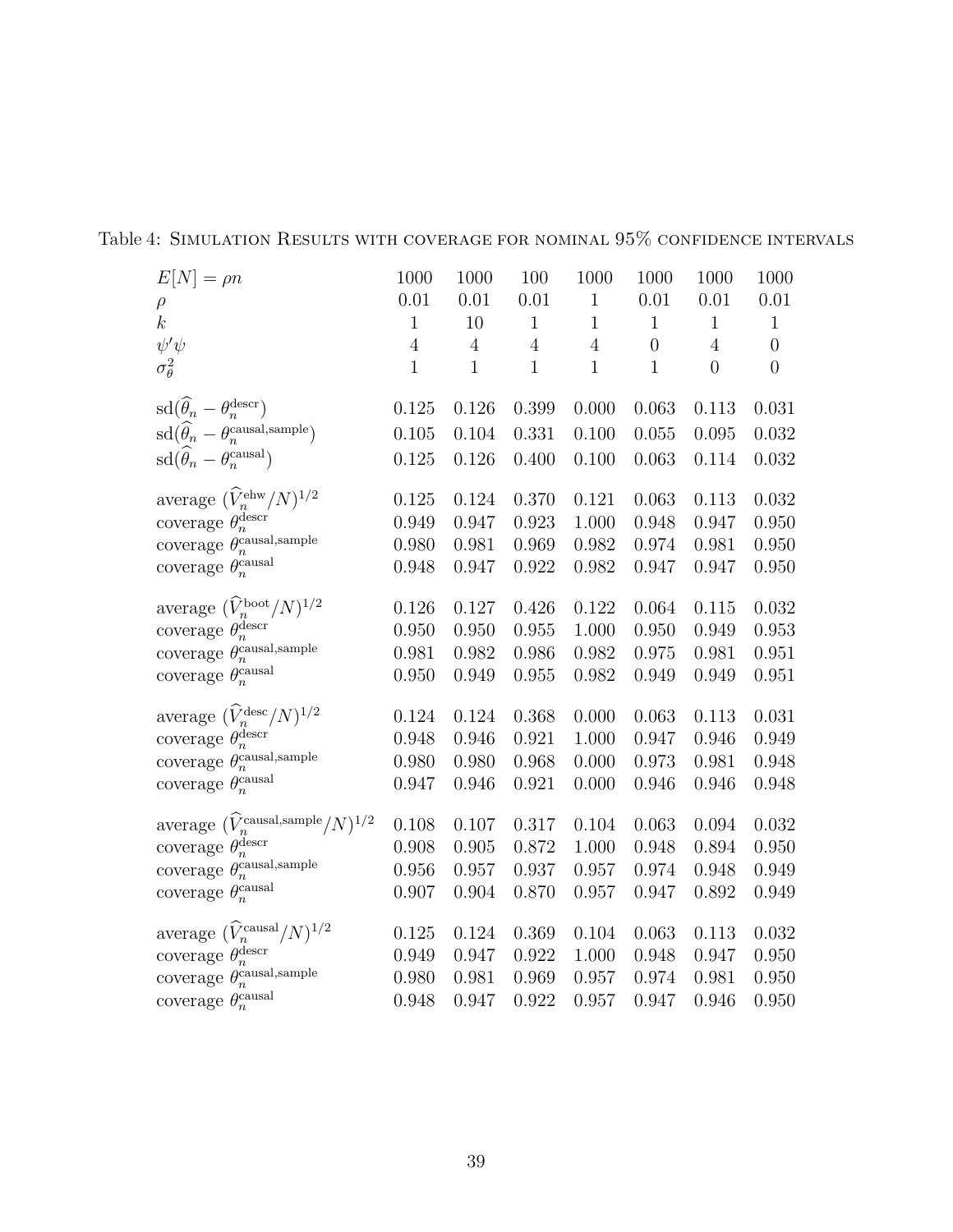Table 4: Simulation Results with coverage for nominal 95% confidence intervals

| | | | | | | | |
|---|---|---|---|---|---|---|---|
| $E[N] = \rho n$ | 1000 | 1000 | 100 | 1000 | 1000 | 1000 | 1000 |
| $\rho$ | 0.01 | 0.01 | 0.01 | 1 | 0.01 | 0.01 | 0.01 |
| $k$ | 1 | 10 | 1 | 1 | 1 | 1 | 1 |
| $\psi'\psi$ | 4 | 4 | 4 | 4 | 0 | 4 | 0 |
| $\sigma^2_\theta$ | 1 | 1 | 1 | 1 | 1 | 0 | 0 |
| $\mathrm{sd}(\widehat{\theta}_n - \theta_n^{\mathrm{descr}})$ | 0.125 | 0.126 | 0.399 | 0.000 | 0.063 | 0.113 | 0.031 |
| $\mathrm{sd}(\widehat{\theta}_n - \theta_n^{\mathrm{causal,sample}})$ | 0.105 | 0.104 | 0.331 | 0.100 | 0.055 | 0.095 | 0.032 |
| $\mathrm{sd}(\widehat{\theta}_n - \theta_n^{\mathrm{causal}})$ | 0.125 | 0.126 | 0.400 | 0.100 | 0.063 | 0.114 | 0.032 |
| average $(\widehat{V}_n^{\mathrm{ehw}}/N)^{1/2}$ | 0.125 | 0.124 | 0.370 | 0.121 | 0.063 | 0.113 | 0.032 |
| coverage $\theta_n^{\mathrm{descr}}$ | 0.949 | 0.947 | 0.923 | 1.000 | 0.948 | 0.947 | 0.950 |
| coverage $\theta_n^{\mathrm{causal,sample}}$ | 0.980 | 0.981 | 0.969 | 0.982 | 0.974 | 0.981 | 0.950 |
| coverage $\theta_n^{\mathrm{causal}}$ | 0.948 | 0.947 | 0.922 | 0.982 | 0.947 | 0.947 | 0.950 |
| average $(\widehat{V}_n^{\mathrm{boot}}/N)^{1/2}$ | 0.126 | 0.127 | 0.426 | 0.122 | 0.064 | 0.115 | 0.032 |
| coverage $\theta_n^{\mathrm{descr}}$ | 0.950 | 0.950 | 0.955 | 1.000 | 0.950 | 0.949 | 0.953 |
| coverage $\theta_n^{\mathrm{causal,sample}}$ | 0.981 | 0.982 | 0.986 | 0.982 | 0.975 | 0.981 | 0.951 |
| coverage $\theta_n^{\mathrm{causal}}$ | 0.950 | 0.949 | 0.955 | 0.982 | 0.949 | 0.949 | 0.951 |
| average $(\widehat{V}_n^{\mathrm{desc}}/N)^{1/2}$ | 0.124 | 0.124 | 0.368 | 0.000 | 0.063 | 0.113 | 0.031 |
| coverage $\theta_n^{\mathrm{descr}}$ | 0.948 | 0.946 | 0.921 | 1.000 | 0.947 | 0.946 | 0.949 |
| coverage $\theta_n^{\mathrm{causal,sample}}$ | 0.980 | 0.980 | 0.968 | 0.000 | 0.973 | 0.981 | 0.948 |
| coverage $\theta_n^{\mathrm{causal}}$ | 0.947 | 0.946 | 0.921 | 0.000 | 0.946 | 0.946 | 0.948 |
| average $(\widehat{V}_n^{\mathrm{causal,sample}}/N)^{1/2}$ | 0.108 | 0.107 | 0.317 | 0.104 | 0.063 | 0.094 | 0.032 |
| coverage $\theta_n^{\mathrm{descr}}$ | 0.908 | 0.905 | 0.872 | 1.000 | 0.948 | 0.894 | 0.950 |
| coverage $\theta_n^{\mathrm{causal,sample}}$ | 0.956 | 0.957 | 0.937 | 0.957 | 0.974 | 0.948 | 0.949 |
| coverage $\theta_n^{\mathrm{causal}}$ | 0.907 | 0.904 | 0.870 | 0.957 | 0.947 | 0.892 | 0.949 |
| average $(\widehat{V}_n^{\mathrm{causal}}/N)^{1/2}$ | 0.125 | 0.124 | 0.369 | 0.104 | 0.063 | 0.113 | 0.032 |
| coverage $\theta_n^{\mathrm{descr}}$ | 0.949 | 0.947 | 0.922 | 1.000 | 0.948 | 0.947 | 0.950 |
| coverage $\theta_n^{\mathrm{causal,sample}}$ | 0.980 | 0.981 | 0.969 | 0.957 | 0.974 | 0.981 | 0.950 |
| coverage $\theta_n^{\mathrm{causal}}$ | 0.948 | 0.947 | 0.922 | 0.957 | 0.947 | 0.946 | 0.950 |